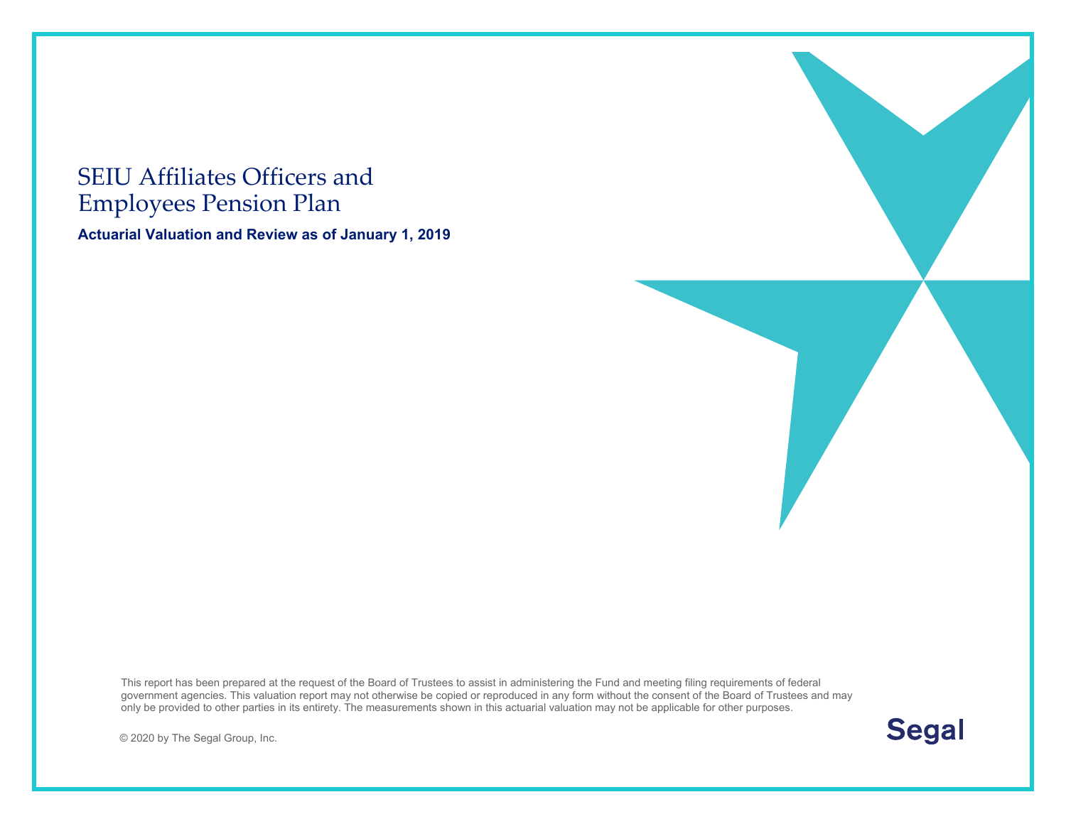# SEIU Affiliates Officers and Employees Pension Plan

**Actuarial Valuation and Review as of January 1, 2019**

This report has been prepared at the request of the Board of Trustees to assist in administering the Fund and meeting filing requirements of federal government agencies. This valuation report may not otherwise be copied or reproduced in any form without the consent of the Board of Trustees and may only be provided to other parties in its entirety. The measurements shown in this actuarial valuation may not be applicable for other purposes.

© 2020 by The Segal Group, Inc.

Segal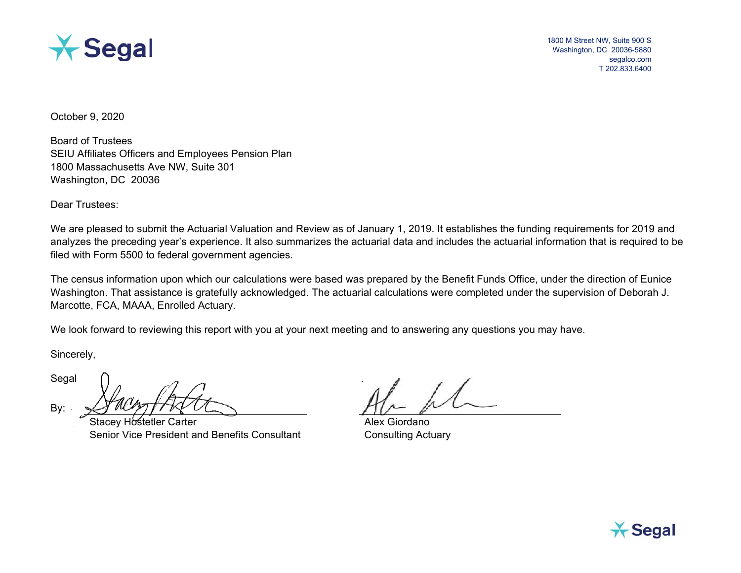1800 M Street NW, Suite 900 S
Washington, DC 20036-5880
segalco.com
T 202.833.6400

October 9, 2020

Board of Trustees
SEIU Affiliates Officers and Employees Pension Plan
1800 Massachusetts Ave NW, Suite 301
Washington, DC 20036

Dear Trustees:

We are pleased to submit the Actuarial Valuation and Review as of January 1, 2019. It establishes the funding requirements for 2019 and analyzes the preceding year's experience. It also summarizes the actuarial data and includes the actuarial information that is required to be filed with Form 5500 to federal government agencies.

The census information upon which our calculations were based was prepared by the Benefit Funds Office, under the direction of Eunice Washington. That assistance is gratefully acknowledged. The actuarial calculations were completed under the supervision of Deborah J. Marcotte, FCA, MAAA, Enrolled Actuary.

We look forward to reviewing this report with you at your next meeting and to answering any questions you may have.

Sincerely,

Segal

By:

Stacey Hostetler Carter
Senior Vice President and Benefits Consultant

Alex Giordano
Consulting Actuary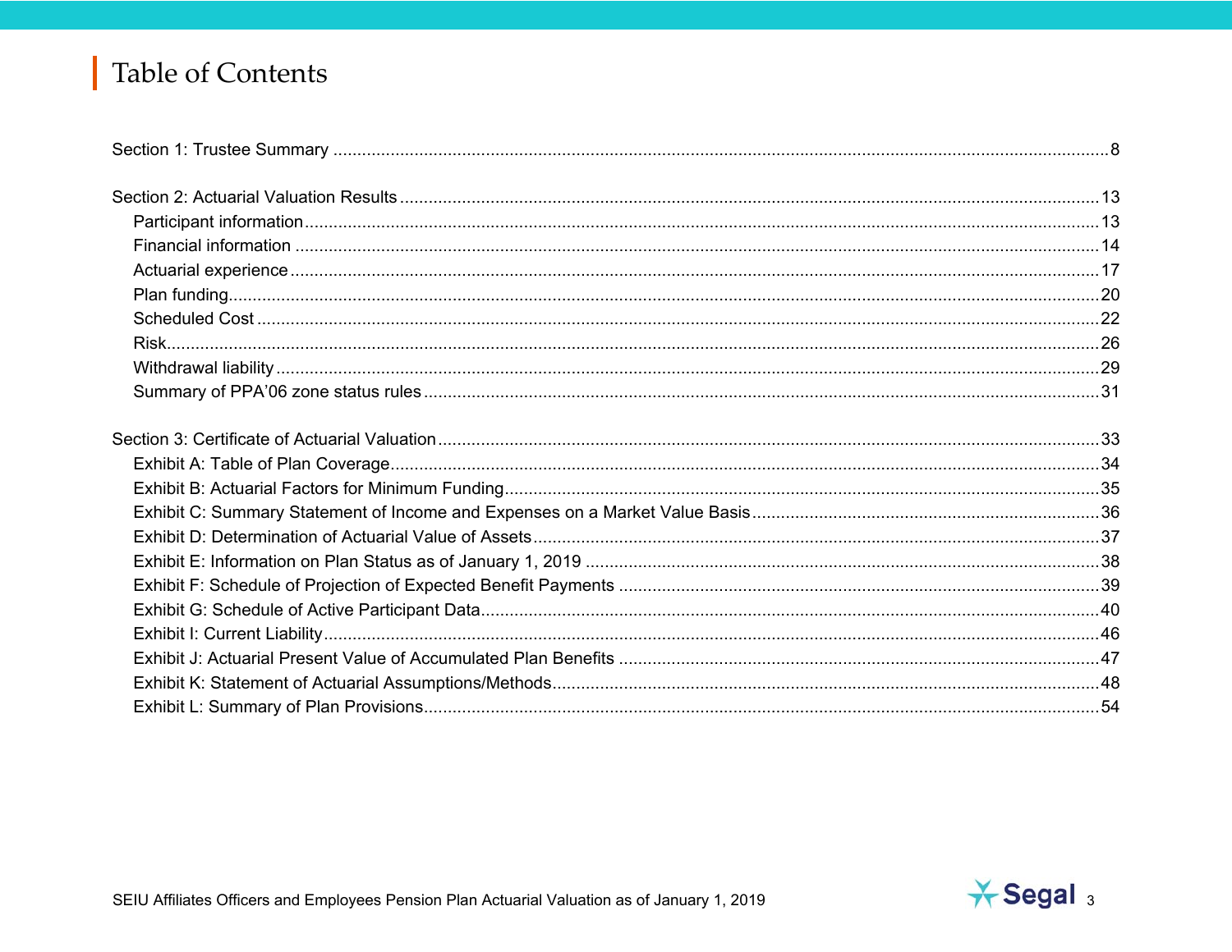# Table of Contents

Section 1: Trustee Summary ........ 8

Section 2: Actuarial Valuation Results ........ 13
- Participant information ........ 13
- Financial information ........ 14
- Actuarial experience ........ 17
- Plan funding ........ 20
- Scheduled Cost ........ 22
- Risk ........ 26
- Withdrawal liability ........ 29
- Summary of PPA’06 zone status rules ........ 31

Section 3: Certificate of Actuarial Valuation ........ 33
- Exhibit A: Table of Plan Coverage ........ 34
- Exhibit B: Actuarial Factors for Minimum Funding ........ 35
- Exhibit C: Summary Statement of Income and Expenses on a Market Value Basis ........ 36
- Exhibit D: Determination of Actuarial Value of Assets ........ 37
- Exhibit E: Information on Plan Status as of January 1, 2019 ........ 38
- Exhibit F: Schedule of Projection of Expected Benefit Payments ........ 39
- Exhibit G: Schedule of Active Participant Data ........ 40
- Exhibit I: Current Liability ........ 46
- Exhibit J: Actuarial Present Value of Accumulated Plan Benefits ........ 47
- Exhibit K: Statement of Actuarial Assumptions/Methods ........ 48
- Exhibit L: Summary of Plan Provisions ........ 54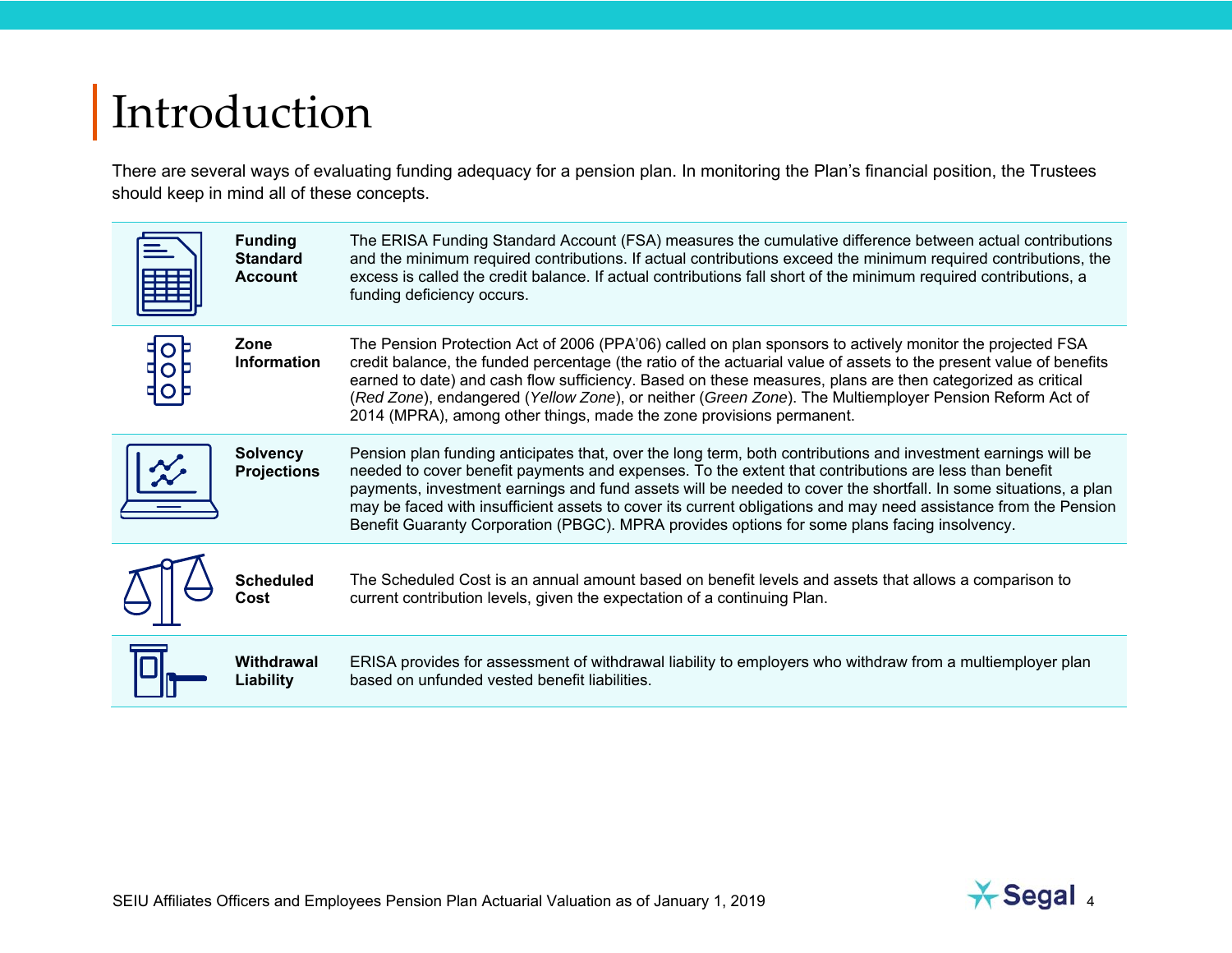# Introduction

There are several ways of evaluating funding adequacy for a pension plan. In monitoring the Plan's financial position, the Trustees should keep in mind all of these concepts.

| | |
|---|---|
| **Funding Standard Account** | The ERISA Funding Standard Account (FSA) measures the cumulative difference between actual contributions and the minimum required contributions. If actual contributions exceed the minimum required contributions, the excess is called the credit balance. If actual contributions fall short of the minimum required contributions, a funding deficiency occurs. |
| **Zone Information** | The Pension Protection Act of 2006 (PPA'06) called on plan sponsors to actively monitor the projected FSA credit balance, the funded percentage (the ratio of the actuarial value of assets to the present value of benefits earned to date) and cash flow sufficiency. Based on these measures, plans are then categorized as critical (*Red Zone*), endangered (*Yellow Zone*), or neither (*Green Zone*). The Multiemployer Pension Reform Act of 2014 (MPRA), among other things, made the zone provisions permanent. |
| **Solvency Projections** | Pension plan funding anticipates that, over the long term, both contributions and investment earnings will be needed to cover benefit payments and expenses. To the extent that contributions are less than benefit payments, investment earnings and fund assets will be needed to cover the shortfall. In some situations, a plan may be faced with insufficient assets to cover its current obligations and may need assistance from the Pension Benefit Guaranty Corporation (PBGC). MPRA provides options for some plans facing insolvency. |
| **Scheduled Cost** | The Scheduled Cost is an annual amount based on benefit levels and assets that allows a comparison to current contribution levels, given the expectation of a continuing Plan. |
| **Withdrawal Liability** | ERISA provides for assessment of withdrawal liability to employers who withdraw from a multiemployer plan based on unfunded vested benefit liabilities. |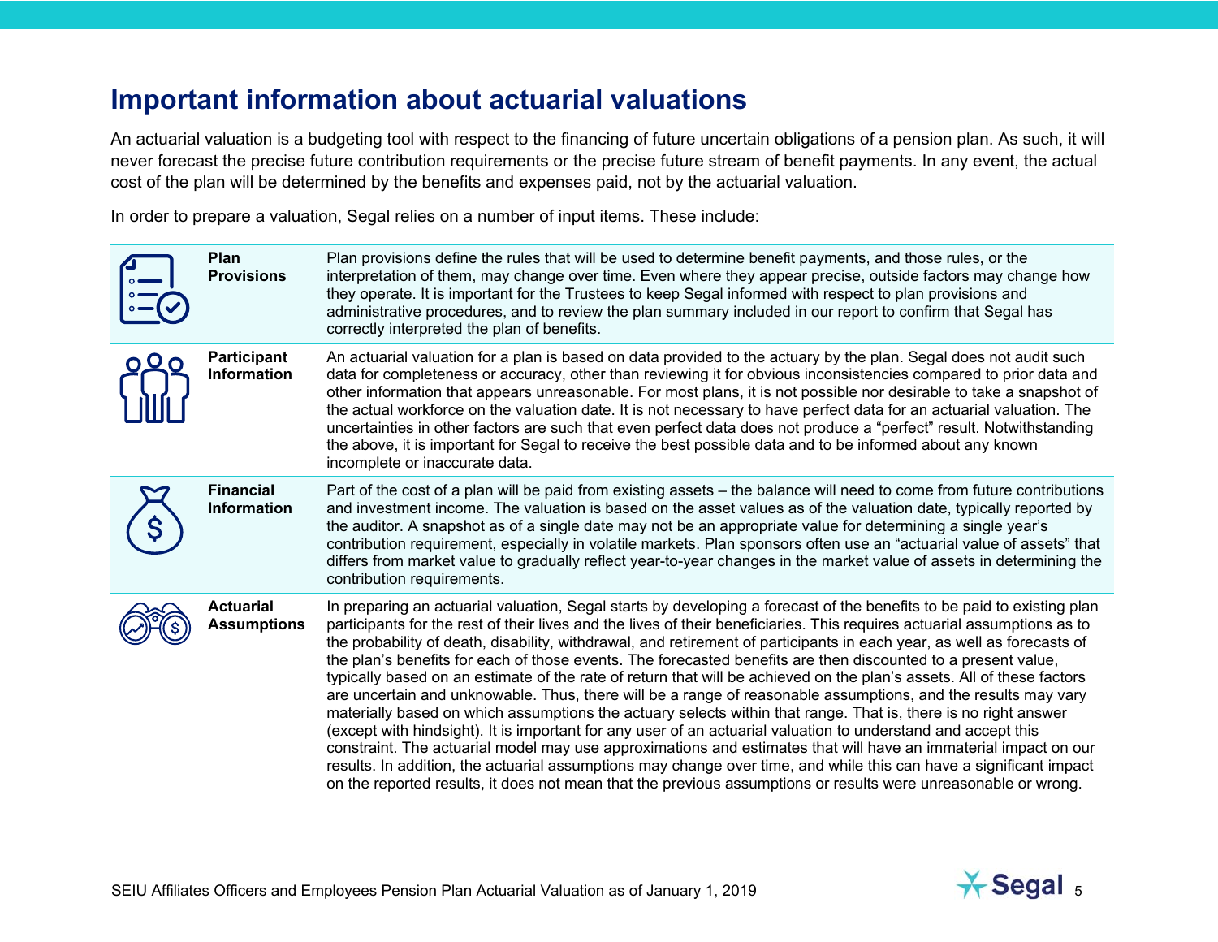# Important information about actuarial valuations

An actuarial valuation is a budgeting tool with respect to the financing of future uncertain obligations of a pension plan. As such, it will never forecast the precise future contribution requirements or the precise future stream of benefit payments. In any event, the actual cost of the plan will be determined by the benefits and expenses paid, not by the actuarial valuation.

In order to prepare a valuation, Segal relies on a number of input items. These include:

| | |
|---|---|
| **Plan Provisions** | Plan provisions define the rules that will be used to determine benefit payments, and those rules, or the interpretation of them, may change over time. Even where they appear precise, outside factors may change how they operate. It is important for the Trustees to keep Segal informed with respect to plan provisions and administrative procedures, and to review the plan summary included in our report to confirm that Segal has correctly interpreted the plan of benefits. |
| **Participant Information** | An actuarial valuation for a plan is based on data provided to the actuary by the plan. Segal does not audit such data for completeness or accuracy, other than reviewing it for obvious inconsistencies compared to prior data and other information that appears unreasonable. For most plans, it is not possible nor desirable to take a snapshot of the actual workforce on the valuation date. It is not necessary to have perfect data for an actuarial valuation. The uncertainties in other factors are such that even perfect data does not produce a "perfect" result. Notwithstanding the above, it is important for Segal to receive the best possible data and to be informed about any known incomplete or inaccurate data. |
| **Financial Information** | Part of the cost of a plan will be paid from existing assets – the balance will need to come from future contributions and investment income. The valuation is based on the asset values as of the valuation date, typically reported by the auditor. A snapshot as of a single date may not be an appropriate value for determining a single year's contribution requirement, especially in volatile markets. Plan sponsors often use an "actuarial value of assets" that differs from market value to gradually reflect year-to-year changes in the market value of assets in determining the contribution requirements. |
| **Actuarial Assumptions** | In preparing an actuarial valuation, Segal starts by developing a forecast of the benefits to be paid to existing plan participants for the rest of their lives and the lives of their beneficiaries. This requires actuarial assumptions as to the probability of death, disability, withdrawal, and retirement of participants in each year, as well as forecasts of the plan's benefits for each of those events. The forecasted benefits are then discounted to a present value, typically based on an estimate of the rate of return that will be achieved on the plan's assets. All of these factors are uncertain and unknowable. Thus, there will be a range of reasonable assumptions, and the results may vary materially based on which assumptions the actuary selects within that range. That is, there is no right answer (except with hindsight). It is important for any user of an actuarial valuation to understand and accept this constraint. The actuarial model may use approximations and estimates that will have an immaterial impact on our results. In addition, the actuarial assumptions may change over time, and while this can have a significant impact on the reported results, it does not mean that the previous assumptions or results were unreasonable or wrong. |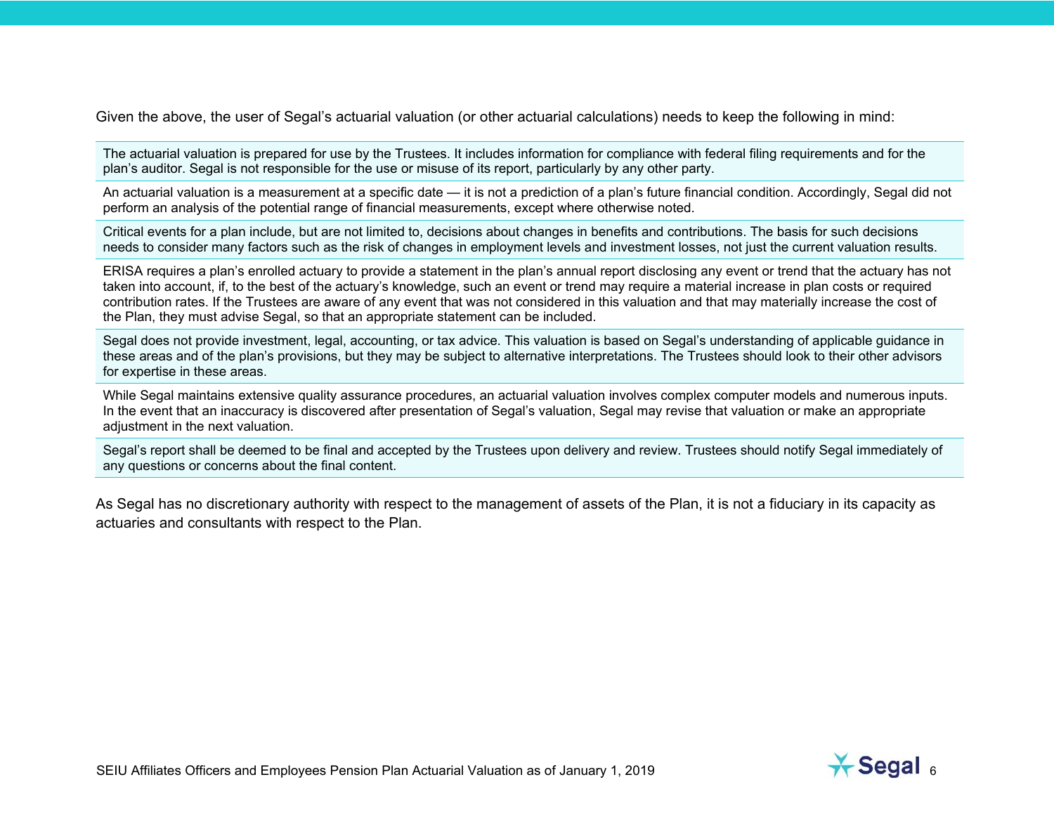Given the above, the user of Segal's actuarial valuation (or other actuarial calculations) needs to keep the following in mind:

- The actuarial valuation is prepared for use by the Trustees. It includes information for compliance with federal filing requirements and for the plan's auditor. Segal is not responsible for the use or misuse of its report, particularly by any other party.
- An actuarial valuation is a measurement at a specific date — it is not a prediction of a plan's future financial condition. Accordingly, Segal did not perform an analysis of the potential range of financial measurements, except where otherwise noted.
- Critical events for a plan include, but are not limited to, decisions about changes in benefits and contributions. The basis for such decisions needs to consider many factors such as the risk of changes in employment levels and investment losses, not just the current valuation results.
- ERISA requires a plan's enrolled actuary to provide a statement in the plan's annual report disclosing any event or trend that the actuary has not taken into account, if, to the best of the actuary's knowledge, such an event or trend may require a material increase in plan costs or required contribution rates. If the Trustees are aware of any event that was not considered in this valuation and that may materially increase the cost of the Plan, they must advise Segal, so that an appropriate statement can be included.
- Segal does not provide investment, legal, accounting, or tax advice. This valuation is based on Segal's understanding of applicable guidance in these areas and of the plan's provisions, but they may be subject to alternative interpretations. The Trustees should look to their other advisors for expertise in these areas.
- While Segal maintains extensive quality assurance procedures, an actuarial valuation involves complex computer models and numerous inputs. In the event that an inaccuracy is discovered after presentation of Segal's valuation, Segal may revise that valuation or make an appropriate adjustment in the next valuation.
- Segal's report shall be deemed to be final and accepted by the Trustees upon delivery and review. Trustees should notify Segal immediately of any questions or concerns about the final content.

As Segal has no discretionary authority with respect to the management of assets of the Plan, it is not a fiduciary in its capacity as actuaries and consultants with respect to the Plan.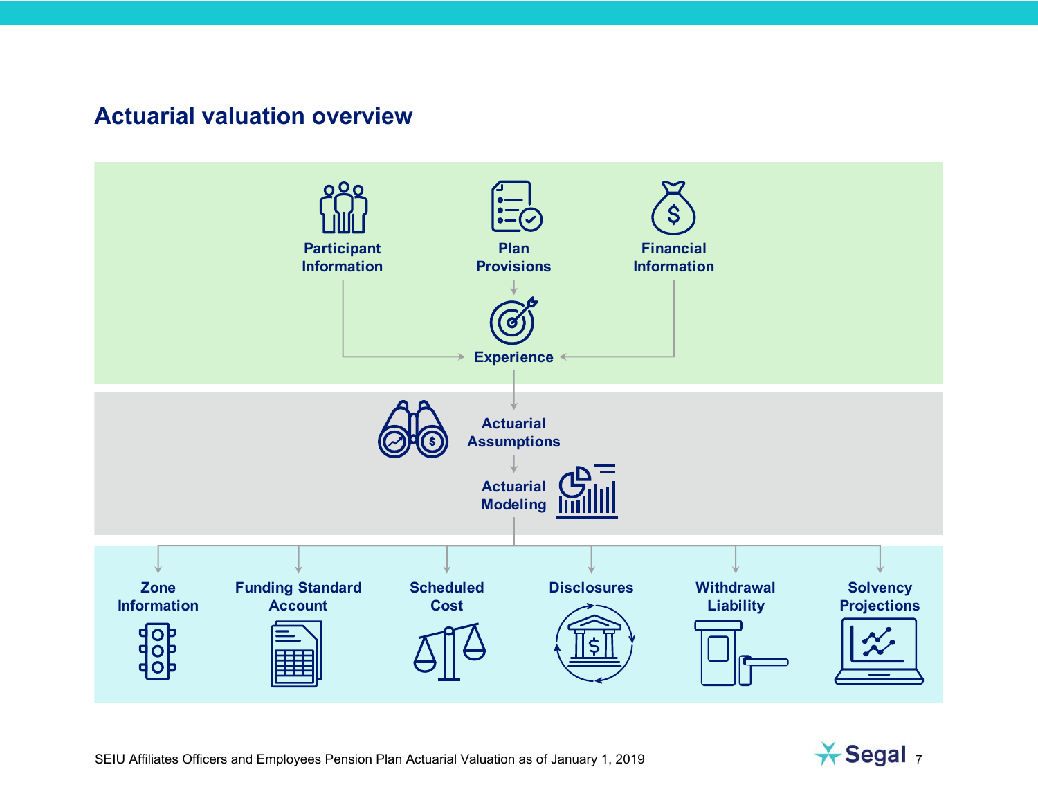## Actuarial valuation overview

Participant Information

Plan Provisions

Financial Information

Experience

Actuarial Assumptions

Actuarial Modeling

Zone Information

Funding Standard Account

Scheduled Cost

Disclosures

Withdrawal Liability

Solvency Projections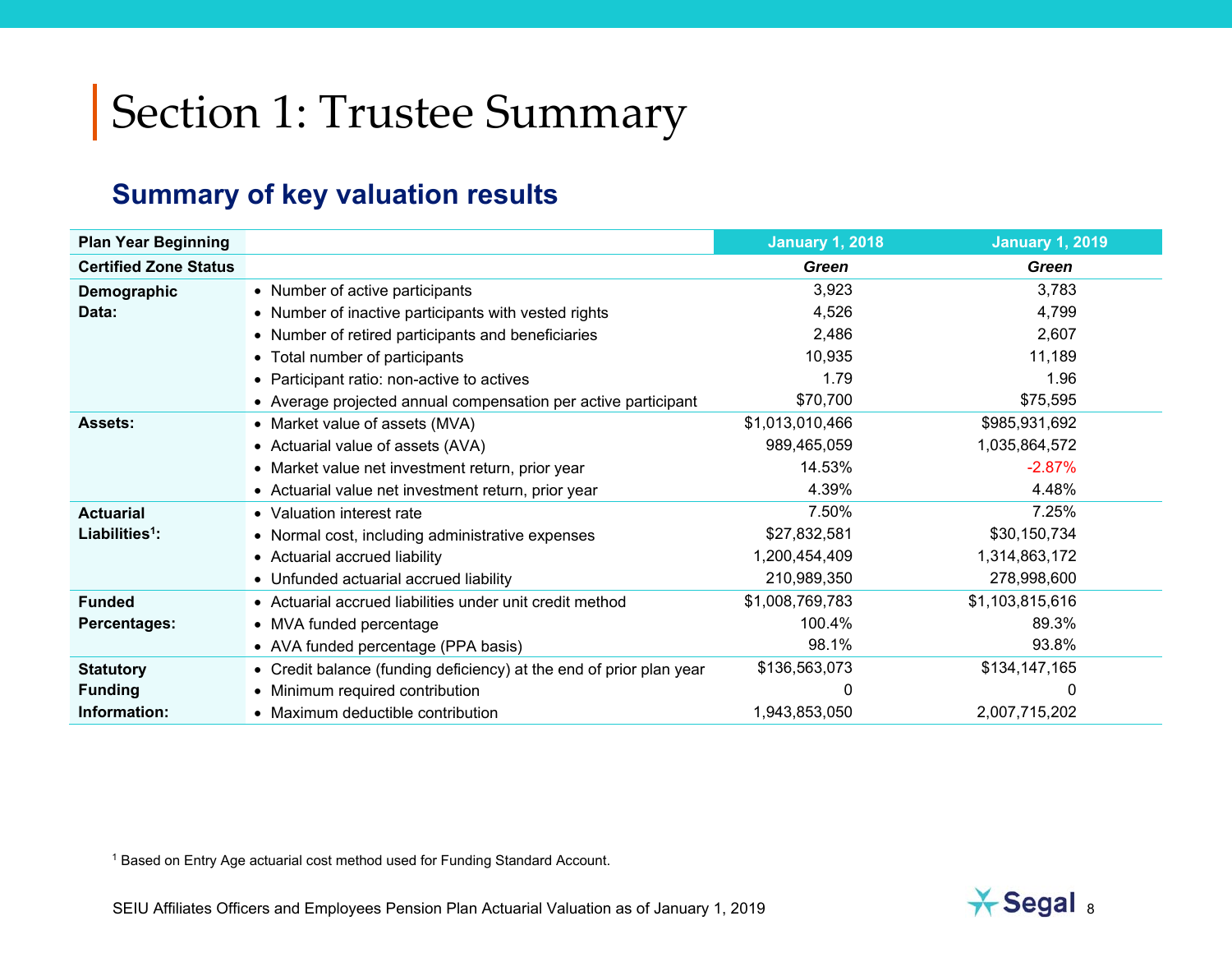# Section 1: Trustee Summary

## Summary of key valuation results

| Plan Year Beginning | | January 1, 2018 | January 1, 2019 |
|---|---|---|---|
| Certified Zone Status | | *Green* | *Green* |
| **Demographic Data:** | • Number of active participants | 3,923 | 3,783 |
| | • Number of inactive participants with vested rights | 4,526 | 4,799 |
| | • Number of retired participants and beneficiaries | 2,486 | 2,607 |
| | • Total number of participants | 10,935 | 11,189 |
| | • Participant ratio: non-active to actives | 1.79 | 1.96 |
| | • Average projected annual compensation per active participant | $70,700 | $75,595 |
| **Assets:** | • Market value of assets (MVA) | $1,013,010,466 | $985,931,692 |
| | • Actuarial value of assets (AVA) | 989,465,059 | 1,035,864,572 |
| | • Market value net investment return, prior year | 14.53% | -2.87% |
| | • Actuarial value net investment return, prior year | 4.39% | 4.48% |
| **Actuarial Liabilities[1]:** | • Valuation interest rate | 7.50% | 7.25% |
| | • Normal cost, including administrative expenses | $27,832,581 | $30,150,734 |
| | • Actuarial accrued liability | 1,200,454,409 | 1,314,863,172 |
| | • Unfunded actuarial accrued liability | 210,989,350 | 278,998,600 |
| **Funded Percentages:** | • Actuarial accrued liabilities under unit credit method | $1,008,769,783 | $1,103,815,616 |
| | • MVA funded percentage | 100.4% | 89.3% |
| | • AVA funded percentage (PPA basis) | 98.1% | 93.8% |
| **Statutory Funding Information:** | • Credit balance (funding deficiency) at the end of prior plan year | $136,563,073 | $134,147,165 |
| | • Minimum required contribution | 0 | 0 |
| | • Maximum deductible contribution | 1,943,853,050 | 2,007,715,202 |

[1] Based on Entry Age actuarial cost method used for Funding Standard Account.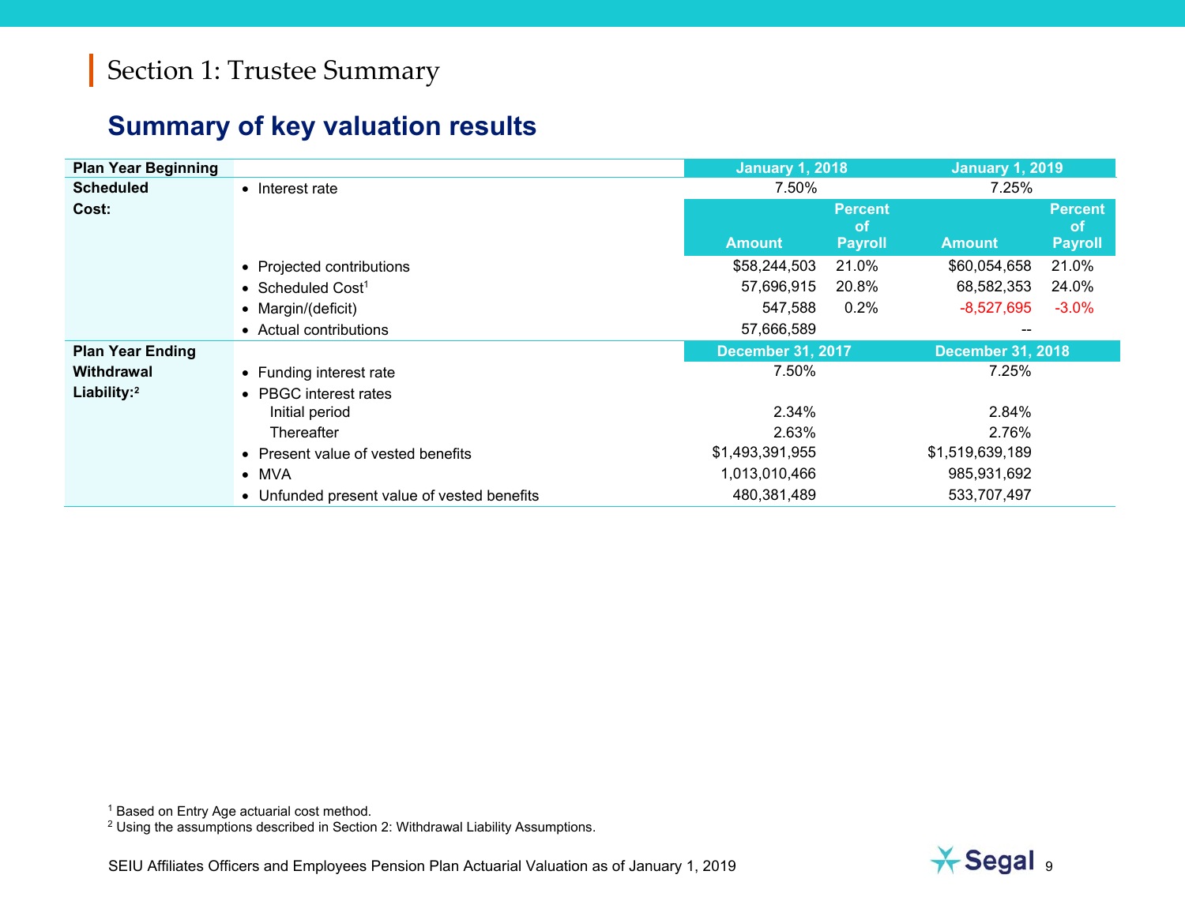# Section 1: Trustee Summary

## Summary of key valuation results

| Plan Year Beginning | | January 1, 2018 | | January 1, 2019 | |
|---|---|---|---|---|---|
| **Scheduled Cost:** | • Interest rate | 7.50% | | 7.25% | |
| | | Amount | Percent of Payroll | Amount | Percent of Payroll |
| | • Projected contributions | $58,244,503 | 21.0% | $60,054,658 | 21.0% |
| | • Scheduled Cost[1] | 57,696,915 | 20.8% | 68,582,353 | 24.0% |
| | • Margin/(deficit) | 547,588 | 0.2% | -8,527,695 | -3.0% |
| | • Actual contributions | 57,666,589 | | -- | |
| **Plan Year Ending** | | **December 31, 2017** | | **December 31, 2018** | |
| **Withdrawal Liability:**[2] | • Funding interest rate | 7.50% | | 7.25% | |
| | • PBGC interest rates | | | | |
| | Initial period | 2.34% | | 2.84% | |
| | Thereafter | 2.63% | | 2.76% | |
| | • Present value of vested benefits | $1,493,391,955 | | $1,519,639,189 | |
| | • MVA | 1,013,010,466 | | 985,931,692 | |
| | • Unfunded present value of vested benefits | 480,381,489 | | 533,707,497 | |

[1] Based on Entry Age actuarial cost method.
[2] Using the assumptions described in Section 2: Withdrawal Liability Assumptions.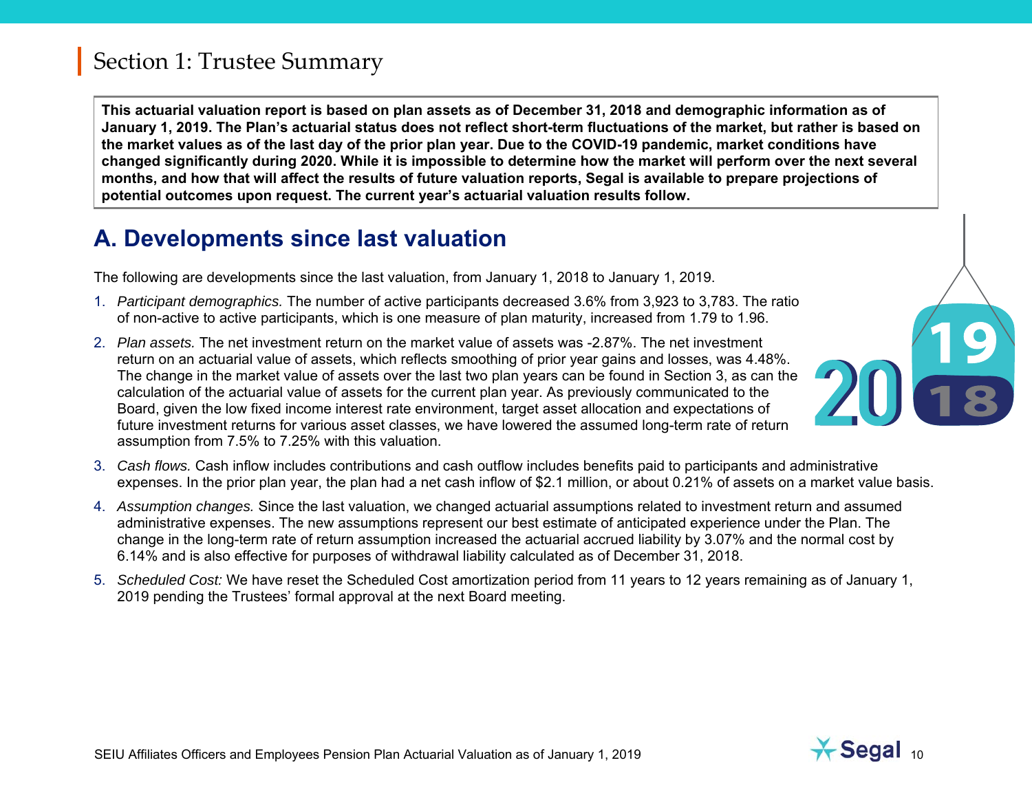# Section 1: Trustee Summary

**This actuarial valuation report is based on plan assets as of December 31, 2018 and demographic information as of January 1, 2019. The Plan's actuarial status does not reflect short-term fluctuations of the market, but rather is based on the market values as of the last day of the prior plan year. Due to the COVID-19 pandemic, market conditions have changed significantly during 2020. While it is impossible to determine how the market will perform over the next several months, and how that will affect the results of future valuation reports, Segal is available to prepare projections of potential outcomes upon request. The current year's actuarial valuation results follow.**

## A. Developments since last valuation

The following are developments since the last valuation, from January 1, 2018 to January 1, 2019.

1. *Participant demographics.* The number of active participants decreased 3.6% from 3,923 to 3,783. The ratio of non-active to active participants, which is one measure of plan maturity, increased from 1.79 to 1.96.
2. *Plan assets.* The net investment return on the market value of assets was -2.87%. The net investment return on an actuarial value of assets, which reflects smoothing of prior year gains and losses, was 4.48%. The change in the market value of assets over the last two plan years can be found in Section 3, as can the calculation of the actuarial value of assets for the current plan year. As previously communicated to the Board, given the low fixed income interest rate environment, target asset allocation and expectations of future investment returns for various asset classes, we have lowered the assumed long-term rate of return assumption from 7.5% to 7.25% with this valuation.
3. *Cash flows.* Cash inflow includes contributions and cash outflow includes benefits paid to participants and administrative expenses. In the prior plan year, the plan had a net cash inflow of $2.1 million, or about 0.21% of assets on a market value basis.
4. *Assumption changes.* Since the last valuation, we changed actuarial assumptions related to investment return and assumed administrative expenses. The new assumptions represent our best estimate of anticipated experience under the Plan. The change in the long-term rate of return assumption increased the actuarial accrued liability by 3.07% and the normal cost by 6.14% and is also effective for purposes of withdrawal liability calculated as of December 31, 2018.
5. *Scheduled Cost:* We have reset the Scheduled Cost amortization period from 11 years to 12 years remaining as of January 1, 2019 pending the Trustees' formal approval at the next Board meeting.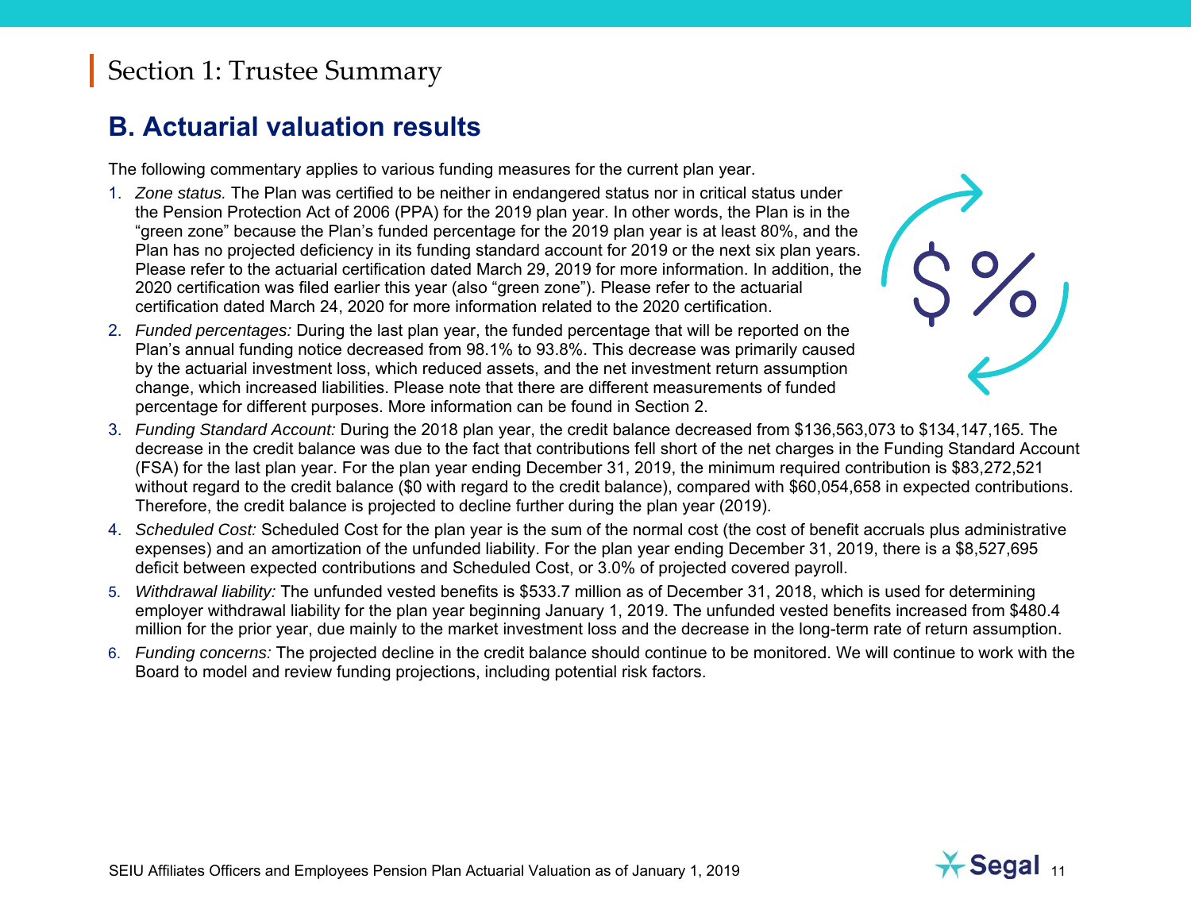# Section 1: Trustee Summary

## B. Actuarial valuation results

The following commentary applies to various funding measures for the current plan year.

1. *Zone status.* The Plan was certified to be neither in endangered status nor in critical status under the Pension Protection Act of 2006 (PPA) for the 2019 plan year. In other words, the Plan is in the "green zone" because the Plan's funded percentage for the 2019 plan year is at least 80%, and the Plan has no projected deficiency in its funding standard account for 2019 or the next six plan years. Please refer to the actuarial certification dated March 29, 2019 for more information. In addition, the 2020 certification was filed earlier this year (also "green zone"). Please refer to the actuarial certification dated March 24, 2020 for more information related to the 2020 certification.
2. *Funded percentages:* During the last plan year, the funded percentage that will be reported on the Plan's annual funding notice decreased from 98.1% to 93.8%. This decrease was primarily caused by the actuarial investment loss, which reduced assets, and the net investment return assumption change, which increased liabilities. Please note that there are different measurements of funded percentage for different purposes. More information can be found in Section 2.
3. *Funding Standard Account:* During the 2018 plan year, the credit balance decreased from $136,563,073 to $134,147,165. The decrease in the credit balance was due to the fact that contributions fell short of the net charges in the Funding Standard Account (FSA) for the last plan year. For the plan year ending December 31, 2019, the minimum required contribution is $83,272,521 without regard to the credit balance ($0 with regard to the credit balance), compared with $60,054,658 in expected contributions. Therefore, the credit balance is projected to decline further during the plan year (2019).
4. *Scheduled Cost:* Scheduled Cost for the plan year is the sum of the normal cost (the cost of benefit accruals plus administrative expenses) and an amortization of the unfunded liability. For the plan year ending December 31, 2019, there is a $8,527,695 deficit between expected contributions and Scheduled Cost, or 3.0% of projected covered payroll.
5. *Withdrawal liability:* The unfunded vested benefits is $533.7 million as of December 31, 2018, which is used for determining employer withdrawal liability for the plan year beginning January 1, 2019. The unfunded vested benefits increased from $480.4 million for the prior year, due mainly to the market investment loss and the decrease in the long-term rate of return assumption.
6. *Funding concerns:* The projected decline in the credit balance should continue to be monitored. We will continue to work with the Board to model and review funding projections, including potential risk factors.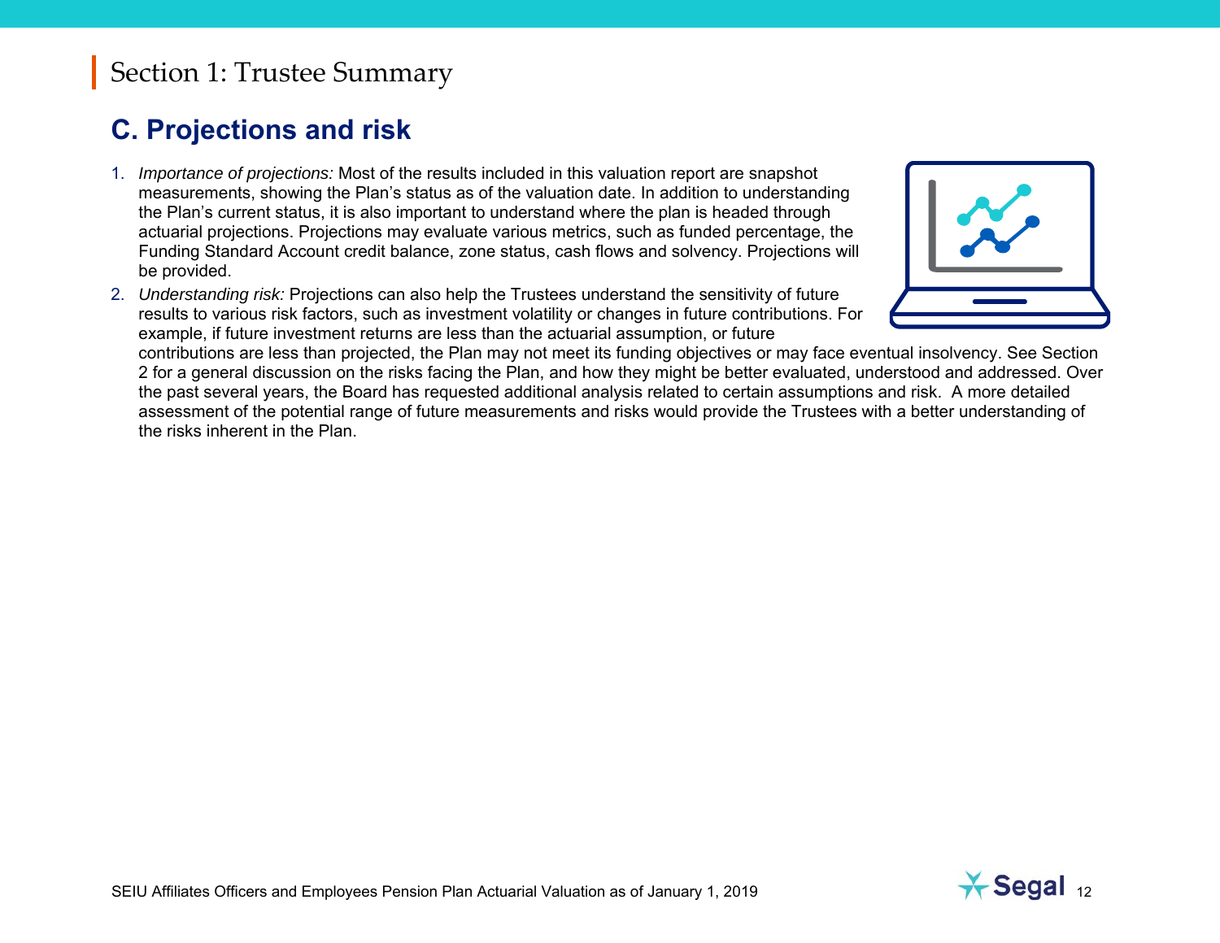# Section 1: Trustee Summary

## C. Projections and risk

1. *Importance of projections:* Most of the results included in this valuation report are snapshot measurements, showing the Plan's status as of the valuation date. In addition to understanding the Plan's current status, it is also important to understand where the plan is headed through actuarial projections. Projections may evaluate various metrics, such as funded percentage, the Funding Standard Account credit balance, zone status, cash flows and solvency. Projections will be provided.
2. *Understanding risk:* Projections can also help the Trustees understand the sensitivity of future results to various risk factors, such as investment volatility or changes in future contributions. For example, if future investment returns are less than the actuarial assumption, or future contributions are less than projected, the Plan may not meet its funding objectives or may face eventual insolvency. See Section 2 for a general discussion on the risks facing the Plan, and how they might be better evaluated, understood and addressed. Over the past several years, the Board has requested additional analysis related to certain assumptions and risk. A more detailed assessment of the potential range of future measurements and risks would provide the Trustees with a better understanding of the risks inherent in the Plan.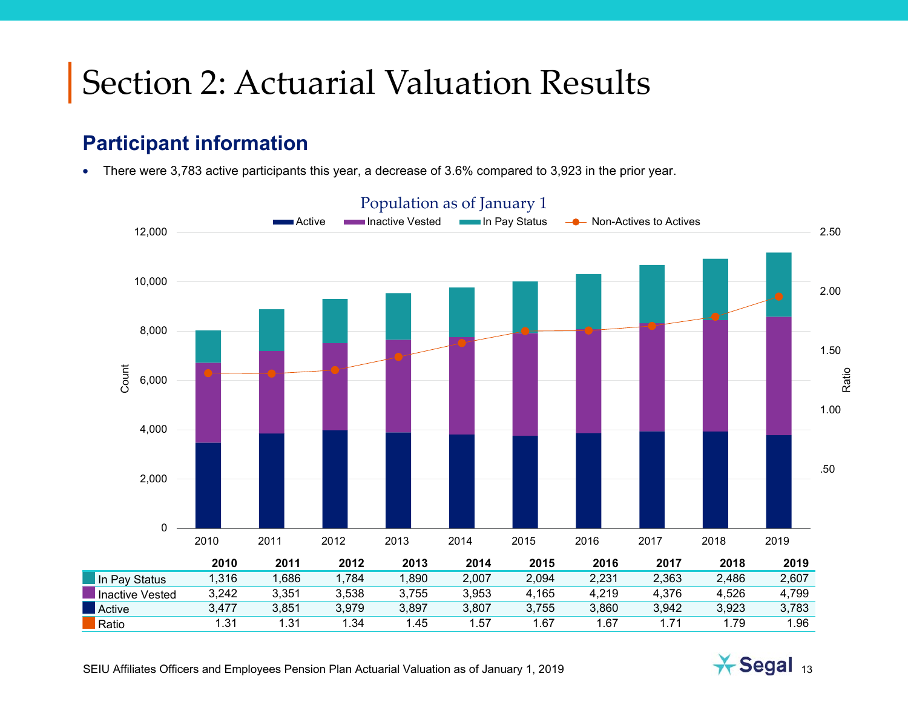# Section 2: Actuarial Valuation Results

## Participant information

- There were 3,783 active participants this year, a decrease of 3.6% compared to 3,923 in the prior year.

**Population as of January 1**

| | 2010 | 2011 | 2012 | 2013 | 2014 | 2015 | 2016 | 2017 | 2018 | 2019 |
|---|---|---|---|---|---|---|---|---|---|---|
| In Pay Status | 1,316 | 1,686 | 1,784 | 1,890 | 2,007 | 2,094 | 2,231 | 2,363 | 2,486 | 2,607 |
| Inactive Vested | 3,242 | 3,351 | 3,538 | 3,755 | 3,953 | 4,165 | 4,219 | 4,376 | 4,526 | 4,799 |
| Active | 3,477 | 3,851 | 3,979 | 3,897 | 3,807 | 3,755 | 3,860 | 3,942 | 3,923 | 3,783 |
| Ratio | 1.31 | 1.31 | 1.34 | 1.45 | 1.57 | 1.67 | 1.67 | 1.71 | 1.79 | 1.96 |

SEIU Affiliates Officers and Employees Pension Plan Actuarial Valuation as of January 1, 2019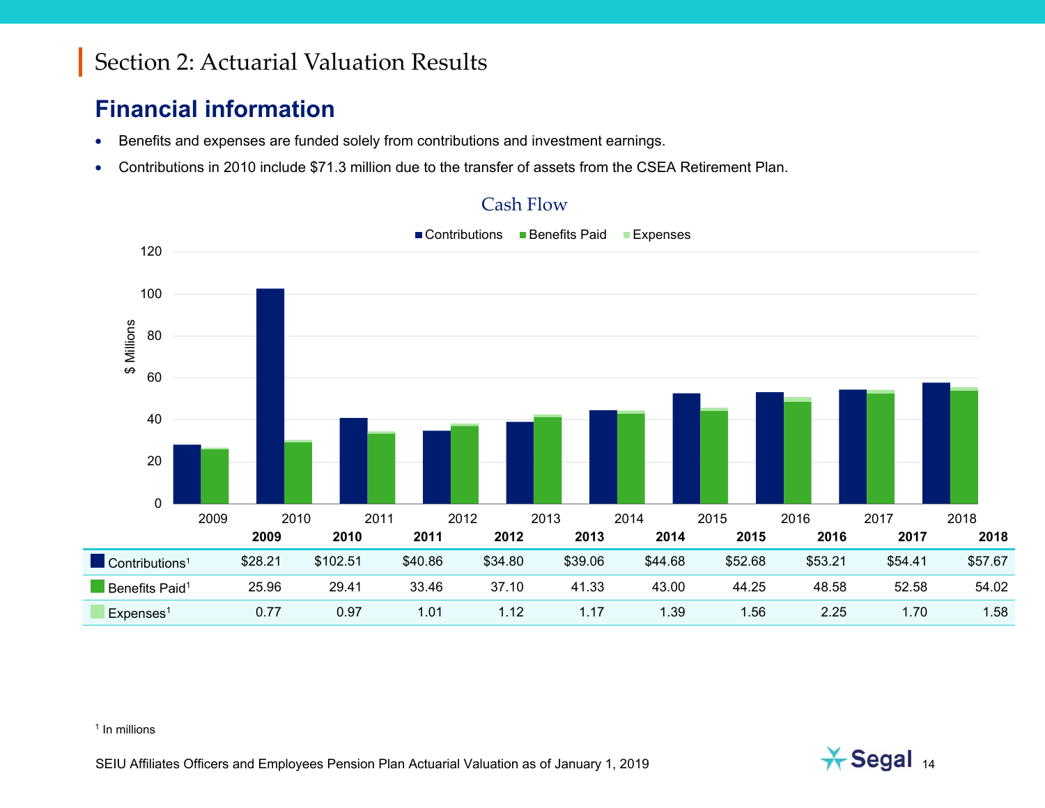## Section 2: Actuarial Valuation Results

### Financial information

- Benefits and expenses are funded solely from contributions and investment earnings.
- Contributions in 2010 include $71.3 million due to the transfer of assets from the CSEA Retirement Plan.

**Cash Flow**

| | 2009 | 2010 | 2011 | 2012 | 2013 | 2014 | 2015 | 2016 | 2017 | 2018 |
|---|---|---|---|---|---|---|---|---|---|---|
| Contributions[1] | $28.21 | $102.51 | $40.86 | $34.80 | $39.06 | $44.68 | $52.68 | $53.21 | $54.41 | $57.67 |
| Benefits Paid[1] | 25.96 | 29.41 | 33.46 | 37.10 | 41.33 | 43.00 | 44.25 | 48.58 | 52.58 | 54.02 |
| Expenses[1] | 0.77 | 0.97 | 1.01 | 1.12 | 1.17 | 1.39 | 1.56 | 2.25 | 1.70 | 1.58 |

[1] In millions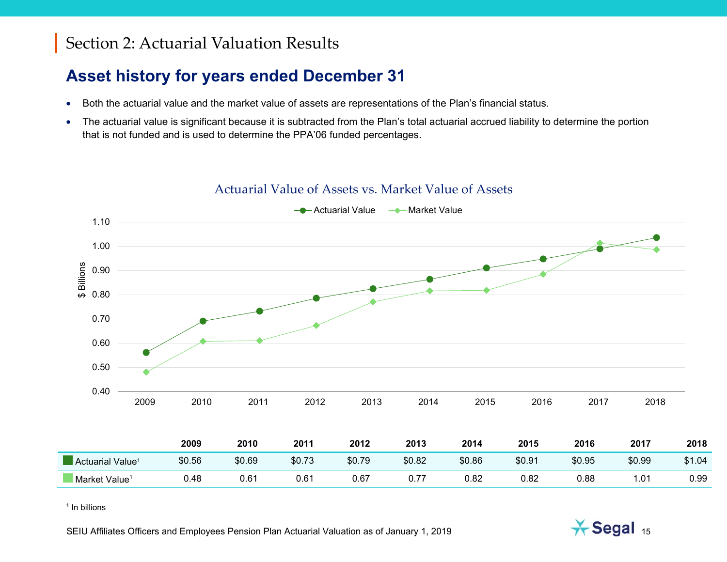## Section 2: Actuarial Valuation Results

# Asset history for years ended December 31

- Both the actuarial value and the market value of assets are representations of the Plan's financial status.
- The actuarial value is significant because it is subtracted from the Plan's total actuarial accrued liability to determine the portion that is not funded and is used to determine the PPA'06 funded percentages.

### Actuarial Value of Assets vs. Market Value of Assets

| | 2009 | 2010 | 2011 | 2012 | 2013 | 2014 | 2015 | 2016 | 2017 | 2018 |
|---|---|---|---|---|---|---|---|---|---|---|
| Actuarial Value[1] | $0.56 | $0.69 | $0.73 | $0.79 | $0.82 | $0.86 | $0.91 | $0.95 | $0.99 | $1.04 |
| Market Value[1] | 0.48 | 0.61 | 0.61 | 0.67 | 0.77 | 0.82 | 0.82 | 0.88 | 1.01 | 0.99 |

[1] In billions

SEIU Affiliates Officers and Employees Pension Plan Actuarial Valuation as of January 1, 2019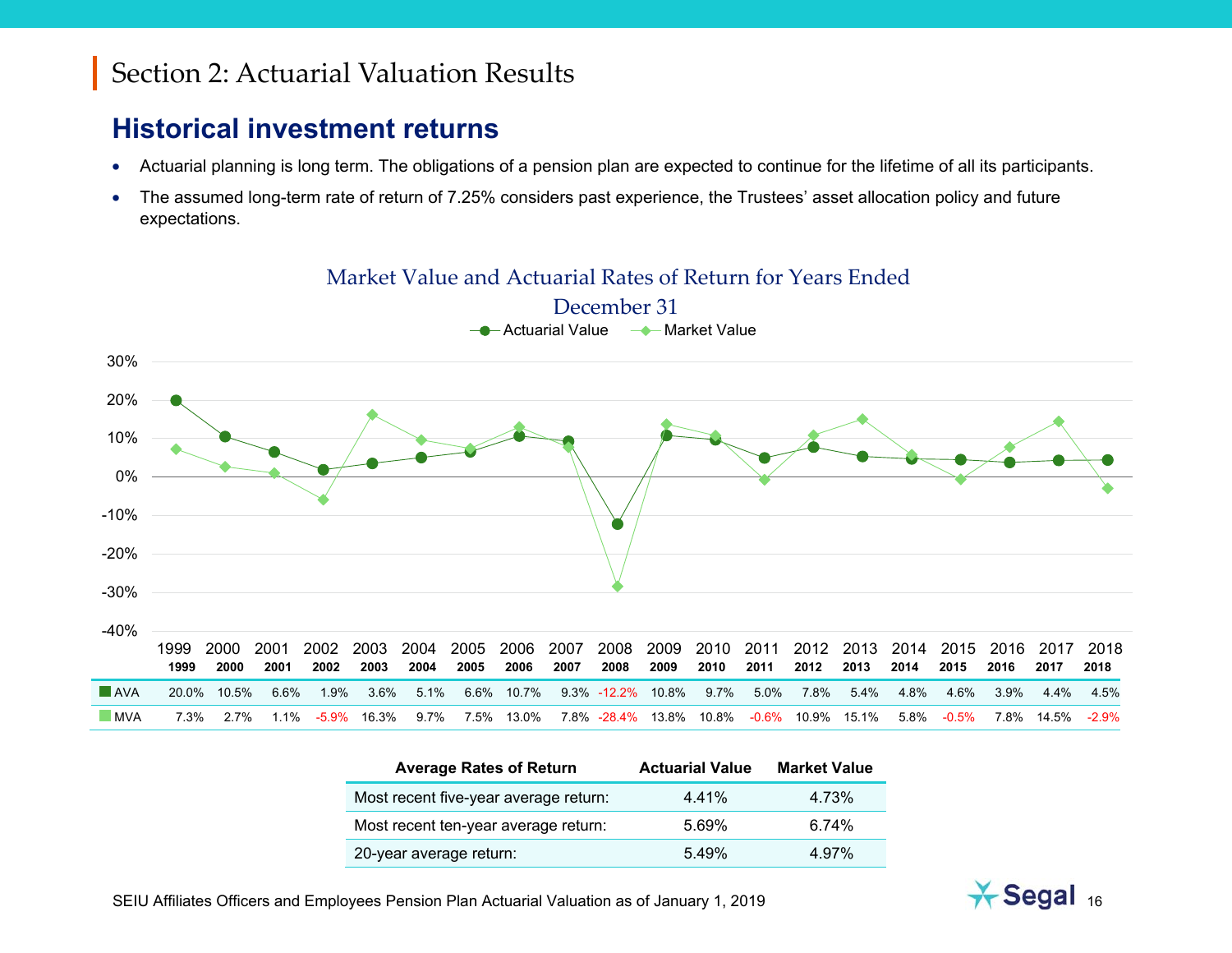# Section 2: Actuarial Valuation Results

## Historical investment returns

- Actuarial planning is long term. The obligations of a pension plan are expected to continue for the lifetime of all its participants.
- The assumed long-term rate of return of 7.25% considers past experience, the Trustees' asset allocation policy and future expectations.

**Market Value and Actuarial Rates of Return for Years Ended December 31**

| | 1999 | 2000 | 2001 | 2002 | 2003 | 2004 | 2005 | 2006 | 2007 | 2008 | 2009 | 2010 | 2011 | 2012 | 2013 | 2014 | 2015 | 2016 | 2017 | 2018 |
|---|---|---|---|---|---|---|---|---|---|---|---|---|---|---|---|---|---|---|---|---|
| AVA | 20.0% | 10.5% | 6.6% | 1.9% | 3.6% | 5.1% | 6.6% | 10.7% | 9.3% | -12.2% | 10.8% | 9.7% | 5.0% | 7.8% | 5.4% | 4.8% | 4.6% | 3.9% | 4.4% | 4.5% |
| MVA | 7.3% | 2.7% | 1.1% | -5.9% | 16.3% | 9.7% | 7.5% | 13.0% | 7.8% | -28.4% | 13.8% | 10.8% | -0.6% | 10.9% | 15.1% | 5.8% | -0.5% | 7.8% | 14.5% | -2.9% |

| Average Rates of Return | Actuarial Value | Market Value |
|---|---|---|
| Most recent five-year average return: | 4.41% | 4.73% |
| Most recent ten-year average return: | 5.69% | 6.74% |
| 20-year average return: | 5.49% | 4.97% |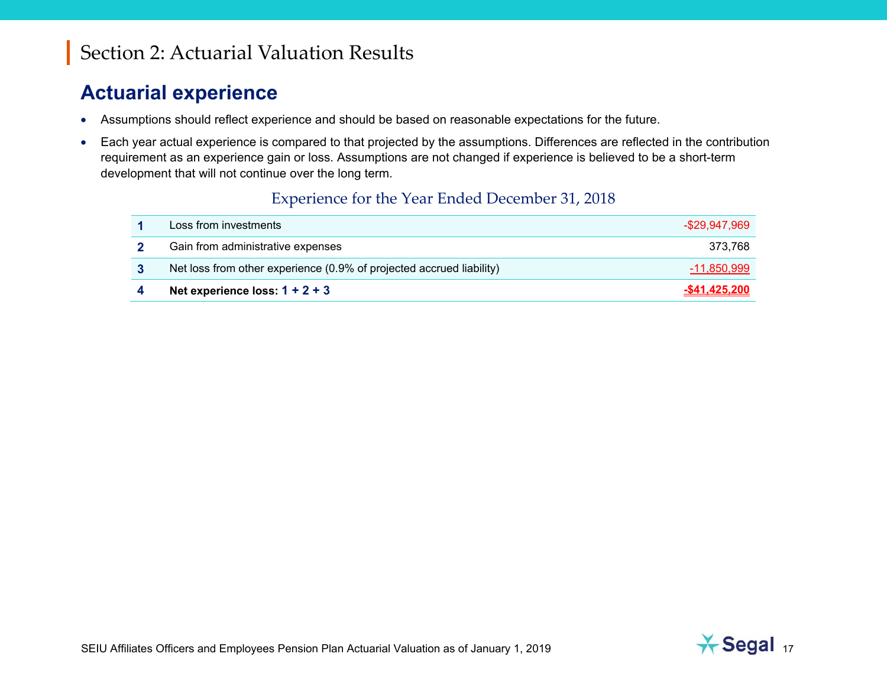# Section 2: Actuarial Valuation Results

## Actuarial experience

- Assumptions should reflect experience and should be based on reasonable expectations for the future.
- Each year actual experience is compared to that projected by the assumptions. Differences are reflected in the contribution requirement as an experience gain or loss. Assumptions are not changed if experience is believed to be a short-term development that will not continue over the long term.

### Experience for the Year Ended December 31, 2018

| | | |
|---|---|---|
| **1** | Loss from investments | -$29,947,969 |
| **2** | Gain from administrative expenses | 373,768 |
| **3** | Net loss from other experience (0.9% of projected accrued liability) | -11,850,999 |
| **4** | **Net experience loss: 1 + 2 + 3** | **-$41,425,200** |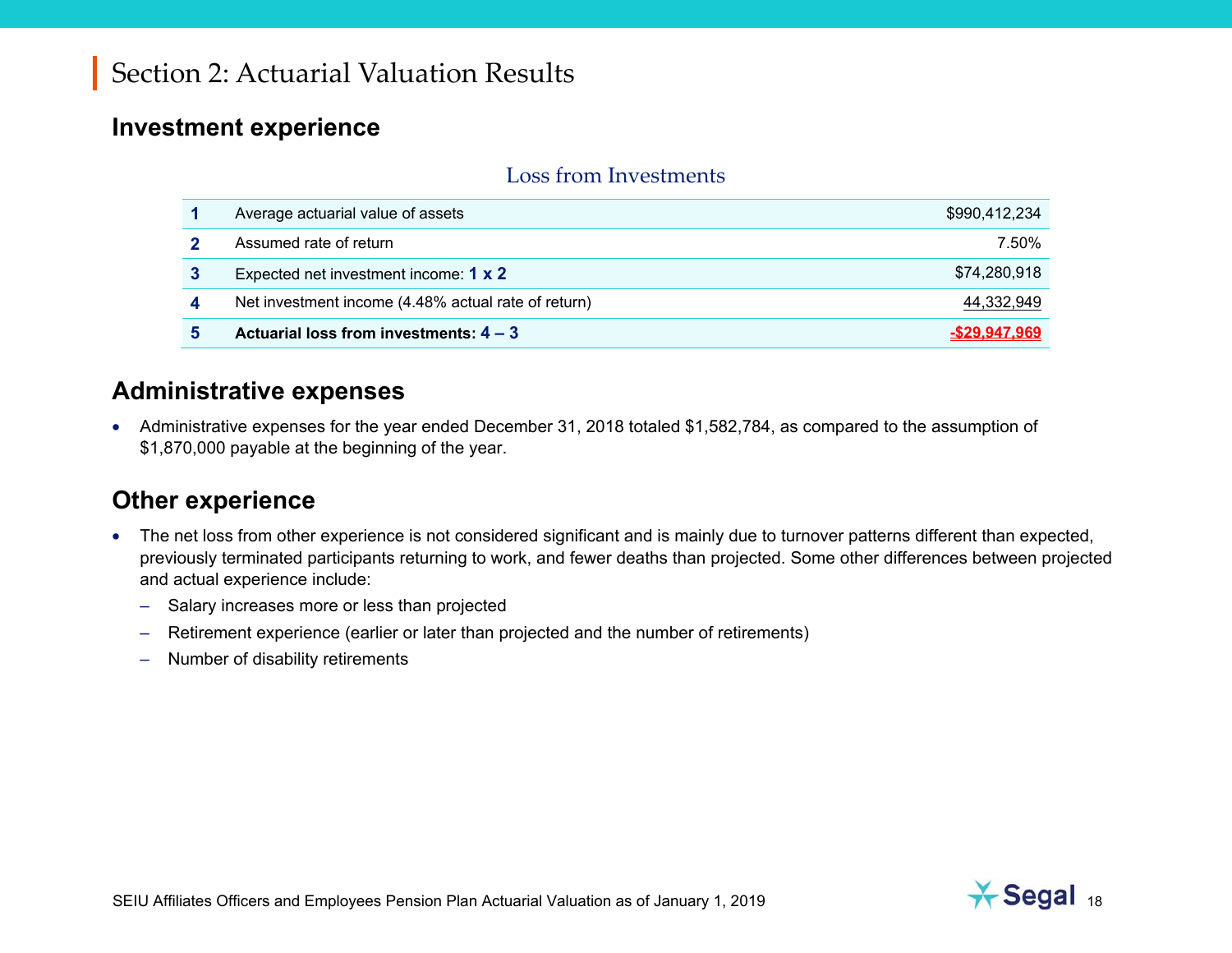# Section 2: Actuarial Valuation Results

## Investment experience

### Loss from Investments

| | | |
|---|---|---|
| 1 | Average actuarial value of assets | $990,412,234 |
| 2 | Assumed rate of return | 7.50% |
| 3 | Expected net investment income: **1 x 2** | $74,280,918 |
| 4 | Net investment income (4.48% actual rate of return) | 44,332,949 |
| **5** | **Actuarial loss from investments: 4 – 3** | **-$29,947,969** |

## Administrative expenses

- Administrative expenses for the year ended December 31, 2018 totaled $1,582,784, as compared to the assumption of $1,870,000 payable at the beginning of the year.

## Other experience

- The net loss from other experience is not considered significant and is mainly due to turnover patterns different than expected, previously terminated participants returning to work, and fewer deaths than projected. Some other differences between projected and actual experience include:
  - Salary increases more or less than projected
  - Retirement experience (earlier or later than projected and the number of retirements)
  - Number of disability retirements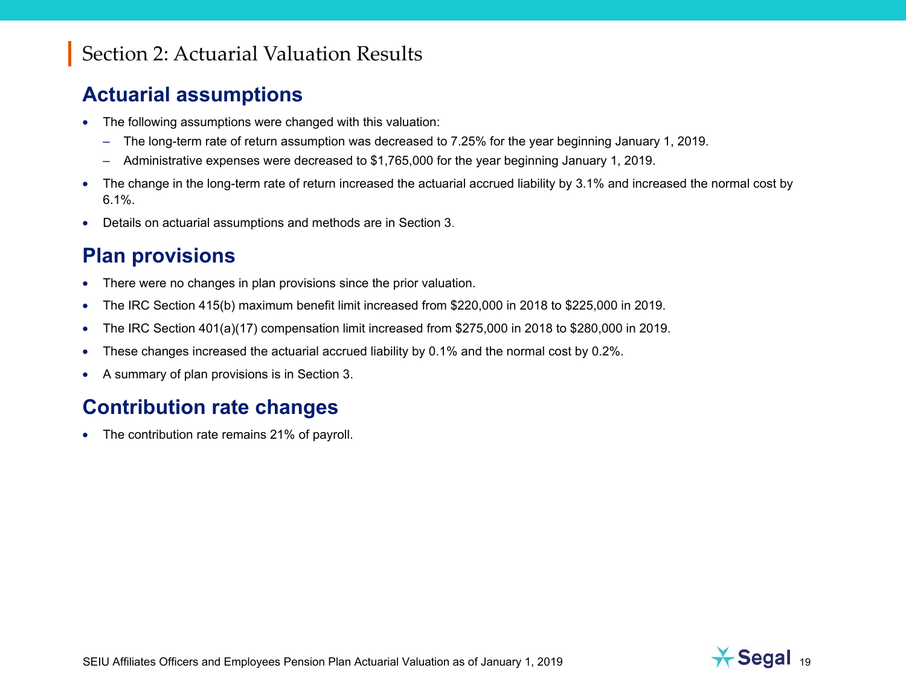# Section 2: Actuarial Valuation Results

## Actuarial assumptions

- The following assumptions were changed with this valuation:
  - The long-term rate of return assumption was decreased to 7.25% for the year beginning January 1, 2019.
  - Administrative expenses were decreased to $1,765,000 for the year beginning January 1, 2019.
- The change in the long-term rate of return increased the actuarial accrued liability by 3.1% and increased the normal cost by 6.1%.
- Details on actuarial assumptions and methods are in Section 3.

## Plan provisions

- There were no changes in plan provisions since the prior valuation.
- The IRC Section 415(b) maximum benefit limit increased from $220,000 in 2018 to $225,000 in 2019.
- The IRC Section 401(a)(17) compensation limit increased from $275,000 in 2018 to $280,000 in 2019.
- These changes increased the actuarial accrued liability by 0.1% and the normal cost by 0.2%.
- A summary of plan provisions is in Section 3.

## Contribution rate changes

- The contribution rate remains 21% of payroll.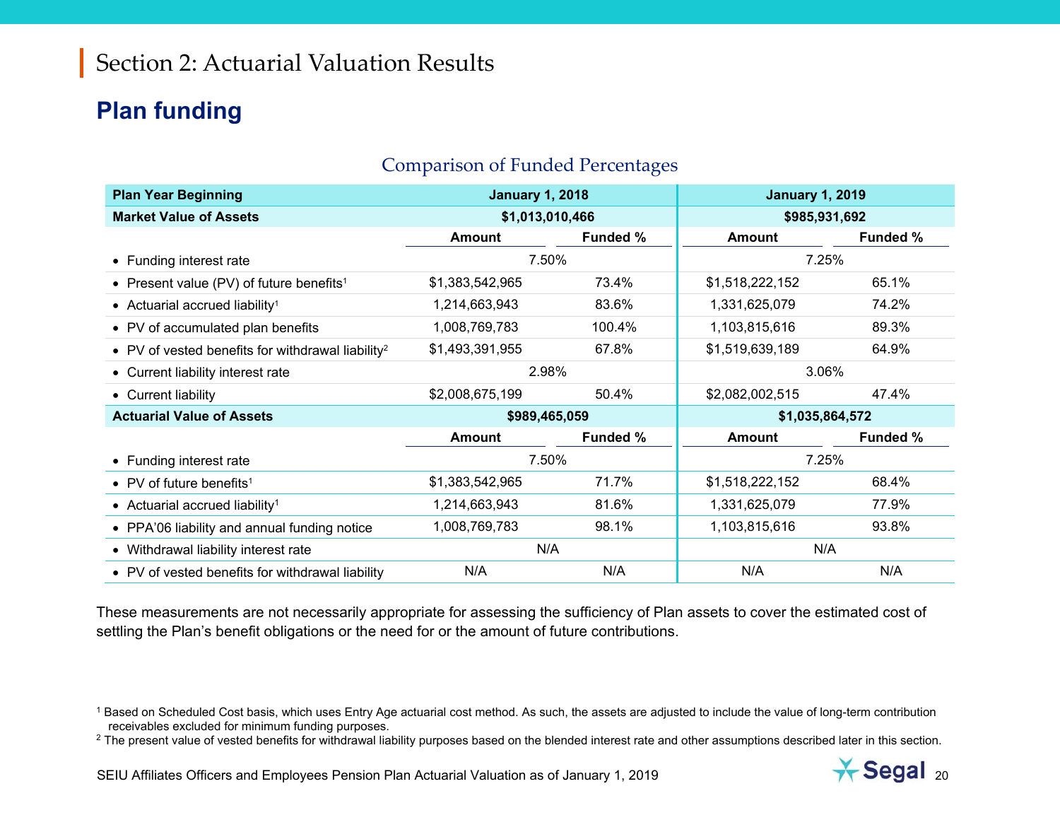# Section 2: Actuarial Valuation Results

## Plan funding

### Comparison of Funded Percentages

| Plan Year Beginning | January 1, 2018 | | January 1, 2019 | |
|---|---|---|---|---|
| **Market Value of Assets** | **$1,013,010,466** | | **$985,931,692** | |
| | **Amount** | **Funded %** | **Amount** | **Funded %** |
| • Funding interest rate | 7.50% | | 7.25% | |
| • Present value (PV) of future benefits[1] | $1,383,542,965 | 73.4% | $1,518,222,152 | 65.1% |
| • Actuarial accrued liability[1] | 1,214,663,943 | 83.6% | 1,331,625,079 | 74.2% |
| • PV of accumulated plan benefits | 1,008,769,783 | 100.4% | 1,103,815,616 | 89.3% |
| • PV of vested benefits for withdrawal liability[2] | $1,493,391,955 | 67.8% | $1,519,639,189 | 64.9% |
| • Current liability interest rate | 2.98% | | 3.06% | |
| • Current liability | $2,008,675,199 | 50.4% | $2,082,002,515 | 47.4% |
| **Actuarial Value of Assets** | **$989,465,059** | | **$1,035,864,572** | |
| | **Amount** | **Funded %** | **Amount** | **Funded %** |
| • Funding interest rate | 7.50% | | 7.25% | |
| • PV of future benefits[1] | $1,383,542,965 | 71.7% | $1,518,222,152 | 68.4% |
| • Actuarial accrued liability[1] | 1,214,663,943 | 81.6% | 1,331,625,079 | 77.9% |
| • PPA'06 liability and annual funding notice | 1,008,769,783 | 98.1% | 1,103,815,616 | 93.8% |
| • Withdrawal liability interest rate | N/A | | N/A | |
| • PV of vested benefits for withdrawal liability | N/A | N/A | N/A | N/A |

These measurements are not necessarily appropriate for assessing the sufficiency of Plan assets to cover the estimated cost of settling the Plan's benefit obligations or the need for or the amount of future contributions.

[1] Based on Scheduled Cost basis, which uses Entry Age actuarial cost method. As such, the assets are adjusted to include the value of long-term contribution receivables excluded for minimum funding purposes.

[2] The present value of vested benefits for withdrawal liability purposes based on the blended interest rate and other assumptions described later in this section.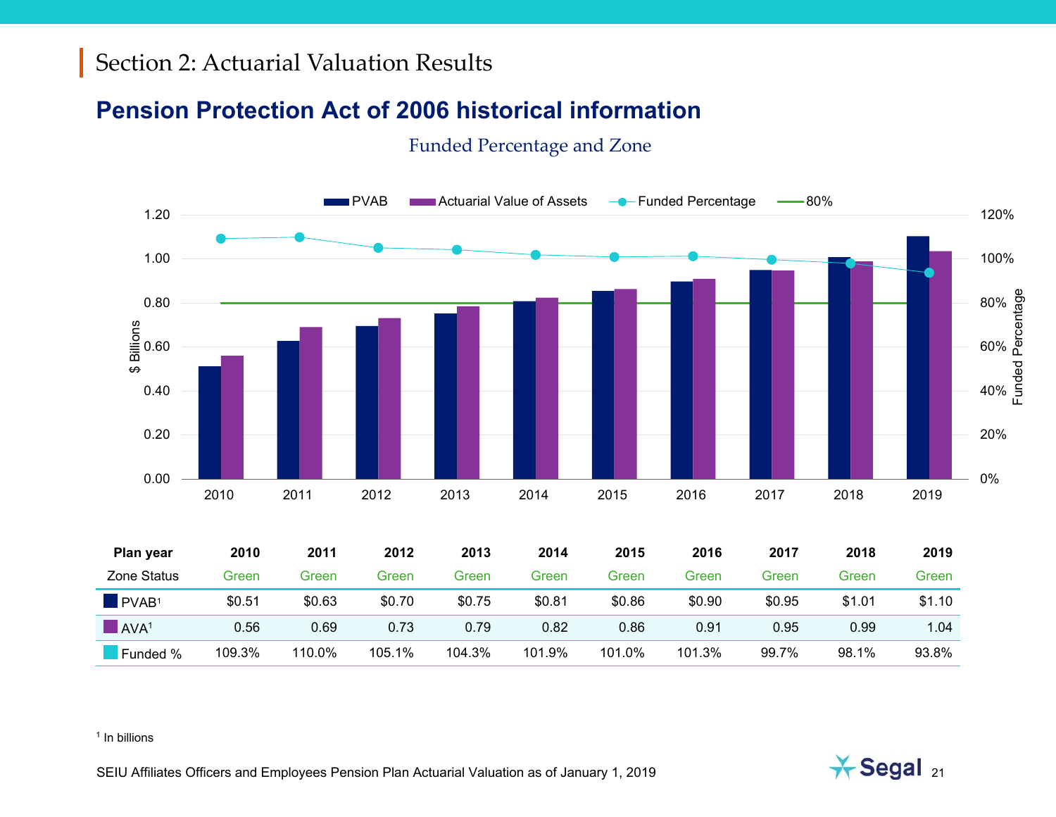## Section 2: Actuarial Valuation Results

### Pension Protection Act of 2006 historical information

Funded Percentage and Zone

| Plan year | 2010 | 2011 | 2012 | 2013 | 2014 | 2015 | 2016 | 2017 | 2018 | 2019 |
|---|---|---|---|---|---|---|---|---|---|---|
| Zone Status | Green | Green | Green | Green | Green | Green | Green | Green | Green | Green |
| PVAB[1] | $0.51 | $0.63 | $0.70 | $0.75 | $0.81 | $0.86 | $0.90 | $0.95 | $1.01 | $1.10 |
| AVA[1] | 0.56 | 0.69 | 0.73 | 0.79 | 0.82 | 0.86 | 0.91 | 0.95 | 0.99 | 1.04 |
| Funded % | 109.3% | 110.0% | 105.1% | 104.3% | 101.9% | 101.0% | 101.3% | 99.7% | 98.1% | 93.8% |

[1] In billions

SEIU Affiliates Officers and Employees Pension Plan Actuarial Valuation as of January 1, 2019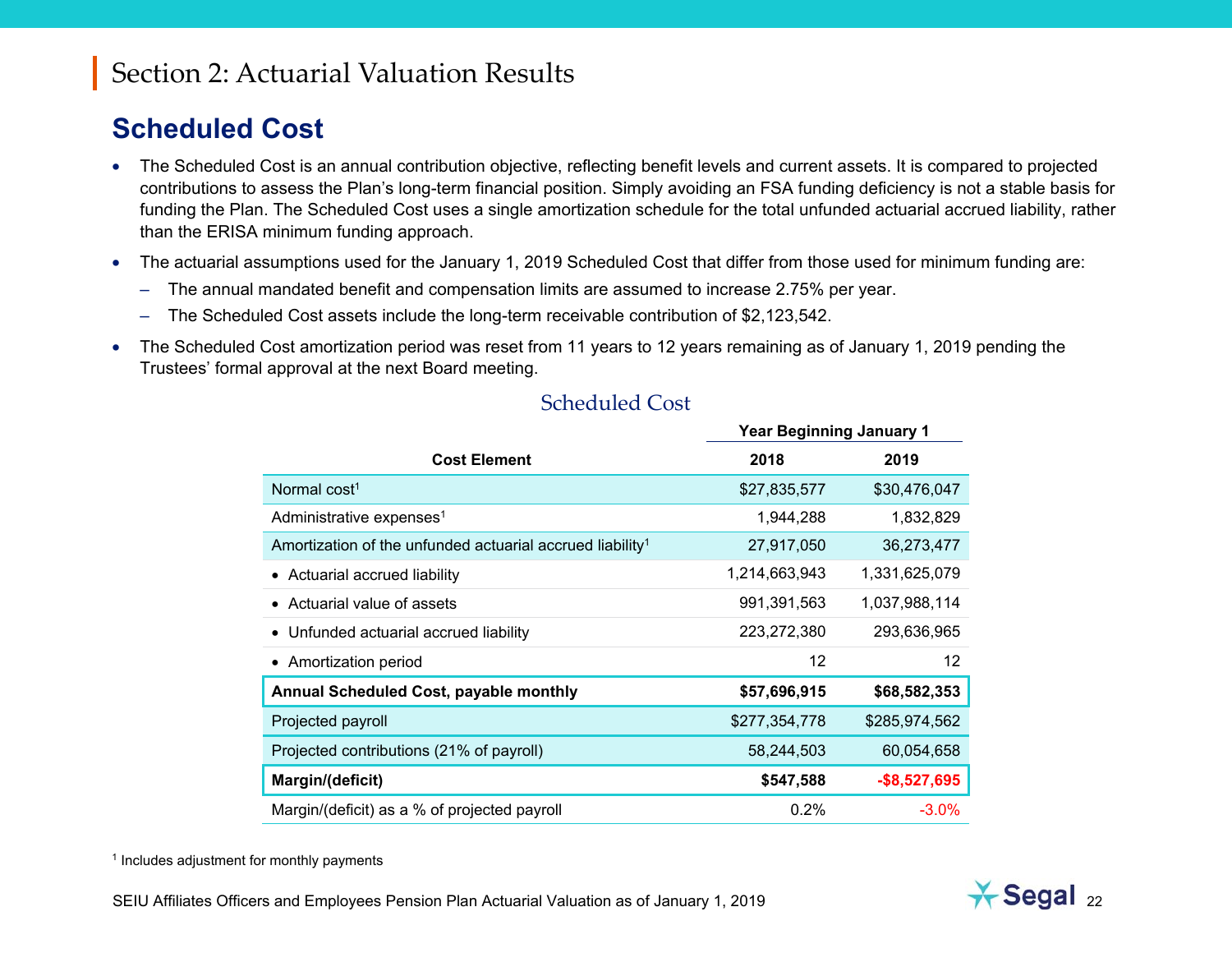# Section 2: Actuarial Valuation Results

## Scheduled Cost

- The Scheduled Cost is an annual contribution objective, reflecting benefit levels and current assets. It is compared to projected contributions to assess the Plan's long-term financial position. Simply avoiding an FSA funding deficiency is not a stable basis for funding the Plan. The Scheduled Cost uses a single amortization schedule for the total unfunded actuarial accrued liability, rather than the ERISA minimum funding approach.
- The actuarial assumptions used for the January 1, 2019 Scheduled Cost that differ from those used for minimum funding are:
  - The annual mandated benefit and compensation limits are assumed to increase 2.75% per year.
  - The Scheduled Cost assets include the long-term receivable contribution of $2,123,542.
- The Scheduled Cost amortization period was reset from 11 years to 12 years remaining as of January 1, 2019 pending the Trustees' formal approval at the next Board meeting.

### Scheduled Cost

| | Year Beginning January 1 | |
|---|---|---|
| **Cost Element** | **2018** | **2019** |
| Normal cost[1] | $27,835,577 | $30,476,047 |
| Administrative expenses[1] | 1,944,288 | 1,832,829 |
| Amortization of the unfunded actuarial accrued liability[1] | 27,917,050 | 36,273,477 |
| • Actuarial accrued liability | 1,214,663,943 | 1,331,625,079 |
| • Actuarial value of assets | 991,391,563 | 1,037,988,114 |
| • Unfunded actuarial accrued liability | 223,272,380 | 293,636,965 |
| • Amortization period | 12 | 12 |
| **Annual Scheduled Cost, payable monthly** | **$57,696,915** | **$68,582,353** |
| Projected payroll | $277,354,778 | $285,974,562 |
| Projected contributions (21% of payroll) | 58,244,503 | 60,054,658 |
| **Margin/(deficit)** | **$547,588** | **-$8,527,695** |
| Margin/(deficit) as a % of projected payroll | 0.2% | -3.0% |

[1] Includes adjustment for monthly payments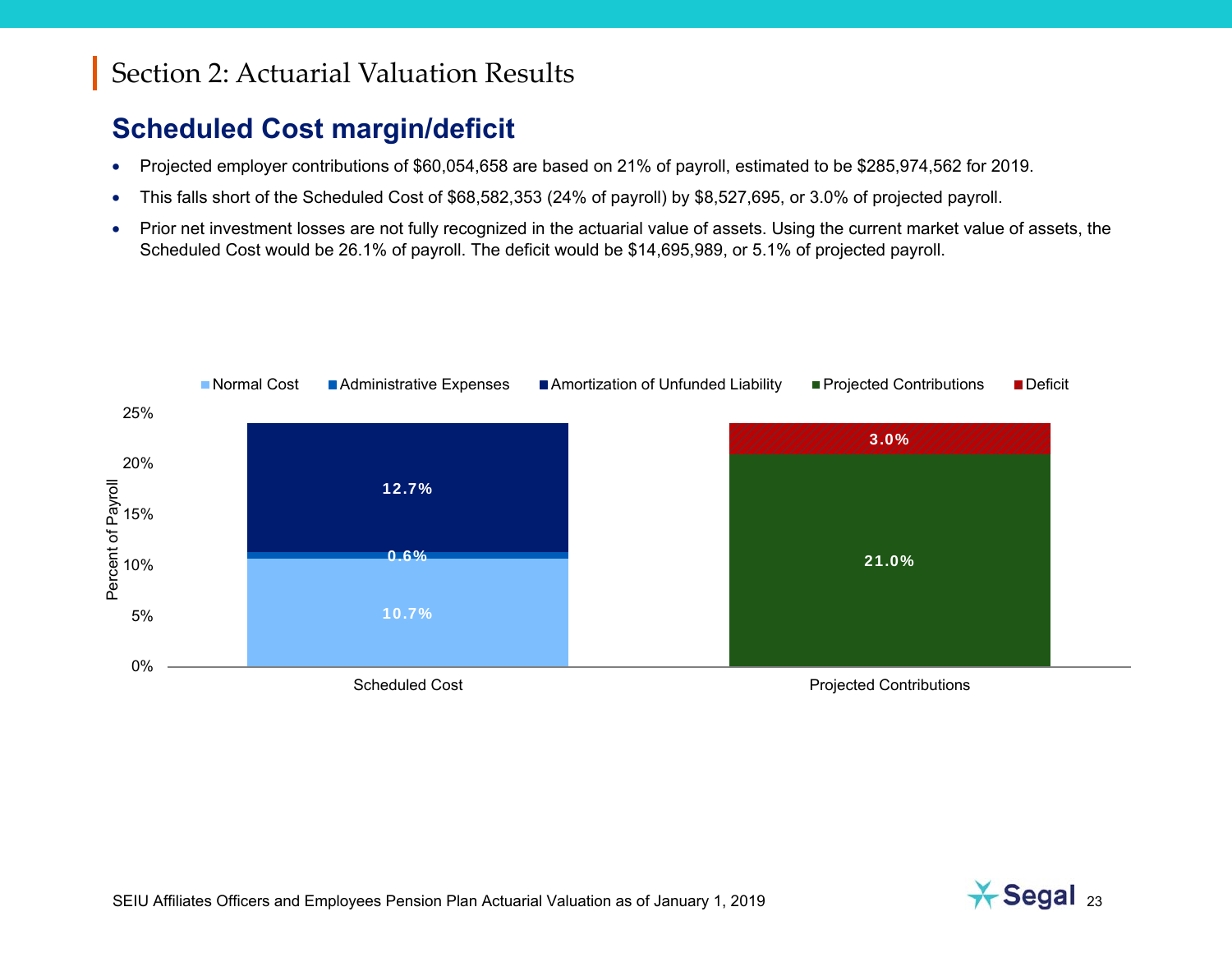# Section 2: Actuarial Valuation Results

## Scheduled Cost margin/deficit

- Projected employer contributions of $60,054,658 are based on 21% of payroll, estimated to be $285,974,562 for 2019.
- This falls short of the Scheduled Cost of $68,582,353 (24% of payroll) by $8,527,695, or 3.0% of projected payroll.
- Prior net investment losses are not fully recognized in the actuarial value of assets. Using the current market value of assets, the Scheduled Cost would be 26.1% of payroll. The deficit would be $14,695,989, or 5.1% of projected payroll.

| Percent of Payroll | Scheduled Cost | Projected Contributions |
|---|---|---|
| Normal Cost | 10.7% | |
| Administrative Expenses | 0.6% | |
| Amortization of Unfunded Liability | 12.7% | |
| Projected Contributions | | 21.0% |
| Deficit | | 3.0% |

SEIU Affiliates Officers and Employees Pension Plan Actuarial Valuation as of January 1, 2019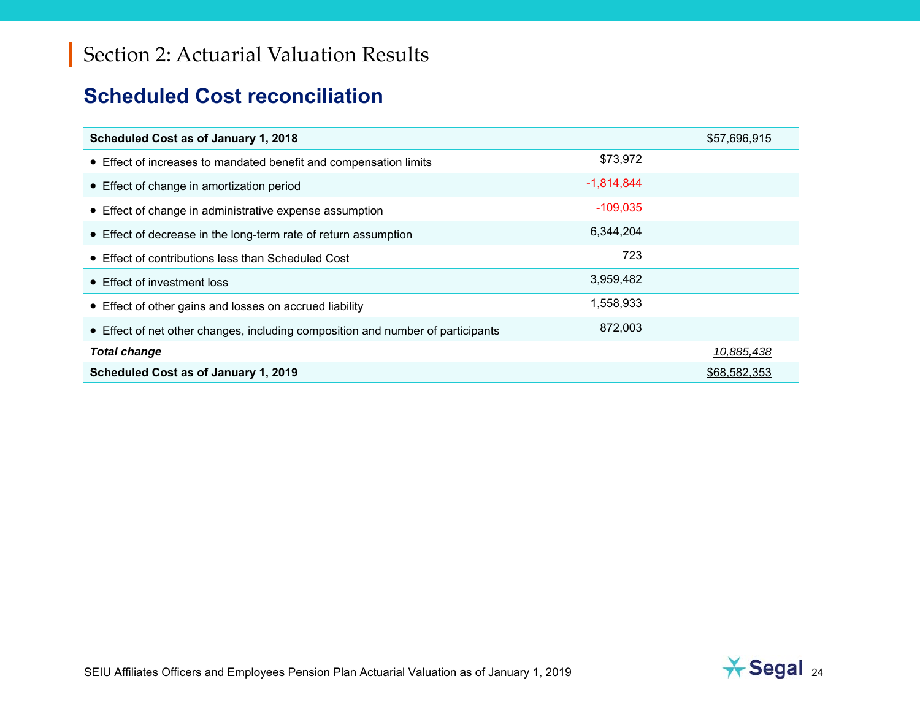# Section 2: Actuarial Valuation Results

## Scheduled Cost reconciliation

| | | |
|---|---|---|
| **Scheduled Cost as of January 1, 2018** | | $57,696,915 |
| • Effect of increases to mandated benefit and compensation limits | $73,972 | |
| • Effect of change in amortization period | -1,814,844 | |
| • Effect of change in administrative expense assumption | -109,035 | |
| • Effect of decrease in the long-term rate of return assumption | 6,344,204 | |
| • Effect of contributions less than Scheduled Cost | 723 | |
| • Effect of investment loss | 3,959,482 | |
| • Effect of other gains and losses on accrued liability | 1,558,933 | |
| • Effect of net other changes, including composition and number of participants | 872,003 | |
| ***Total change*** | | *10,885,438* |
| **Scheduled Cost as of January 1, 2019** | | $68,582,353 |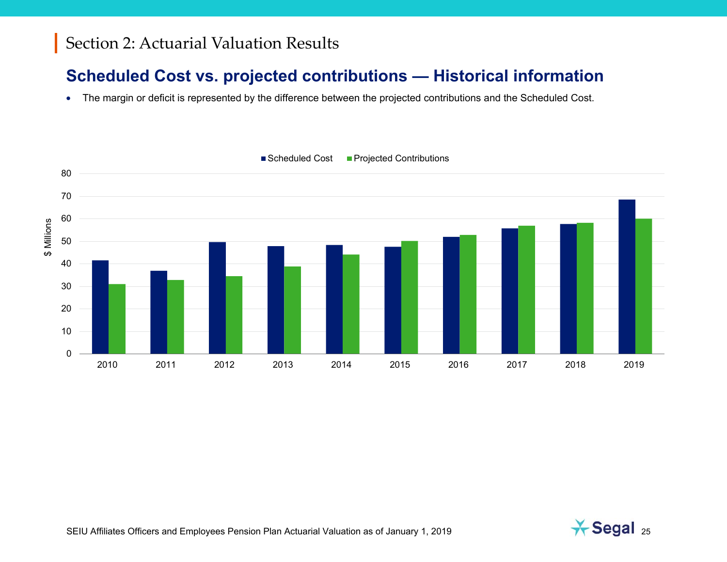# Section 2: Actuarial Valuation Results

## Scheduled Cost vs. projected contributions — Historical information

- The margin or deficit is represented by the difference between the projected contributions and the Scheduled Cost.

■ Scheduled Cost ■ Projected Contributions

$ Millions

80
70
60
50
40
30
20
10
0

2010 2011 2012 2013 2014 2015 2016 2017 2018 2019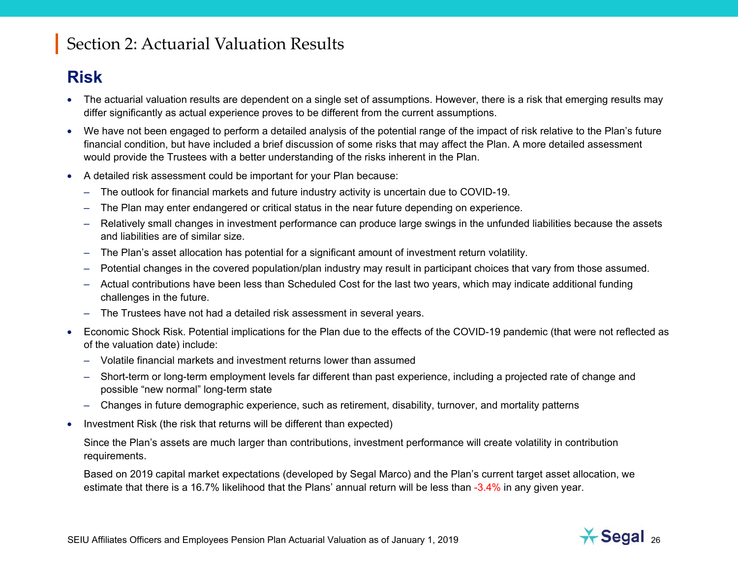# Section 2: Actuarial Valuation Results

## Risk

- The actuarial valuation results are dependent on a single set of assumptions. However, there is a risk that emerging results may differ significantly as actual experience proves to be different from the current assumptions.
- We have not been engaged to perform a detailed analysis of the potential range of the impact of risk relative to the Plan's future financial condition, but have included a brief discussion of some risks that may affect the Plan. A more detailed assessment would provide the Trustees with a better understanding of the risks inherent in the Plan.
- A detailed risk assessment could be important for your Plan because:
  - The outlook for financial markets and future industry activity is uncertain due to COVID-19.
  - The Plan may enter endangered or critical status in the near future depending on experience.
  - Relatively small changes in investment performance can produce large swings in the unfunded liabilities because the assets and liabilities are of similar size.
  - The Plan's asset allocation has potential for a significant amount of investment return volatility.
  - Potential changes in the covered population/plan industry may result in participant choices that vary from those assumed.
  - Actual contributions have been less than Scheduled Cost for the last two years, which may indicate additional funding challenges in the future.
  - The Trustees have not had a detailed risk assessment in several years.
- Economic Shock Risk. Potential implications for the Plan due to the effects of the COVID-19 pandemic (that were not reflected as of the valuation date) include:
  - Volatile financial markets and investment returns lower than assumed
  - Short-term or long-term employment levels far different than past experience, including a projected rate of change and possible "new normal" long-term state
  - Changes in future demographic experience, such as retirement, disability, turnover, and mortality patterns
- Investment Risk (the risk that returns will be different than expected)

  Since the Plan's assets are much larger than contributions, investment performance will create volatility in contribution requirements.

  Based on 2019 capital market expectations (developed by Segal Marco) and the Plan's current target asset allocation, we estimate that there is a 16.7% likelihood that the Plans' annual return will be less than -3.4% in any given year.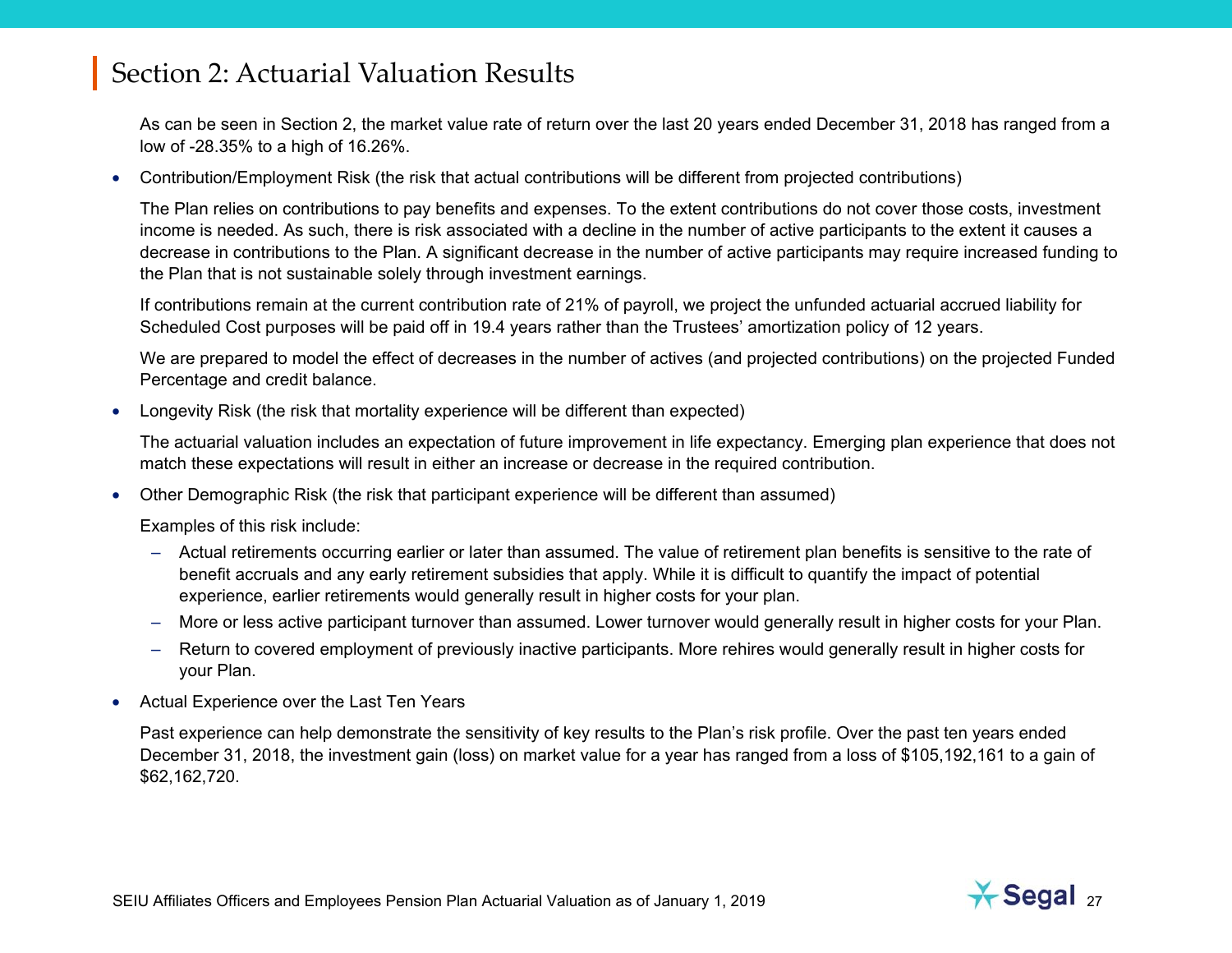## Section 2: Actuarial Valuation Results

As can be seen in Section 2, the market value rate of return over the last 20 years ended December 31, 2018 has ranged from a low of -28.35% to a high of 16.26%.

- Contribution/Employment Risk (the risk that actual contributions will be different from projected contributions)

  The Plan relies on contributions to pay benefits and expenses. To the extent contributions do not cover those costs, investment income is needed. As such, there is risk associated with a decline in the number of active participants to the extent it causes a decrease in contributions to the Plan. A significant decrease in the number of active participants may require increased funding to the Plan that is not sustainable solely through investment earnings.

  If contributions remain at the current contribution rate of 21% of payroll, we project the unfunded actuarial accrued liability for Scheduled Cost purposes will be paid off in 19.4 years rather than the Trustees' amortization policy of 12 years.

  We are prepared to model the effect of decreases in the number of actives (and projected contributions) on the projected Funded Percentage and credit balance.

- Longevity Risk (the risk that mortality experience will be different than expected)

  The actuarial valuation includes an expectation of future improvement in life expectancy. Emerging plan experience that does not match these expectations will result in either an increase or decrease in the required contribution.

- Other Demographic Risk (the risk that participant experience will be different than assumed)

  Examples of this risk include:

  - Actual retirements occurring earlier or later than assumed. The value of retirement plan benefits is sensitive to the rate of benefit accruals and any early retirement subsidies that apply. While it is difficult to quantify the impact of potential experience, earlier retirements would generally result in higher costs for your plan.
  - More or less active participant turnover than assumed. Lower turnover would generally result in higher costs for your Plan.
  - Return to covered employment of previously inactive participants. More rehires would generally result in higher costs for your Plan.

- Actual Experience over the Last Ten Years

  Past experience can help demonstrate the sensitivity of key results to the Plan's risk profile. Over the past ten years ended December 31, 2018, the investment gain (loss) on market value for a year has ranged from a loss of $105,192,161 to a gain of $62,162,720.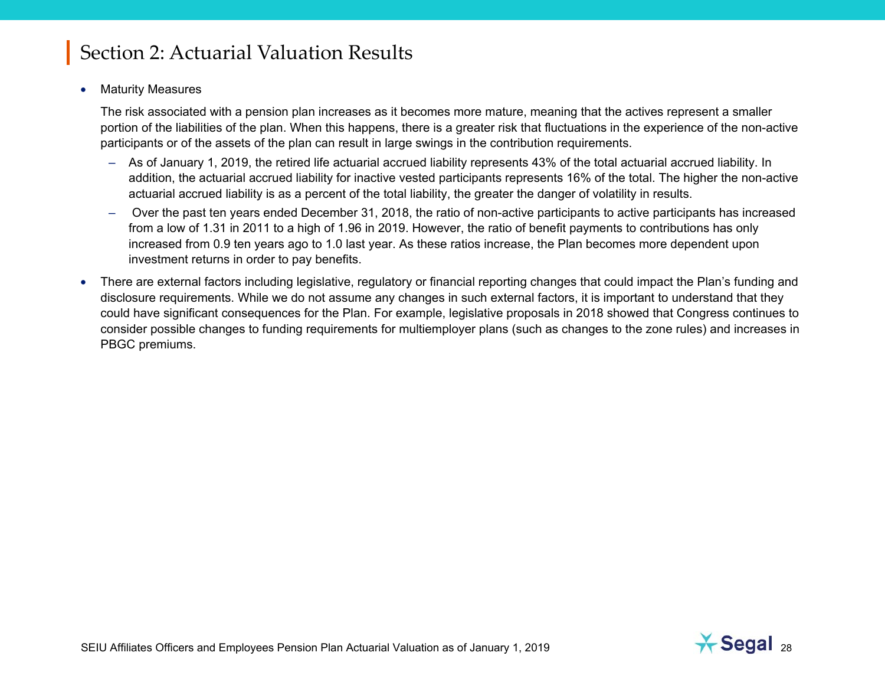## Section 2: Actuarial Valuation Results

- Maturity Measures

  The risk associated with a pension plan increases as it becomes more mature, meaning that the actives represent a smaller portion of the liabilities of the plan. When this happens, there is a greater risk that fluctuations in the experience of the non-active participants or of the assets of the plan can result in large swings in the contribution requirements.

  - As of January 1, 2019, the retired life actuarial accrued liability represents 43% of the total actuarial accrued liability. In addition, the actuarial accrued liability for inactive vested participants represents 16% of the total. The higher the non-active actuarial accrued liability is as a percent of the total liability, the greater the danger of volatility in results.
  - Over the past ten years ended December 31, 2018, the ratio of non-active participants to active participants has increased from a low of 1.31 in 2011 to a high of 1.96 in 2019. However, the ratio of benefit payments to contributions has only increased from 0.9 ten years ago to 1.0 last year. As these ratios increase, the Plan becomes more dependent upon investment returns in order to pay benefits.

- There are external factors including legislative, regulatory or financial reporting changes that could impact the Plan's funding and disclosure requirements. While we do not assume any changes in such external factors, it is important to understand that they could have significant consequences for the Plan. For example, legislative proposals in 2018 showed that Congress continues to consider possible changes to funding requirements for multiemployer plans (such as changes to the zone rules) and increases in PBGC premiums.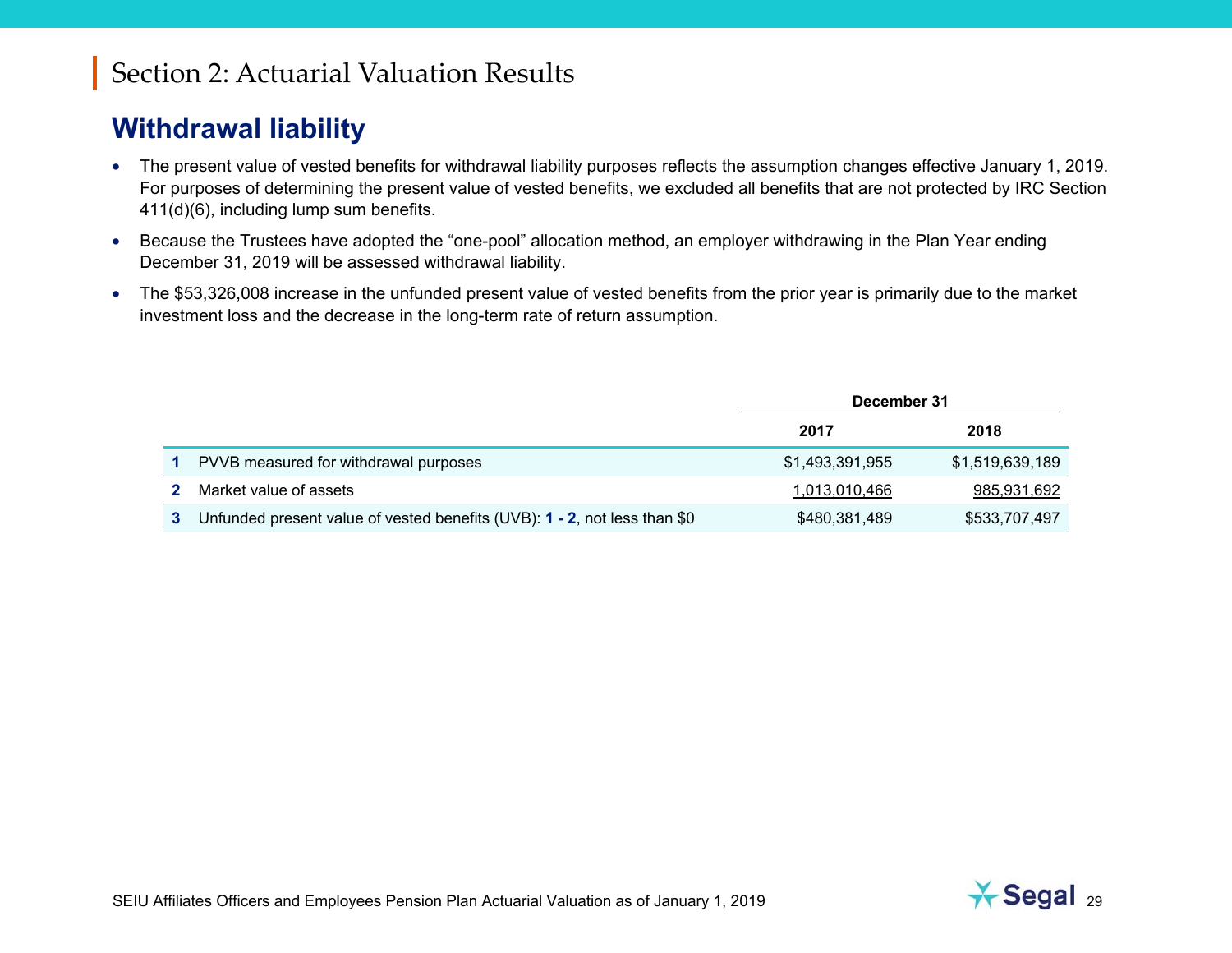# Section 2: Actuarial Valuation Results

## Withdrawal liability

- The present value of vested benefits for withdrawal liability purposes reflects the assumption changes effective January 1, 2019. For purposes of determining the present value of vested benefits, we excluded all benefits that are not protected by IRC Section 411(d)(6), including lump sum benefits.
- Because the Trustees have adopted the "one-pool" allocation method, an employer withdrawing in the Plan Year ending December 31, 2019 will be assessed withdrawal liability.
- The $53,326,008 increase in the unfunded present value of vested benefits from the prior year is primarily due to the market investment loss and the decrease in the long-term rate of return assumption.

| | | December 31 | |
|---|---|---|---|
| | | 2017 | 2018 |
| 1 | PVVB measured for withdrawal purposes | $1,493,391,955 | $1,519,639,189 |
| 2 | Market value of assets | 1,013,010,466 | 985,931,692 |
| 3 | Unfunded present value of vested benefits (UVB): **1 - 2**, not less than $0 | $480,381,489 | $533,707,497 |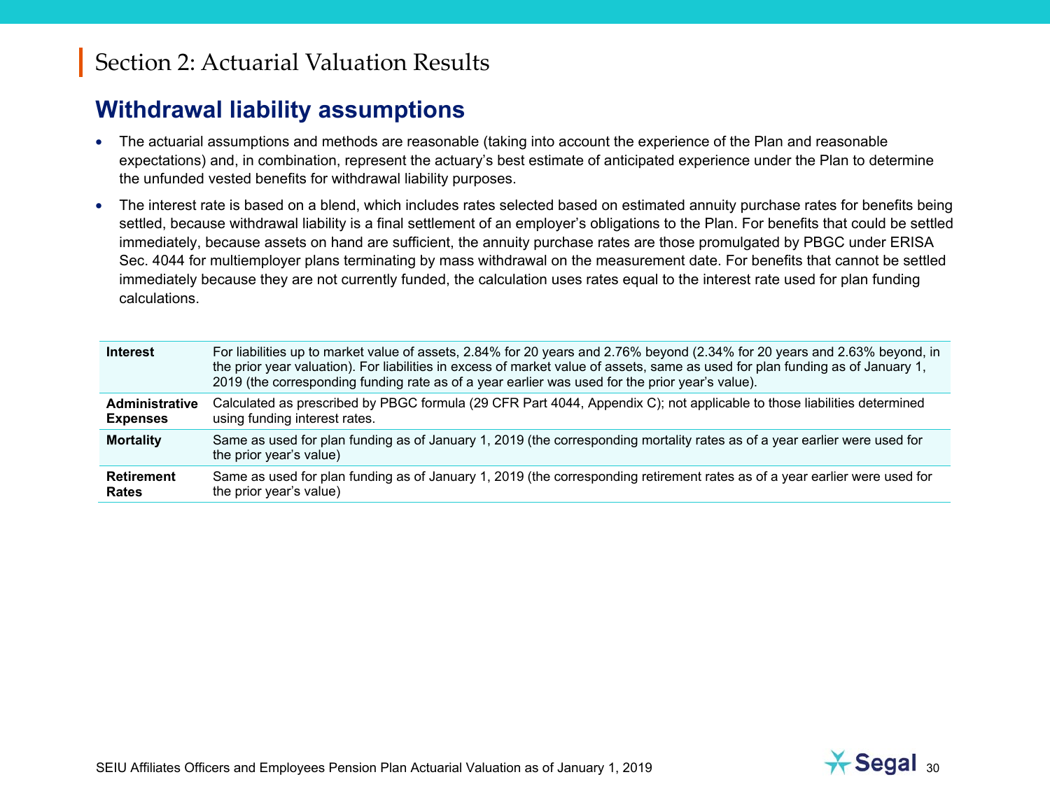# Section 2: Actuarial Valuation Results

## Withdrawal liability assumptions

- The actuarial assumptions and methods are reasonable (taking into account the experience of the Plan and reasonable expectations) and, in combination, represent the actuary's best estimate of anticipated experience under the Plan to determine the unfunded vested benefits for withdrawal liability purposes.
- The interest rate is based on a blend, which includes rates selected based on estimated annuity purchase rates for benefits being settled, because withdrawal liability is a final settlement of an employer's obligations to the Plan. For benefits that could be settled immediately, because assets on hand are sufficient, the annuity purchase rates are those promulgated by PBGC under ERISA Sec. 4044 for multiemployer plans terminating by mass withdrawal on the measurement date. For benefits that cannot be settled immediately because they are not currently funded, the calculation uses rates equal to the interest rate used for plan funding calculations.

| | |
|---|---|
| **Interest** | For liabilities up to market value of assets, 2.84% for 20 years and 2.76% beyond (2.34% for 20 years and 2.63% beyond, in the prior year valuation). For liabilities in excess of market value of assets, same as used for plan funding as of January 1, 2019 (the corresponding funding rate as of a year earlier was used for the prior year's value). |
| **Administrative Expenses** | Calculated as prescribed by PBGC formula (29 CFR Part 4044, Appendix C); not applicable to those liabilities determined using funding interest rates. |
| **Mortality** | Same as used for plan funding as of January 1, 2019 (the corresponding mortality rates as of a year earlier were used for the prior year's value) |
| **Retirement Rates** | Same as used for plan funding as of January 1, 2019 (the corresponding retirement rates as of a year earlier were used for the prior year's value) |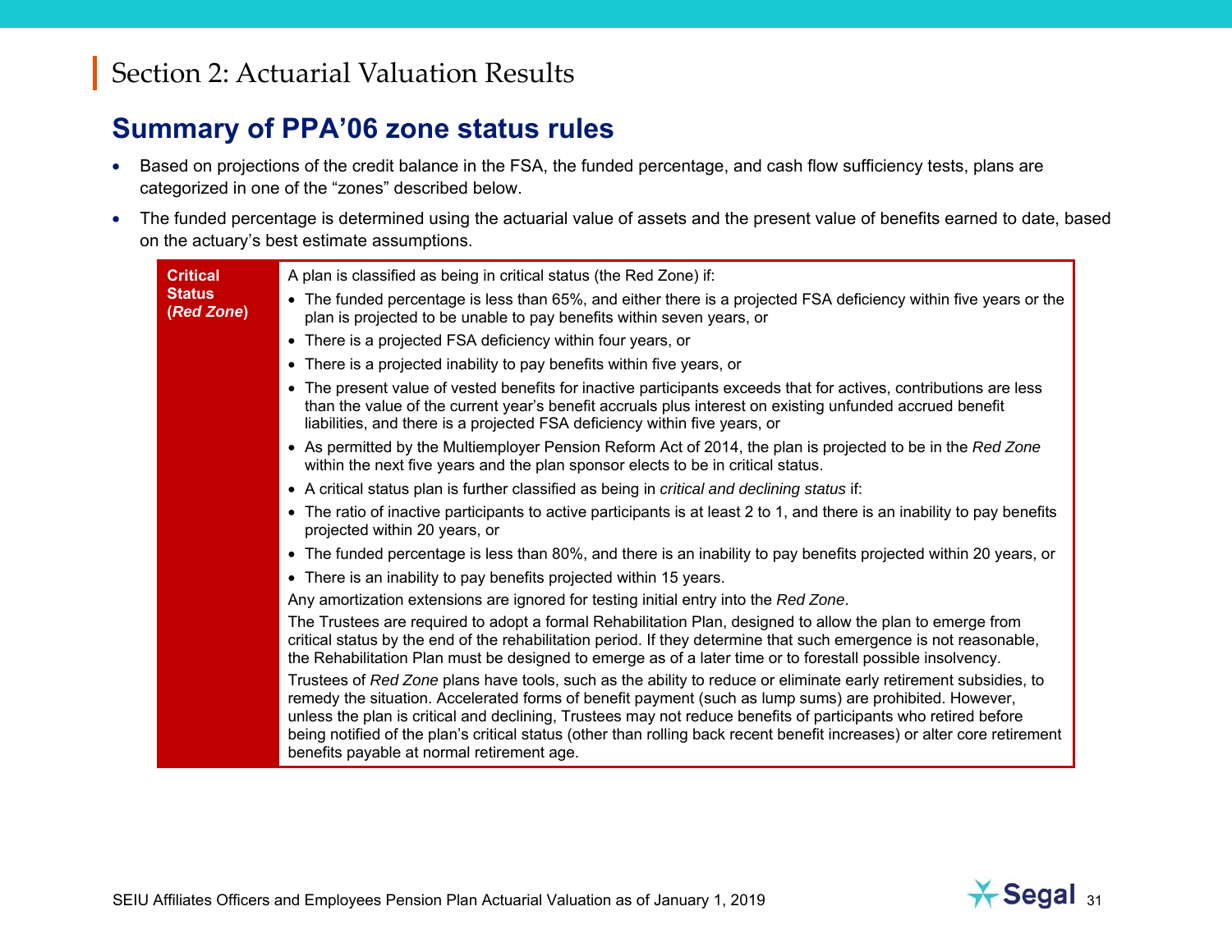# Section 2: Actuarial Valuation Results

## Summary of PPA'06 zone status rules

- Based on projections of the credit balance in the FSA, the funded percentage, and cash flow sufficiency tests, plans are categorized in one of the "zones" described below.
- The funded percentage is determined using the actuarial value of assets and the present value of benefits earned to date, based on the actuary's best estimate assumptions.

| **Critical Status (*Red Zone*)** | A plan is classified as being in critical status (the Red Zone) if:<br>• The funded percentage is less than 65%, and either there is a projected FSA deficiency within five years or the plan is projected to be unable to pay benefits within seven years, or<br>• There is a projected FSA deficiency within four years, or<br>• There is a projected inability to pay benefits within five years, or<br>• The present value of vested benefits for inactive participants exceeds that for actives, contributions are less than the value of the current year's benefit accruals plus interest on existing unfunded accrued benefit liabilities, and there is a projected FSA deficiency within five years, or<br>• As permitted by the Multiemployer Pension Reform Act of 2014, the plan is projected to be in the *Red Zone* within the next five years and the plan sponsor elects to be in critical status.<br>• A critical status plan is further classified as being in *critical and declining status* if:<br>• The ratio of inactive participants to active participants is at least 2 to 1, and there is an inability to pay benefits projected within 20 years, or<br>• The funded percentage is less than 80%, and there is an inability to pay benefits projected within 20 years, or<br>• There is an inability to pay benefits projected within 15 years.<br>Any amortization extensions are ignored for testing initial entry into the *Red Zone*.<br>The Trustees are required to adopt a formal Rehabilitation Plan, designed to allow the plan to emerge from critical status by the end of the rehabilitation period. If they determine that such emergence is not reasonable, the Rehabilitation Plan must be designed to emerge as of a later time or to forestall possible insolvency.<br>Trustees of *Red Zone* plans have tools, such as the ability to reduce or eliminate early retirement subsidies, to remedy the situation. Accelerated forms of benefit payment (such as lump sums) are prohibited. However, unless the plan is critical and declining, Trustees may not reduce benefits of participants who retired before being notified of the plan's critical status (other than rolling back recent benefit increases) or alter core retirement benefits payable at normal retirement age. |
|---|---|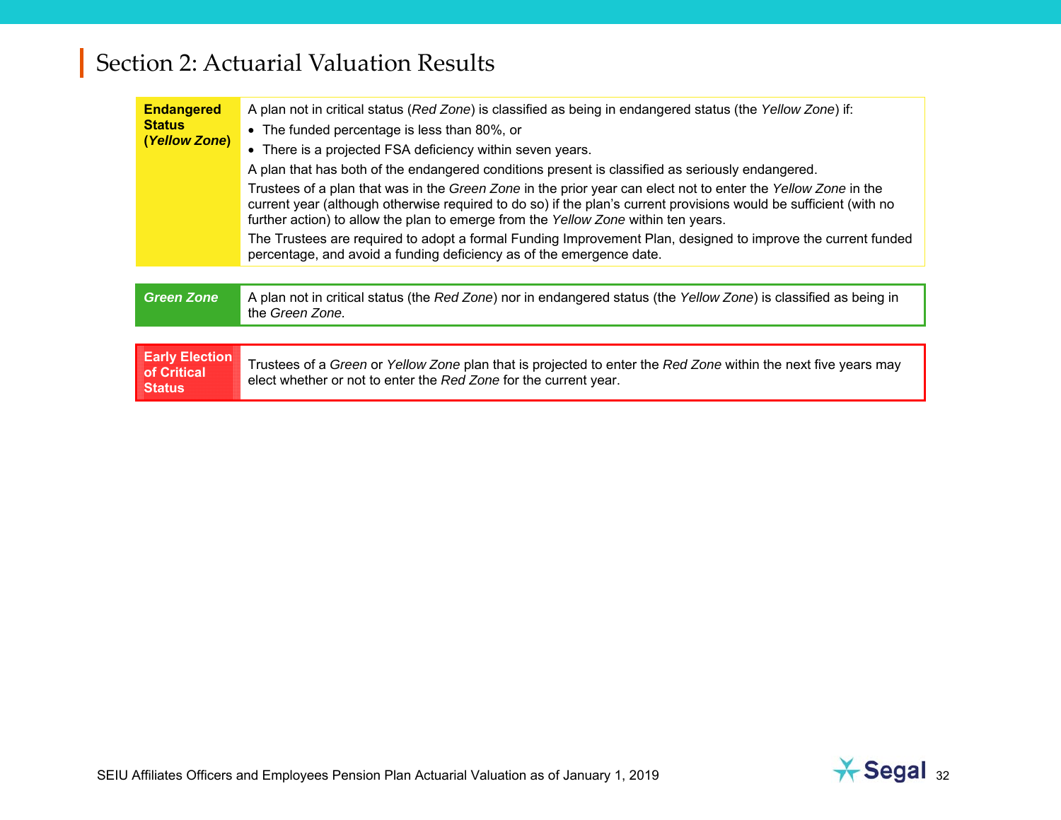## Section 2: Actuarial Valuation Results

| | |
|---|---|
| **Endangered Status (*Yellow Zone*)** | A plan not in critical status (*Red Zone*) is classified as being in endangered status (the *Yellow Zone*) if:<br>• The funded percentage is less than 80%, or<br>• There is a projected FSA deficiency within seven years.<br>A plan that has both of the endangered conditions present is classified as seriously endangered.<br>Trustees of a plan that was in the *Green Zone* in the prior year can elect not to enter the *Yellow Zone* in the current year (although otherwise required to do so) if the plan's current provisions would be sufficient (with no further action) to allow the plan to emerge from the *Yellow Zone* within ten years.<br>The Trustees are required to adopt a formal Funding Improvement Plan, designed to improve the current funded percentage, and avoid a funding deficiency as of the emergence date. |

| | |
|---|---|
| ***Green Zone*** | A plan not in critical status (the *Red Zone*) nor in endangered status (the *Yellow Zone*) is classified as being in the *Green Zone*. |

| | |
|---|---|
| **Early Election of Critical Status** | Trustees of a *Green* or *Yellow Zone* plan that is projected to enter the *Red Zone* within the next five years may elect whether or not to enter the *Red Zone* for the current year. |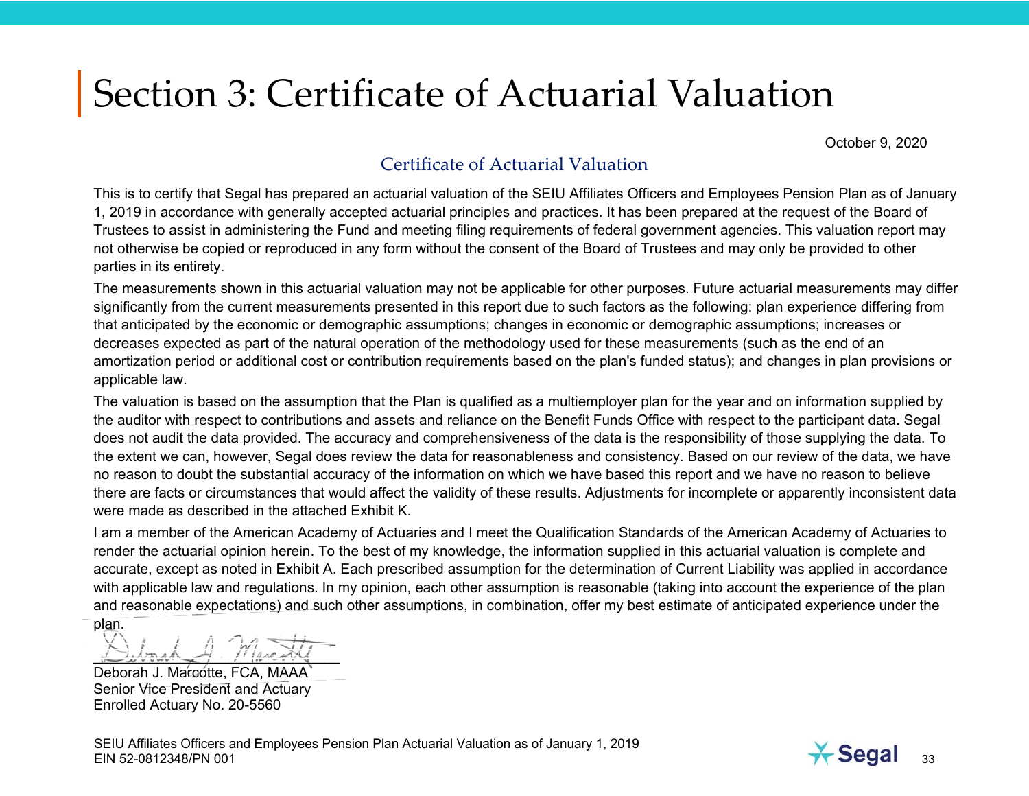# Section 3: Certificate of Actuarial Valuation

October 9, 2020

## Certificate of Actuarial Valuation

This is to certify that Segal has prepared an actuarial valuation of the SEIU Affiliates Officers and Employees Pension Plan as of January 1, 2019 in accordance with generally accepted actuarial principles and practices. It has been prepared at the request of the Board of Trustees to assist in administering the Fund and meeting filing requirements of federal government agencies. This valuation report may not otherwise be copied or reproduced in any form without the consent of the Board of Trustees and may only be provided to other parties in its entirety.

The measurements shown in this actuarial valuation may not be applicable for other purposes. Future actuarial measurements may differ significantly from the current measurements presented in this report due to such factors as the following: plan experience differing from that anticipated by the economic or demographic assumptions; changes in economic or demographic assumptions; increases or decreases expected as part of the natural operation of the methodology used for these measurements (such as the end of an amortization period or additional cost or contribution requirements based on the plan's funded status); and changes in plan provisions or applicable law.

The valuation is based on the assumption that the Plan is qualified as a multiemployer plan for the year and on information supplied by the auditor with respect to contributions and assets and reliance on the Benefit Funds Office with respect to the participant data. Segal does not audit the data provided. The accuracy and comprehensiveness of the data is the responsibility of those supplying the data. To the extent we can, however, Segal does review the data for reasonableness and consistency. Based on our review of the data, we have no reason to doubt the substantial accuracy of the information on which we have based this report and we have no reason to believe there are facts or circumstances that would affect the validity of these results. Adjustments for incomplete or apparently inconsistent data were made as described in the attached Exhibit K.

I am a member of the American Academy of Actuaries and I meet the Qualification Standards of the American Academy of Actuaries to render the actuarial opinion herein. To the best of my knowledge, the information supplied in this actuarial valuation is complete and accurate, except as noted in Exhibit A. Each prescribed assumption for the determination of Current Liability was applied in accordance with applicable law and regulations. In my opinion, each other assumption is reasonable (taking into account the experience of the plan and reasonable expectations) and such other assumptions, in combination, offer my best estimate of anticipated experience under the plan.

Deborah J. Marcotte, FCA, MAAA
Senior Vice President and Actuary
Enrolled Actuary No. 20-5560

SEIU Affiliates Officers and Employees Pension Plan Actuarial Valuation as of January 1, 2019
EIN 52-0812348/PN 001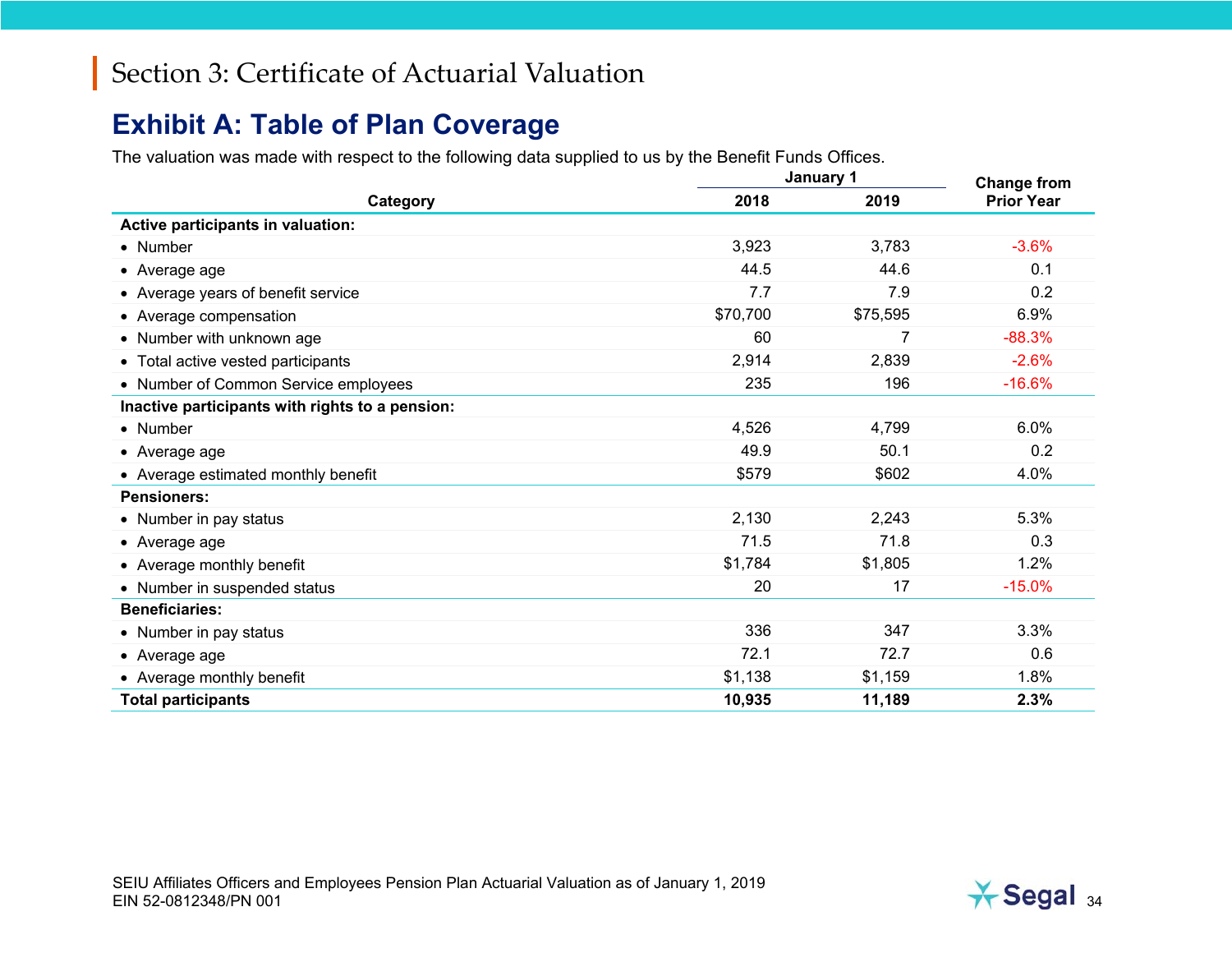## Section 3: Certificate of Actuarial Valuation

# Exhibit A: Table of Plan Coverage

The valuation was made with respect to the following data supplied to us by the Benefit Funds Offices.

| Category | January 1 2018 | January 1 2019 | Change from Prior Year |
|---|---|---|---|
| **Active participants in valuation:** | | | |
| • Number | 3,923 | 3,783 | -3.6% |
| • Average age | 44.5 | 44.6 | 0.1 |
| • Average years of benefit service | 7.7 | 7.9 | 0.2 |
| • Average compensation | $70,700 | $75,595 | 6.9% |
| • Number with unknown age | 60 | 7 | -88.3% |
| • Total active vested participants | 2,914 | 2,839 | -2.6% |
| • Number of Common Service employees | 235 | 196 | -16.6% |
| **Inactive participants with rights to a pension:** | | | |
| • Number | 4,526 | 4,799 | 6.0% |
| • Average age | 49.9 | 50.1 | 0.2 |
| • Average estimated monthly benefit | $579 | $602 | 4.0% |
| **Pensioners:** | | | |
| • Number in pay status | 2,130 | 2,243 | 5.3% |
| • Average age | 71.5 | 71.8 | 0.3 |
| • Average monthly benefit | $1,784 | $1,805 | 1.2% |
| • Number in suspended status | 20 | 17 | -15.0% |
| **Beneficiaries:** | | | |
| • Number in pay status | 336 | 347 | 3.3% |
| • Average age | 72.1 | 72.7 | 0.6 |
| • Average monthly benefit | $1,138 | $1,159 | 1.8% |
| **Total participants** | **10,935** | **11,189** | **2.3%** |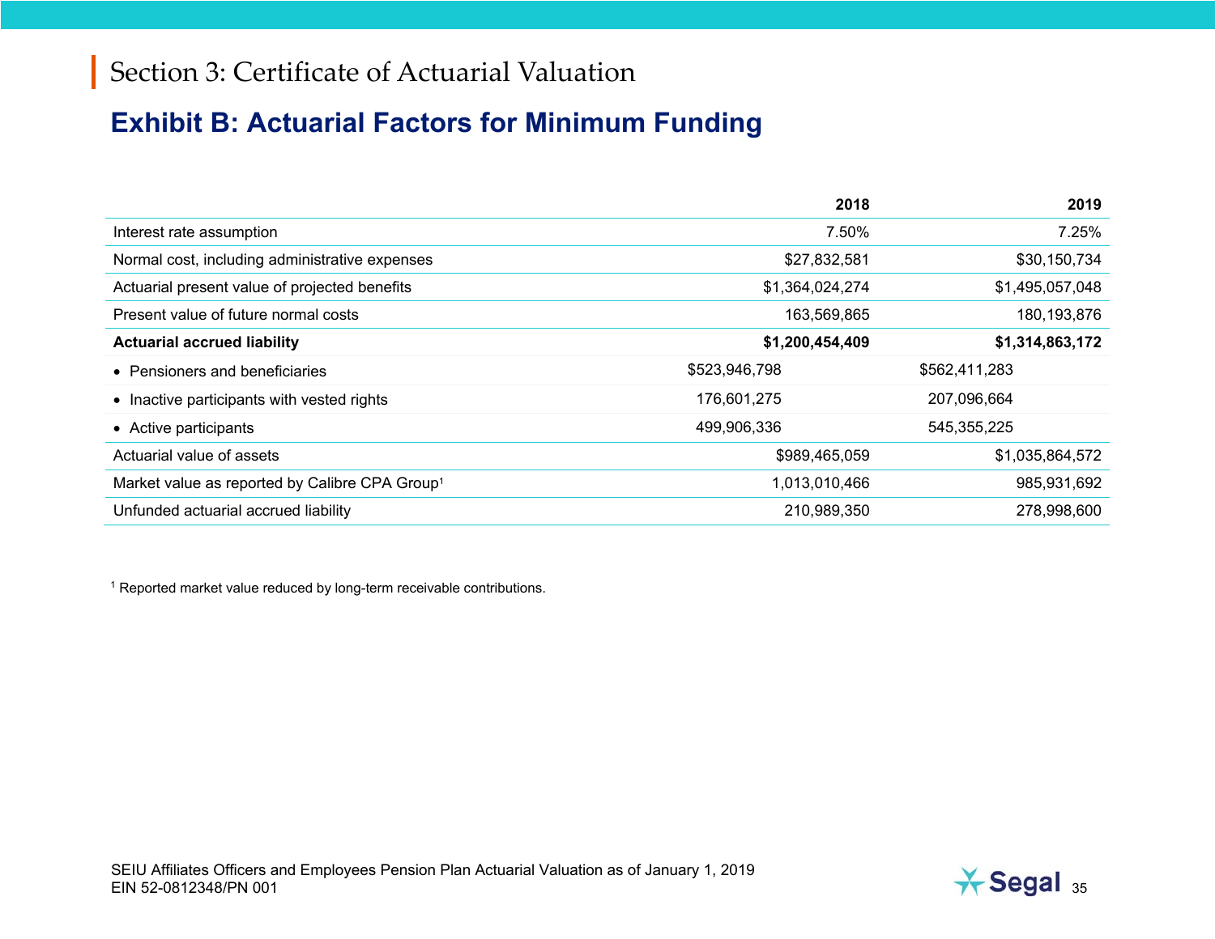# Section 3: Certificate of Actuarial Valuation

## Exhibit B: Actuarial Factors for Minimum Funding

| | 2018 | 2019 |
|---|---|---|
| Interest rate assumption | 7.50% | 7.25% |
| Normal cost, including administrative expenses | $27,832,581 | $30,150,734 |
| Actuarial present value of projected benefits | $1,364,024,274 | $1,495,057,048 |
| Present value of future normal costs | 163,569,865 | 180,193,876 |
| **Actuarial accrued liability** | **$1,200,454,409** | **$1,314,863,172** |
| • Pensioners and beneficiaries | $523,946,798 | $562,411,283 |
| • Inactive participants with vested rights | 176,601,275 | 207,096,664 |
| • Active participants | 499,906,336 | 545,355,225 |
| Actuarial value of assets | $989,465,059 | $1,035,864,572 |
| Market value as reported by Calibre CPA Group[1] | 1,013,010,466 | 985,931,692 |
| Unfunded actuarial accrued liability | 210,989,350 | 278,998,600 |

[1] Reported market value reduced by long-term receivable contributions.

SEIU Affiliates Officers and Employees Pension Plan Actuarial Valuation as of January 1, 2019
EIN 52-0812348/PN 001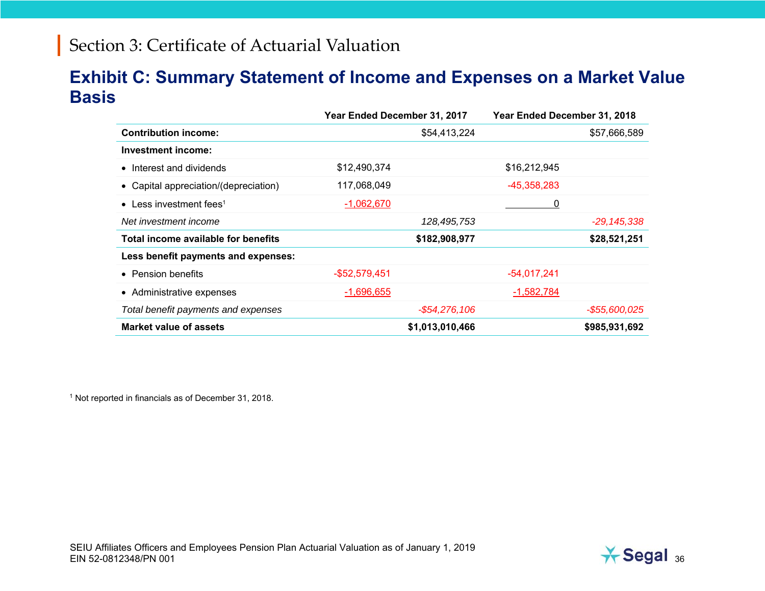## Section 3: Certificate of Actuarial Valuation

# Exhibit C: Summary Statement of Income and Expenses on a Market Value Basis

| | Year Ended December 31, 2017 | | Year Ended December 31, 2018 | |
|---|---|---|---|---|
| **Contribution income:** | | $54,413,224 | | $57,666,589 |
| **Investment income:** | | | | |
| • Interest and dividends | $12,490,374 | | $16,212,945 | |
| • Capital appreciation/(depreciation) | 117,068,049 | | -45,358,283 | |
| • Less investment fees[1] | -1,062,670 | | 0 | |
| *Net investment income* | | *128,495,753* | | *-29,145,338* |
| **Total income available for benefits** | | **$182,908,977** | | **$28,521,251** |
| **Less benefit payments and expenses:** | | | | |
| • Pension benefits | -$52,579,451 | | -54,017,241 | |
| • Administrative expenses | -1,696,655 | | -1,582,784 | |
| *Total benefit payments and expenses* | | *-$54,276,106* | | *-$55,600,025* |
| **Market value of assets** | | **$1,013,010,466** | | **$985,931,692** |

[1] Not reported in financials as of December 31, 2018.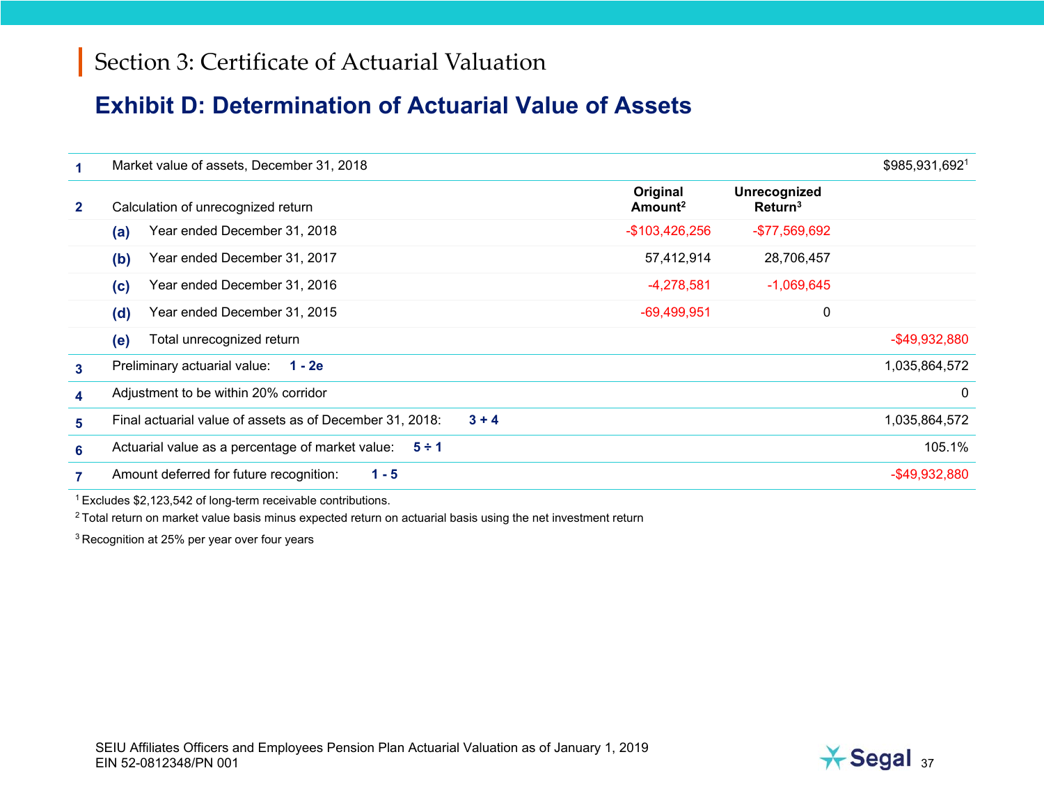# Section 3: Certificate of Actuarial Valuation

## Exhibit D: Determination of Actuarial Value of Assets

| | | | Original Amount[2] | Unrecognized Return[3] | |
|---|---|---|---|---|---|
| **1** | Market value of assets, December 31, 2018 | | | | $985,931,692[1] |
| **2** | Calculation of unrecognized return | | | | |
| | **(a)** | Year ended December 31, 2018 | -$103,426,256 | -$77,569,692 | |
| | **(b)** | Year ended December 31, 2017 | 57,412,914 | 28,706,457 | |
| | **(c)** | Year ended December 31, 2016 | -4,278,581 | -1,069,645 | |
| | **(d)** | Year ended December 31, 2015 | -69,499,951 | 0 | |
| | **(e)** | Total unrecognized return | | | -$49,932,880 |
| **3** | Preliminary actuarial value: **1 - 2e** | | | | 1,035,864,572 |
| **4** | Adjustment to be within 20% corridor | | | | 0 |
| **5** | Final actuarial value of assets as of December 31, 2018: **3 + 4** | | | | 1,035,864,572 |
| **6** | Actuarial value as a percentage of market value: **5 ÷ 1** | | | | 105.1% |
| **7** | Amount deferred for future recognition: **1 - 5** | | | | -$49,932,880 |

[1] Excludes $2,123,542 of long-term receivable contributions.

[2] Total return on market value basis minus expected return on actuarial basis using the net investment return

[3] Recognition at 25% per year over four years

SEIU Affiliates Officers and Employees Pension Plan Actuarial Valuation as of January 1, 2019
EIN 52-0812348/PN 001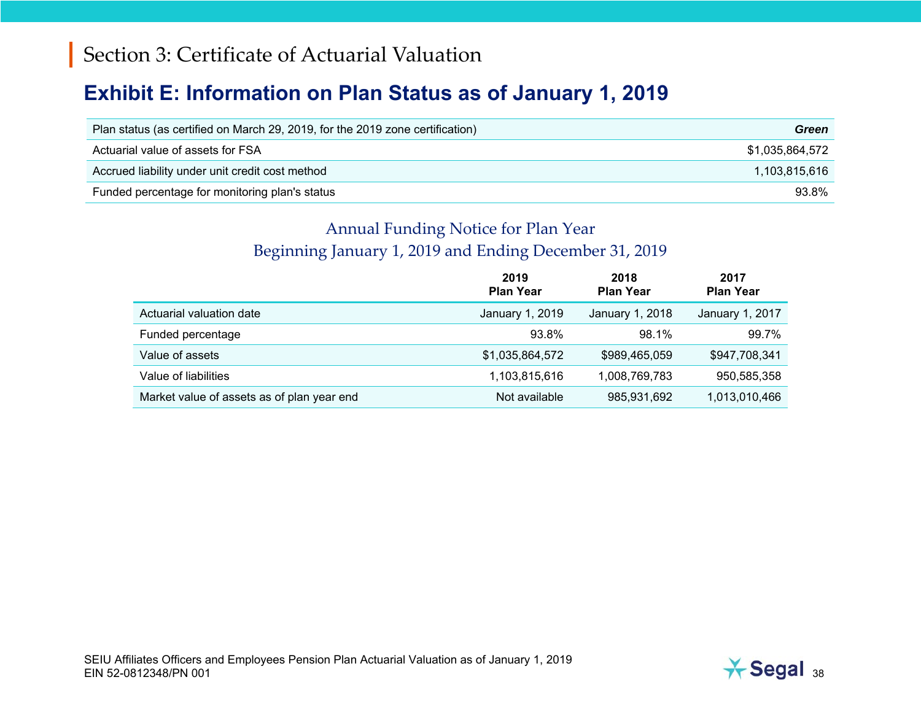# Section 3: Certificate of Actuarial Valuation

## Exhibit E: Information on Plan Status as of January 1, 2019

| | |
|---|---|
| Plan status (as certified on March 29, 2019, for the 2019 zone certification) | ***Green*** |
| Actuarial value of assets for FSA | $1,035,864,572 |
| Accrued liability under unit credit cost method | 1,103,815,616 |
| Funded percentage for monitoring plan's status | 93.8% |

### Annual Funding Notice for Plan Year Beginning January 1, 2019 and Ending December 31, 2019

| | 2019 Plan Year | 2018 Plan Year | 2017 Plan Year |
|---|---|---|---|
| Actuarial valuation date | January 1, 2019 | January 1, 2018 | January 1, 2017 |
| Funded percentage | 93.8% | 98.1% | 99.7% |
| Value of assets | $1,035,864,572 | $989,465,059 | $947,708,341 |
| Value of liabilities | 1,103,815,616 | 1,008,769,783 | 950,585,358 |
| Market value of assets as of plan year end | Not available | 985,931,692 | 1,013,010,466 |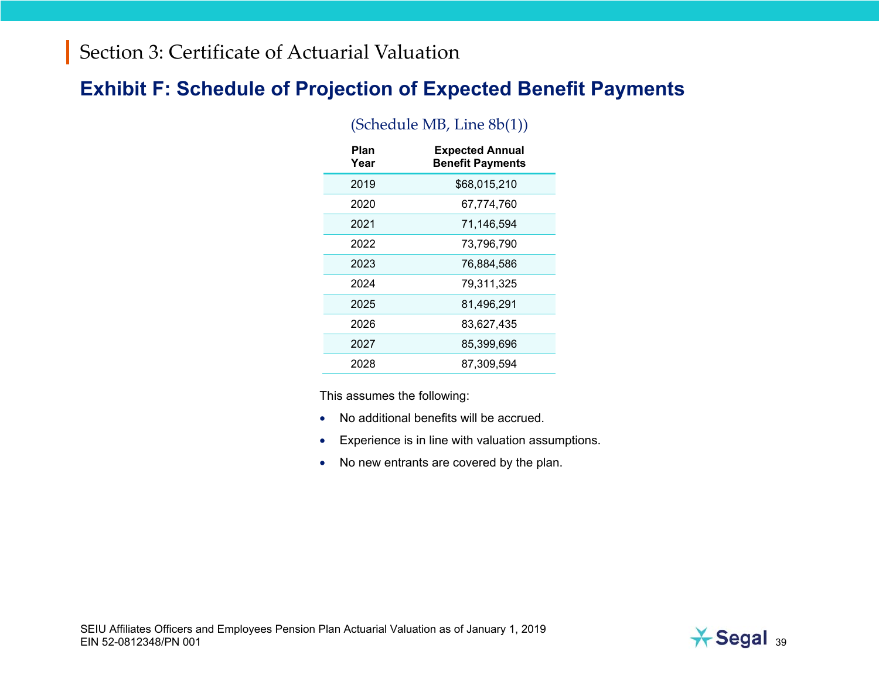## Section 3: Certificate of Actuarial Valuation

# Exhibit F: Schedule of Projection of Expected Benefit Payments

(Schedule MB, Line 8b(1))

| Plan Year | Expected Annual Benefit Payments |
|---|---|
| 2019 | $68,015,210 |
| 2020 | 67,774,760 |
| 2021 | 71,146,594 |
| 2022 | 73,796,790 |
| 2023 | 76,884,586 |
| 2024 | 79,311,325 |
| 2025 | 81,496,291 |
| 2026 | 83,627,435 |
| 2027 | 85,399,696 |
| 2028 | 87,309,594 |

This assumes the following:

- No additional benefits will be accrued.
- Experience is in line with valuation assumptions.
- No new entrants are covered by the plan.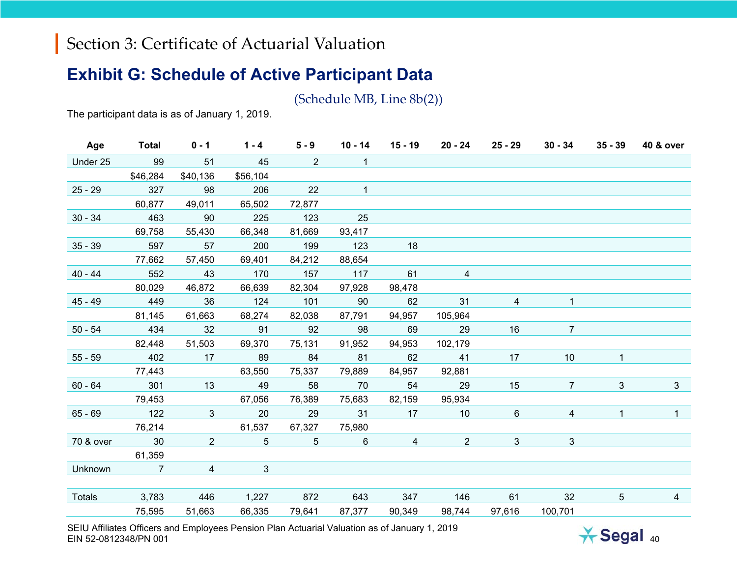# Section 3: Certificate of Actuarial Valuation

## Exhibit G: Schedule of Active Participant Data

(Schedule MB, Line 8b(2))

The participant data is as of January 1, 2019.

| Age | Total | 0 - 1 | 1 - 4 | 5 - 9 | 10 - 14 | 15 - 19 | 20 - 24 | 25 - 29 | 30 - 34 | 35 - 39 | 40 & over |
|---|---|---|---|---|---|---|---|---|---|---|---|
| Under 25 | 99 | 51 | 45 | 2 | 1 | | | | | | |
| | $46,284 | $40,136 | $56,104 | | | | | | | | |
| 25 - 29 | 327 | 98 | 206 | 22 | 1 | | | | | | |
| | 60,877 | 49,011 | 65,502 | 72,877 | | | | | | | |
| 30 - 34 | 463 | 90 | 225 | 123 | 25 | | | | | | |
| | 69,758 | 55,430 | 66,348 | 81,669 | 93,417 | | | | | | |
| 35 - 39 | 597 | 57 | 200 | 199 | 123 | 18 | | | | | |
| | 77,662 | 57,450 | 69,401 | 84,212 | 88,654 | | | | | | |
| 40 - 44 | 552 | 43 | 170 | 157 | 117 | 61 | 4 | | | | |
| | 80,029 | 46,872 | 66,639 | 82,304 | 97,928 | 98,478 | | | | | |
| 45 - 49 | 449 | 36 | 124 | 101 | 90 | 62 | 31 | 4 | 1 | | |
| | 81,145 | 61,663 | 68,274 | 82,038 | 87,791 | 94,957 | 105,964 | | | | |
| 50 - 54 | 434 | 32 | 91 | 92 | 98 | 69 | 29 | 16 | 7 | | |
| | 82,448 | 51,503 | 69,370 | 75,131 | 91,952 | 94,953 | 102,179 | | | | |
| 55 - 59 | 402 | 17 | 89 | 84 | 81 | 62 | 41 | 17 | 10 | 1 | |
| | 77,443 | | 63,550 | 75,337 | 79,889 | 84,957 | 92,881 | | | | |
| 60 - 64 | 301 | 13 | 49 | 58 | 70 | 54 | 29 | 15 | 7 | 3 | 3 |
| | 79,453 | | 67,056 | 76,389 | 75,683 | 82,159 | 95,934 | | | | |
| 65 - 69 | 122 | 3 | 20 | 29 | 31 | 17 | 10 | 6 | 4 | 1 | 1 |
| | 76,214 | | 61,537 | 67,327 | 75,980 | | | | | | |
| 70 & over | 30 | 2 | 5 | 5 | 6 | 4 | 2 | 3 | 3 | | |
| | 61,359 | | | | | | | | | | |
| Unknown | 7 | 4 | 3 | | | | | | | | |
| | | | | | | | | | | | |
| Totals | 3,783 | 446 | 1,227 | 872 | 643 | 347 | 146 | 61 | 32 | 5 | 4 |
| | 75,595 | 51,663 | 66,335 | 79,641 | 87,377 | 90,349 | 98,744 | 97,616 | 100,701 | | |

SEIU Affiliates Officers and Employees Pension Plan Actuarial Valuation as of January 1, 2019
EIN 52-0812348/PN 001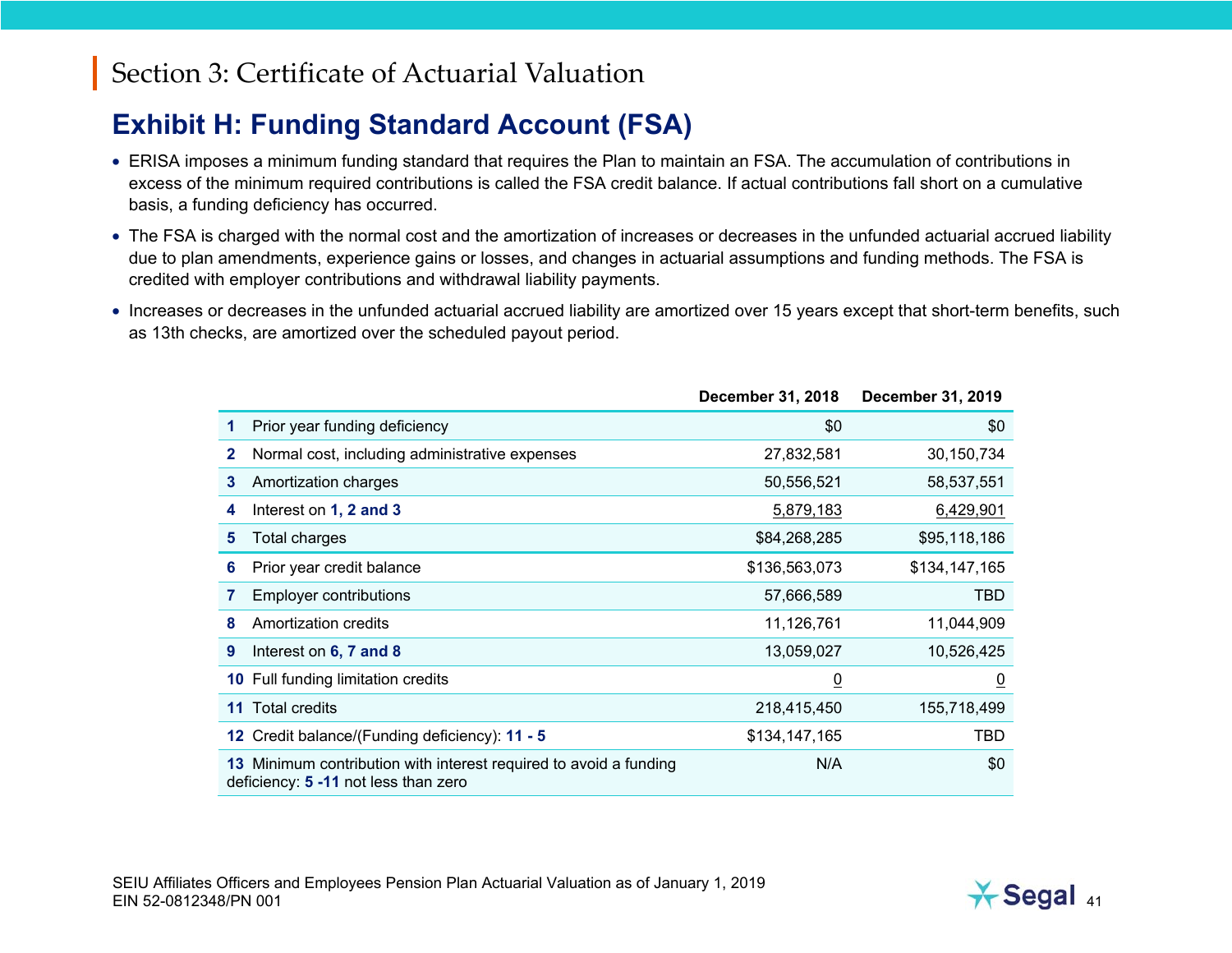# Section 3: Certificate of Actuarial Valuation

## Exhibit H: Funding Standard Account (FSA)

- ERISA imposes a minimum funding standard that requires the Plan to maintain an FSA. The accumulation of contributions in excess of the minimum required contributions is called the FSA credit balance. If actual contributions fall short on a cumulative basis, a funding deficiency has occurred.
- The FSA is charged with the normal cost and the amortization of increases or decreases in the unfunded actuarial accrued liability due to plan amendments, experience gains or losses, and changes in actuarial assumptions and funding methods. The FSA is credited with employer contributions and withdrawal liability payments.
- Increases or decreases in the unfunded actuarial accrued liability are amortized over 15 years except that short-term benefits, such as 13th checks, are amortized over the scheduled payout period.

| | | December 31, 2018 | December 31, 2019 |
|---|---|---|---|
| 1 | Prior year funding deficiency | $0 | $0 |
| 2 | Normal cost, including administrative expenses | 27,832,581 | 30,150,734 |
| 3 | Amortization charges | 50,556,521 | 58,537,551 |
| 4 | Interest on **1, 2 and 3** | 5,879,183 | 6,429,901 |
| 5 | Total charges | $84,268,285 | $95,118,186 |
| 6 | Prior year credit balance | $136,563,073 | $134,147,165 |
| 7 | Employer contributions | 57,666,589 | TBD |
| 8 | Amortization credits | 11,126,761 | 11,044,909 |
| 9 | Interest on **6, 7 and 8** | 13,059,027 | 10,526,425 |
| 10 | Full funding limitation credits | 0 | 0 |
| 11 | Total credits | 218,415,450 | 155,718,499 |
| 12 | Credit balance/(Funding deficiency): **11 - 5** | $134,147,165 | TBD |
| 13 | Minimum contribution with interest required to avoid a funding deficiency: **5 -11** not less than zero | N/A | $0 |

SEIU Affiliates Officers and Employees Pension Plan Actuarial Valuation as of January 1, 2019
EIN 52-0812348/PN 001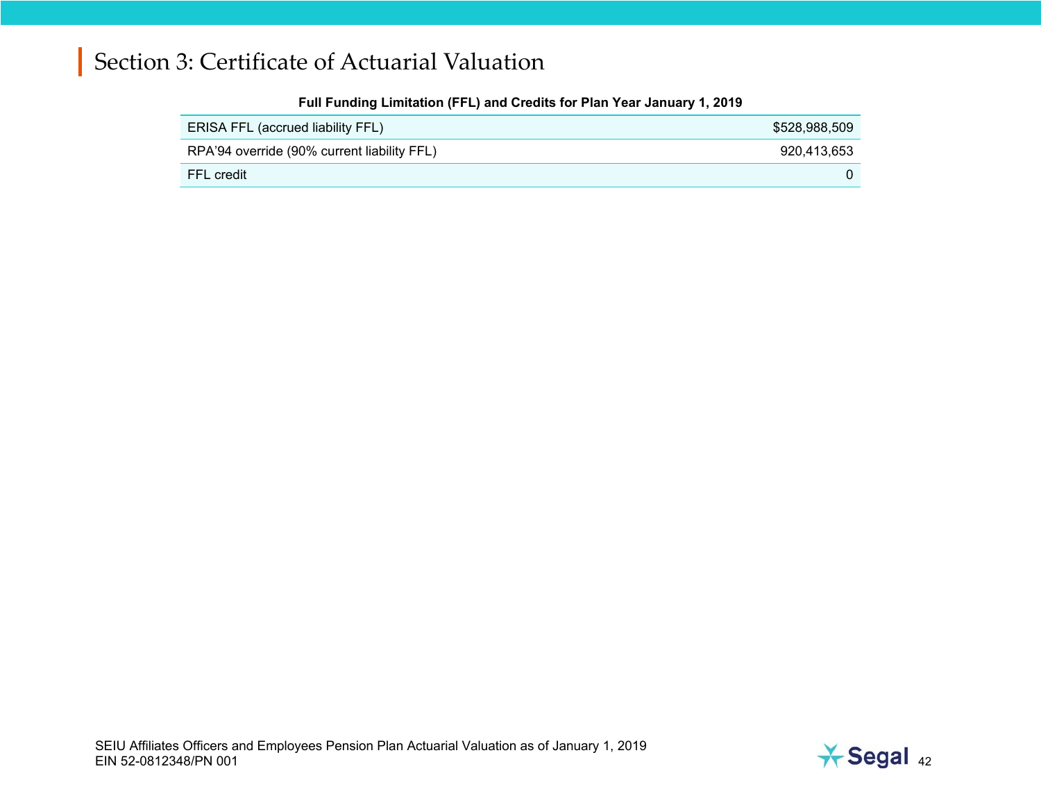# Section 3: Certificate of Actuarial Valuation

**Full Funding Limitation (FFL) and Credits for Plan Year January 1, 2019**

| Item | Amount |
|---|---|
| ERISA FFL (accrued liability FFL) | $528,988,509 |
| RPA'94 override (90% current liability FFL) | 920,413,653 |
| FFL credit | 0 |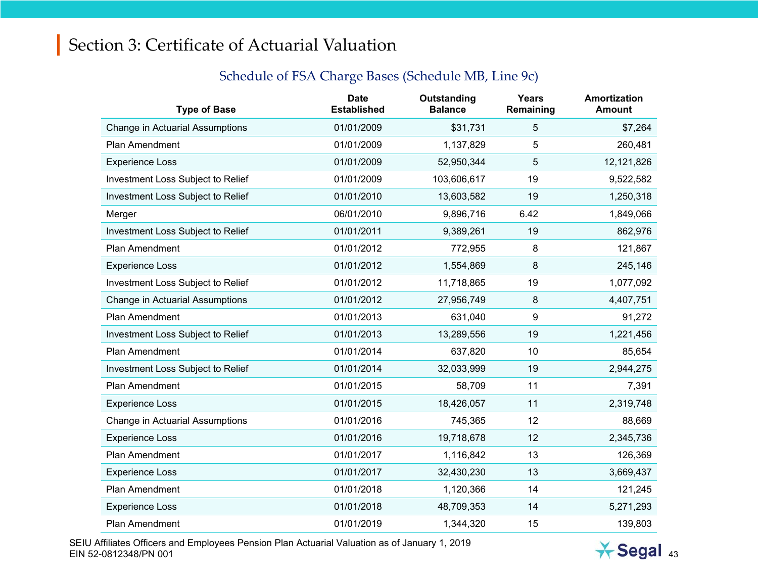# Section 3: Certificate of Actuarial Valuation

## Schedule of FSA Charge Bases (Schedule MB, Line 9c)

| Type of Base | Date Established | Outstanding Balance | Years Remaining | Amortization Amount |
|---|---|---|---|---|
| Change in Actuarial Assumptions | 01/01/2009 | $31,731 | 5 | $7,264 |
| Plan Amendment | 01/01/2009 | 1,137,829 | 5 | 260,481 |
| Experience Loss | 01/01/2009 | 52,950,344 | 5 | 12,121,826 |
| Investment Loss Subject to Relief | 01/01/2009 | 103,606,617 | 19 | 9,522,582 |
| Investment Loss Subject to Relief | 01/01/2010 | 13,603,582 | 19 | 1,250,318 |
| Merger | 06/01/2010 | 9,896,716 | 6.42 | 1,849,066 |
| Investment Loss Subject to Relief | 01/01/2011 | 9,389,261 | 19 | 862,976 |
| Plan Amendment | 01/01/2012 | 772,955 | 8 | 121,867 |
| Experience Loss | 01/01/2012 | 1,554,869 | 8 | 245,146 |
| Investment Loss Subject to Relief | 01/01/2012 | 11,718,865 | 19 | 1,077,092 |
| Change in Actuarial Assumptions | 01/01/2012 | 27,956,749 | 8 | 4,407,751 |
| Plan Amendment | 01/01/2013 | 631,040 | 9 | 91,272 |
| Investment Loss Subject to Relief | 01/01/2013 | 13,289,556 | 19 | 1,221,456 |
| Plan Amendment | 01/01/2014 | 637,820 | 10 | 85,654 |
| Investment Loss Subject to Relief | 01/01/2014 | 32,033,999 | 19 | 2,944,275 |
| Plan Amendment | 01/01/2015 | 58,709 | 11 | 7,391 |
| Experience Loss | 01/01/2015 | 18,426,057 | 11 | 2,319,748 |
| Change in Actuarial Assumptions | 01/01/2016 | 745,365 | 12 | 88,669 |
| Experience Loss | 01/01/2016 | 19,718,678 | 12 | 2,345,736 |
| Plan Amendment | 01/01/2017 | 1,116,842 | 13 | 126,369 |
| Experience Loss | 01/01/2017 | 32,430,230 | 13 | 3,669,437 |
| Plan Amendment | 01/01/2018 | 1,120,366 | 14 | 121,245 |
| Experience Loss | 01/01/2018 | 48,709,353 | 14 | 5,271,293 |
| Plan Amendment | 01/01/2019 | 1,344,320 | 15 | 139,803 |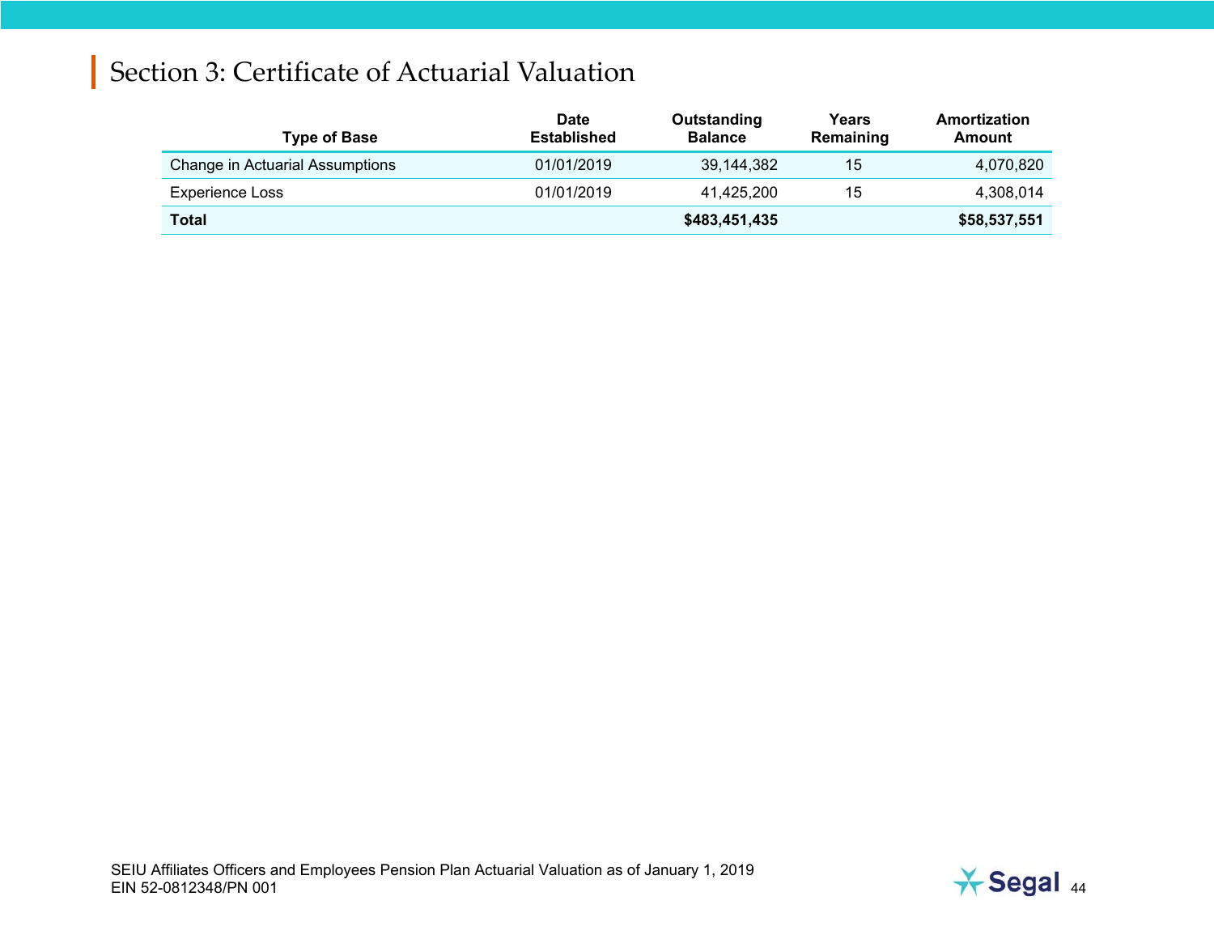## Section 3: Certificate of Actuarial Valuation

| Type of Base | Date Established | Outstanding Balance | Years Remaining | Amortization Amount |
|---|---|---|---|---|
| Change in Actuarial Assumptions | 01/01/2019 | 39,144,382 | 15 | 4,070,820 |
| Experience Loss | 01/01/2019 | 41,425,200 | 15 | 4,308,014 |
| **Total** | | **$483,451,435** | | **$58,537,551** |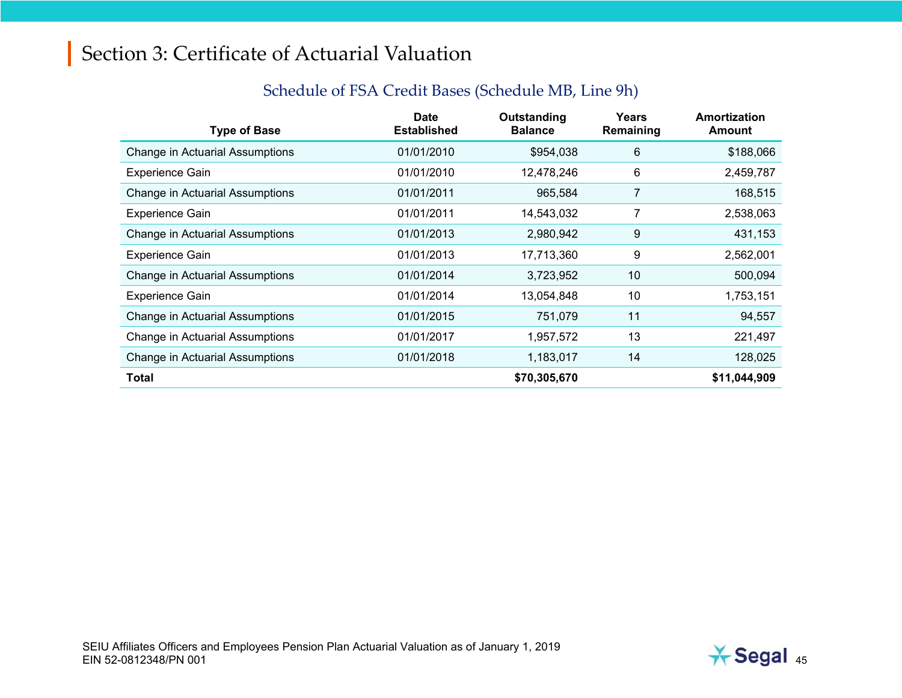# Section 3: Certificate of Actuarial Valuation

### Schedule of FSA Credit Bases (Schedule MB, Line 9h)

| Type of Base | Date Established | Outstanding Balance | Years Remaining | Amortization Amount |
|---|---|---|---|---|
| Change in Actuarial Assumptions | 01/01/2010 | $954,038 | 6 | $188,066 |
| Experience Gain | 01/01/2010 | 12,478,246 | 6 | 2,459,787 |
| Change in Actuarial Assumptions | 01/01/2011 | 965,584 | 7 | 168,515 |
| Experience Gain | 01/01/2011 | 14,543,032 | 7 | 2,538,063 |
| Change in Actuarial Assumptions | 01/01/2013 | 2,980,942 | 9 | 431,153 |
| Experience Gain | 01/01/2013 | 17,713,360 | 9 | 2,562,001 |
| Change in Actuarial Assumptions | 01/01/2014 | 3,723,952 | 10 | 500,094 |
| Experience Gain | 01/01/2014 | 13,054,848 | 10 | 1,753,151 |
| Change in Actuarial Assumptions | 01/01/2015 | 751,079 | 11 | 94,557 |
| Change in Actuarial Assumptions | 01/01/2017 | 1,957,572 | 13 | 221,497 |
| Change in Actuarial Assumptions | 01/01/2018 | 1,183,017 | 14 | 128,025 |
| **Total** | | **$70,305,670** | | **$11,044,909** |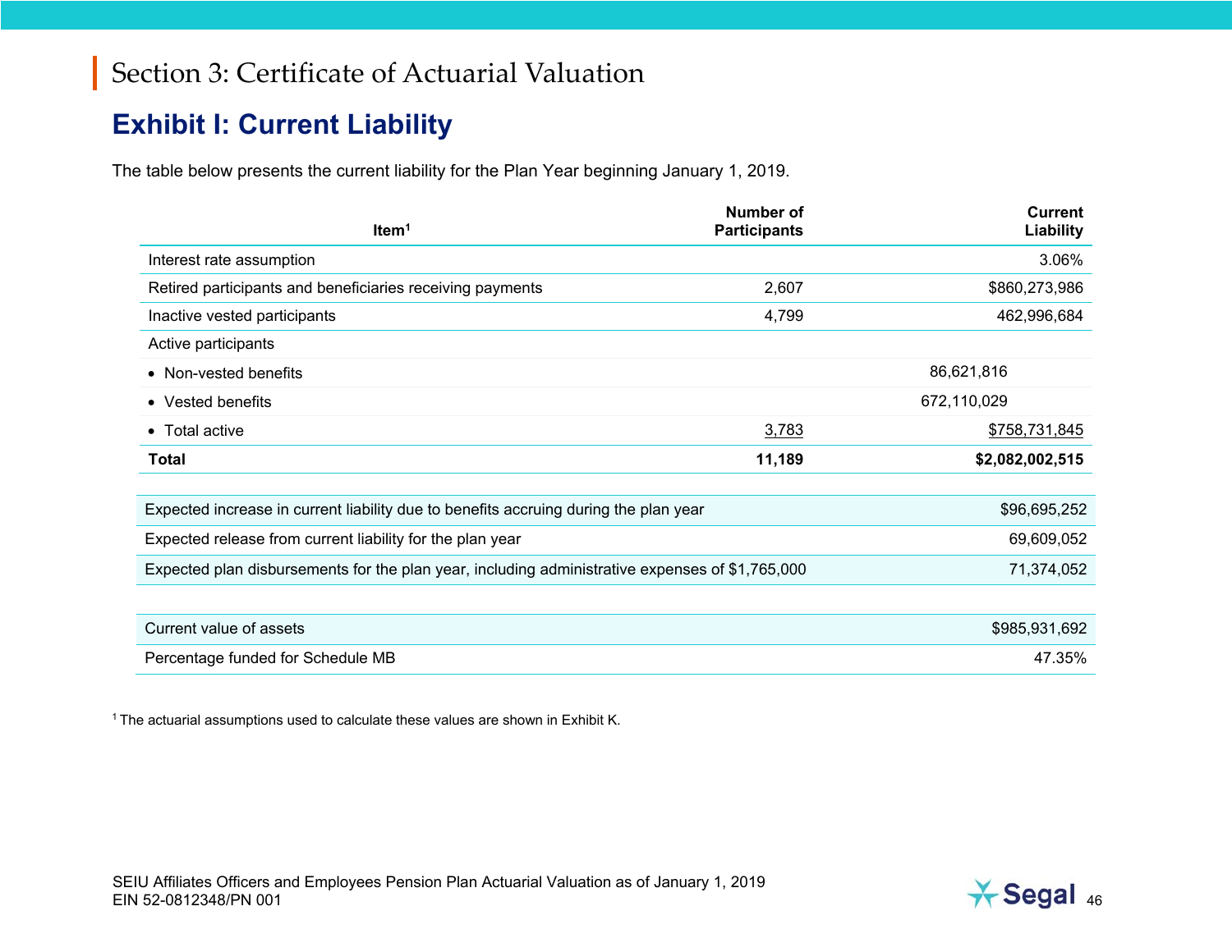## Section 3: Certificate of Actuarial Valuation

# Exhibit I: Current Liability

The table below presents the current liability for the Plan Year beginning January 1, 2019.

| Item[1] | Number of Participants | | Current Liability |
|---|---|---|---|
| Interest rate assumption | | | 3.06% |
| Retired participants and beneficiaries receiving payments | 2,607 | | $860,273,986 |
| Inactive vested participants | 4,799 | | 462,996,684 |
| Active participants | | | |
| • Non-vested benefits | | 86,621,816 | |
| • Vested benefits | | 672,110,029 | |
| • Total active | 3,783 | | $758,731,845 |
| **Total** | **11,189** | | **$2,082,002,515** |

| Item | Amount |
|---|---|
| Expected increase in current liability due to benefits accruing during the plan year | $96,695,252 |
| Expected release from current liability for the plan year | 69,609,052 |
| Expected plan disbursements for the plan year, including administrative expenses of $1,765,000 | 71,374,052 |

| Item | Amount |
|---|---|
| Current value of assets | $985,931,692 |
| Percentage funded for Schedule MB | 47.35% |

[1] The actuarial assumptions used to calculate these values are shown in Exhibit K.

SEIU Affiliates Officers and Employees Pension Plan Actuarial Valuation as of January 1, 2019
EIN 52-0812348/PN 001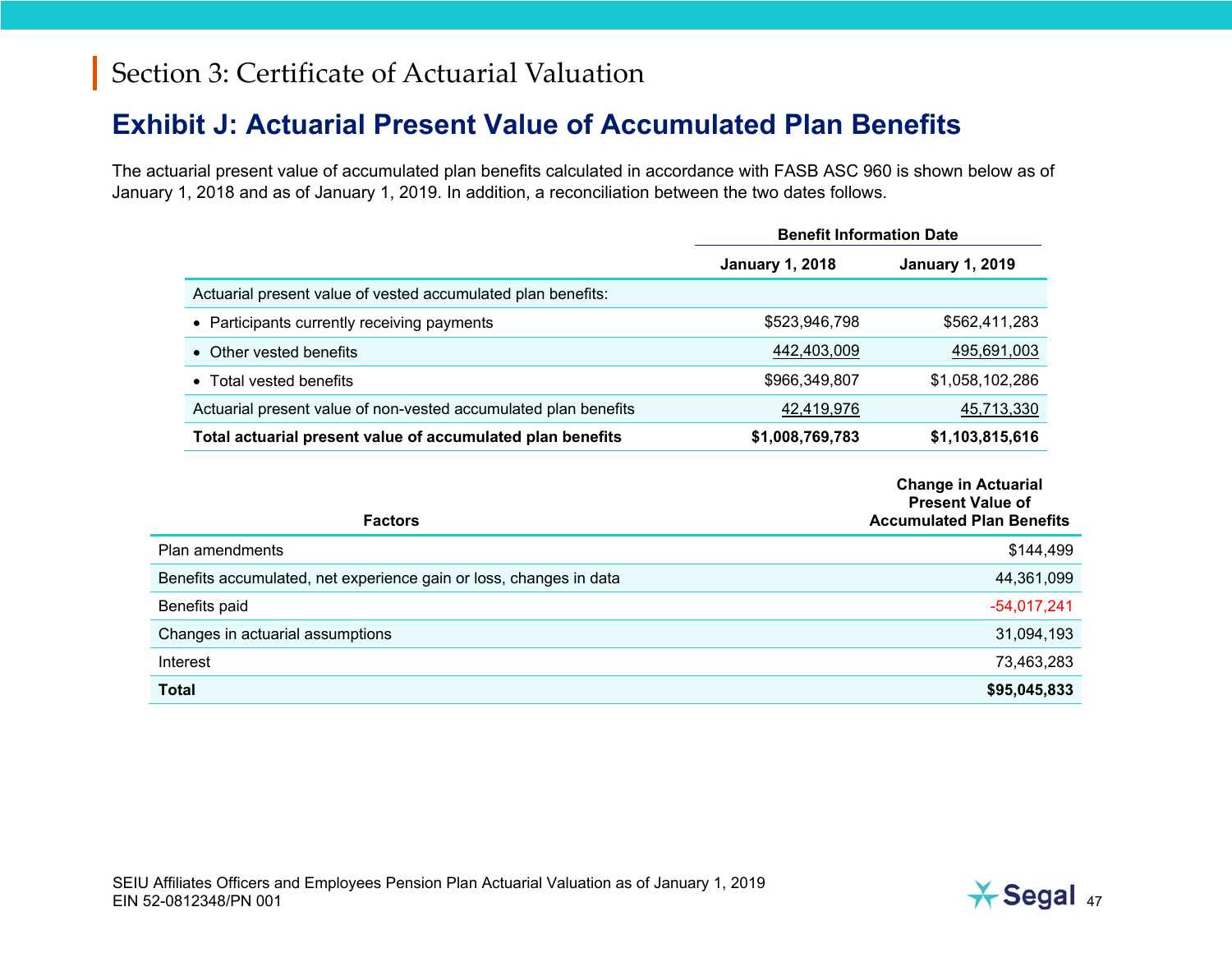# Section 3: Certificate of Actuarial Valuation

## Exhibit J: Actuarial Present Value of Accumulated Plan Benefits

The actuarial present value of accumulated plan benefits calculated in accordance with FASB ASC 960 is shown below as of January 1, 2018 and as of January 1, 2019. In addition, a reconciliation between the two dates follows.

| | Benefit Information Date | |
|---|---|---|
| | **January 1, 2018** | **January 1, 2019** |
| Actuarial present value of vested accumulated plan benefits: | | |
| • Participants currently receiving payments | $523,946,798 | $562,411,283 |
| • Other vested benefits | 442,403,009 | 495,691,003 |
| • Total vested benefits | $966,349,807 | $1,058,102,286 |
| Actuarial present value of non-vested accumulated plan benefits | 42,419,976 | 45,713,330 |
| **Total actuarial present value of accumulated plan benefits** | **$1,008,769,783** | **$1,103,815,616** |

| Factors | Change in Actuarial Present Value of Accumulated Plan Benefits |
|---|---|
| Plan amendments | $144,499 |
| Benefits accumulated, net experience gain or loss, changes in data | 44,361,099 |
| Benefits paid | -54,017,241 |
| Changes in actuarial assumptions | 31,094,193 |
| Interest | 73,463,283 |
| **Total** | **$95,045,833** |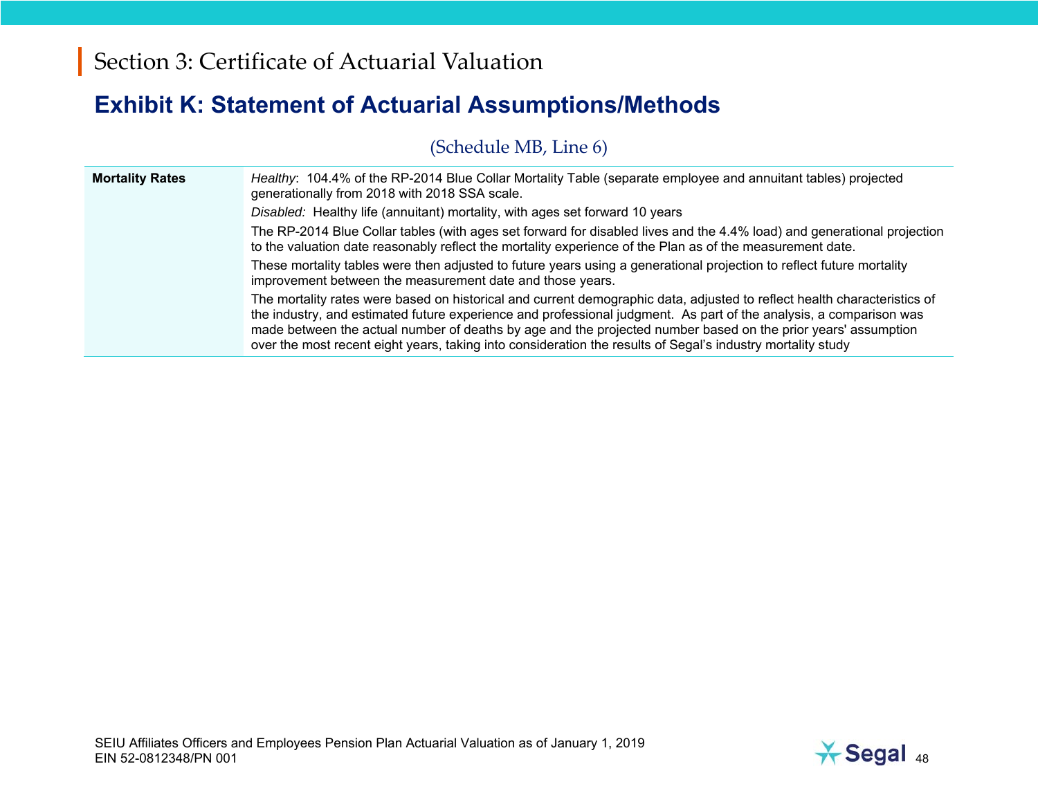# Section 3: Certificate of Actuarial Valuation

## Exhibit K: Statement of Actuarial Assumptions/Methods

(Schedule MB, Line 6)

| | |
|---|---|
| **Mortality Rates** | *Healthy*: 104.4% of the RP-2014 Blue Collar Mortality Table (separate employee and annuitant tables) projected generationally from 2018 with 2018 SSA scale.<br>*Disabled:* Healthy life (annuitant) mortality, with ages set forward 10 years<br>The RP-2014 Blue Collar tables (with ages set forward for disabled lives and the 4.4% load) and generational projection to the valuation date reasonably reflect the mortality experience of the Plan as of the measurement date.<br>These mortality tables were then adjusted to future years using a generational projection to reflect future mortality improvement between the measurement date and those years.<br>The mortality rates were based on historical and current demographic data, adjusted to reflect health characteristics of the industry, and estimated future experience and professional judgment. As part of the analysis, a comparison was made between the actual number of deaths by age and the projected number based on the prior years' assumption over the most recent eight years, taking into consideration the results of Segal's industry mortality study |

SEIU Affiliates Officers and Employees Pension Plan Actuarial Valuation as of January 1, 2019
EIN 52-0812348/PN 001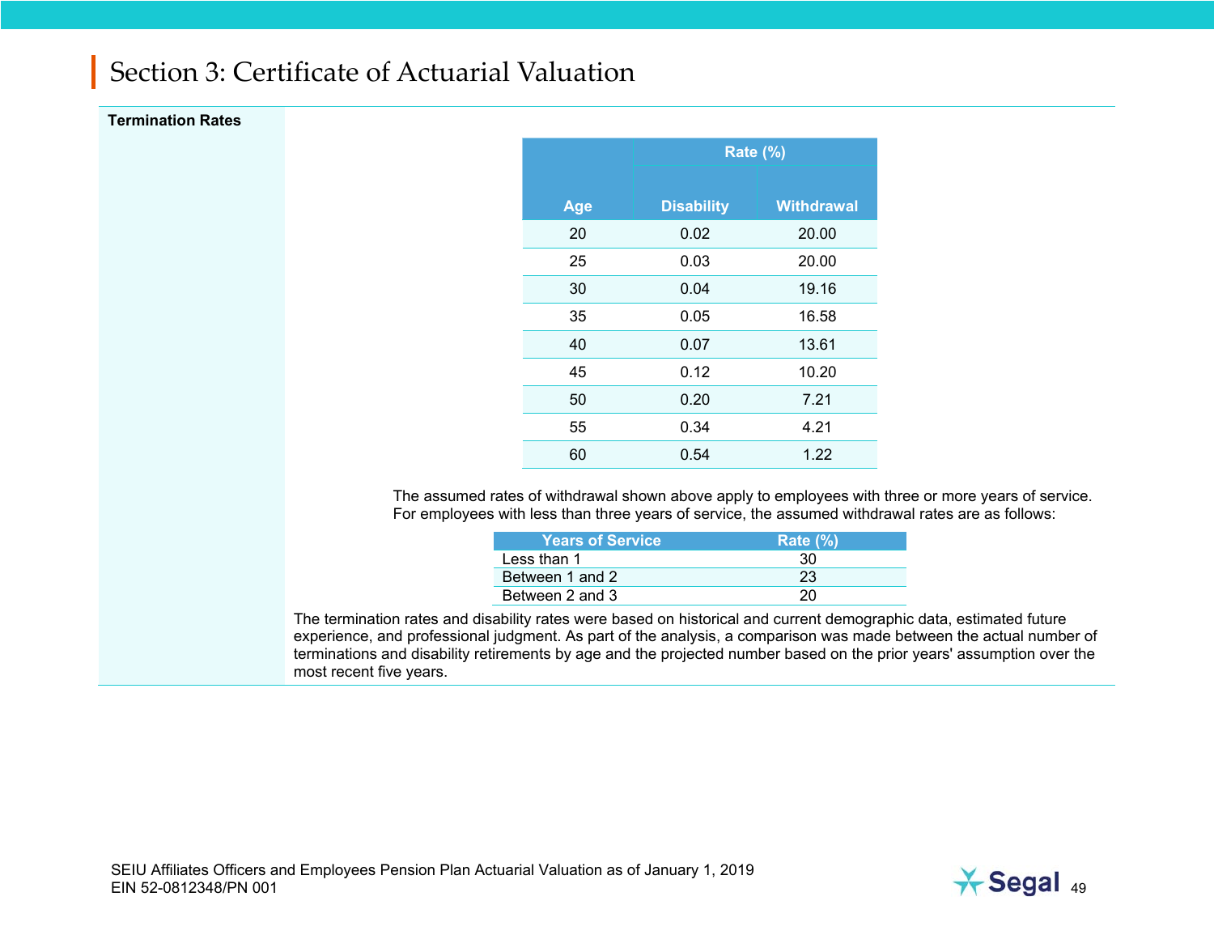# Section 3: Certificate of Actuarial Valuation

**Termination Rates**

| Age | Rate (%) | |
|---|---|---|
| | Disability | Withdrawal |
| 20 | 0.02 | 20.00 |
| 25 | 0.03 | 20.00 |
| 30 | 0.04 | 19.16 |
| 35 | 0.05 | 16.58 |
| 40 | 0.07 | 13.61 |
| 45 | 0.12 | 10.20 |
| 50 | 0.20 | 7.21 |
| 55 | 0.34 | 4.21 |
| 60 | 0.54 | 1.22 |

The assumed rates of withdrawal shown above apply to employees with three or more years of service. For employees with less than three years of service, the assumed withdrawal rates are as follows:

| Years of Service | Rate (%) |
|---|---|
| Less than 1 | 30 |
| Between 1 and 2 | 23 |
| Between 2 and 3 | 20 |

The termination rates and disability rates were based on historical and current demographic data, estimated future experience, and professional judgment. As part of the analysis, a comparison was made between the actual number of terminations and disability retirements by age and the projected number based on the prior years' assumption over the most recent five years.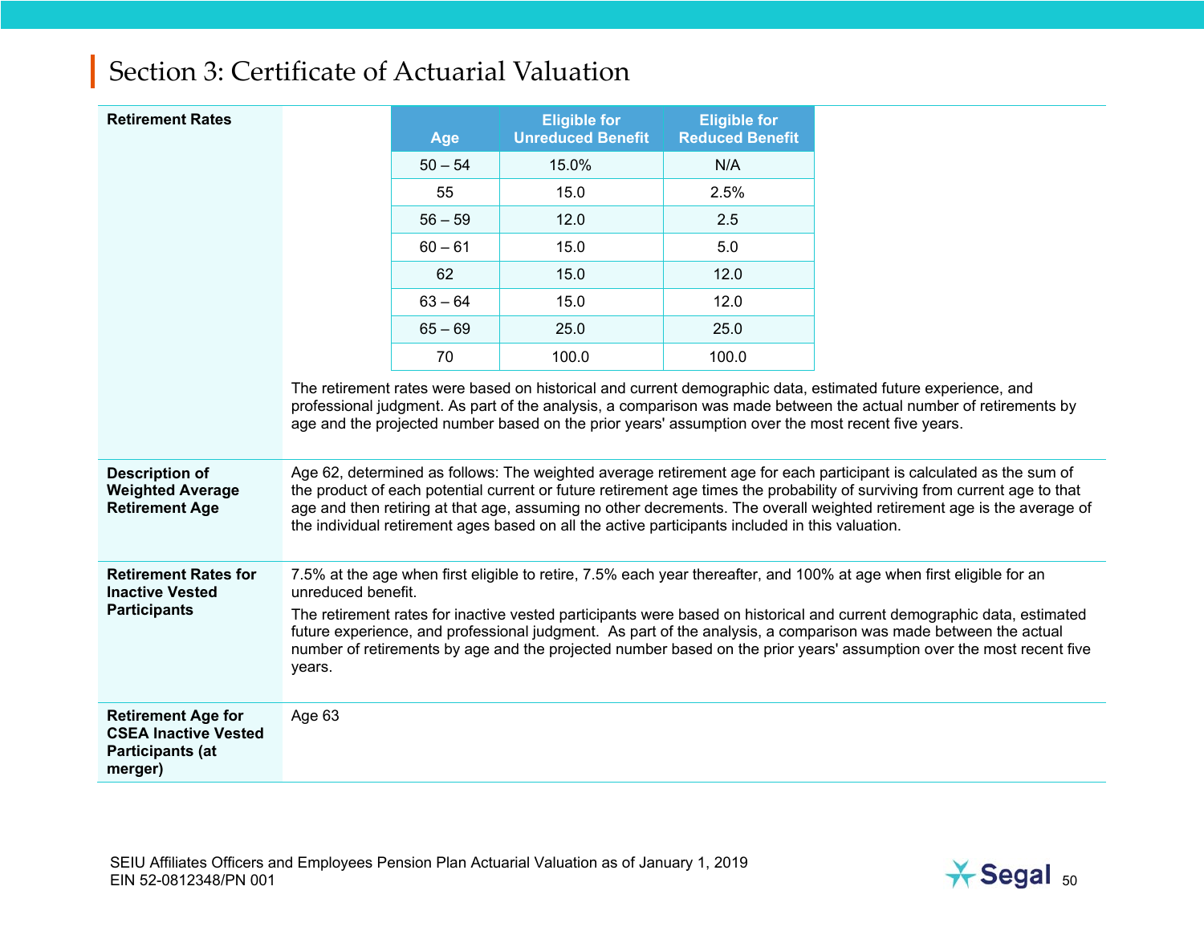## Section 3: Certificate of Actuarial Valuation

**Retirement Rates**

| Age | Eligible for Unreduced Benefit | Eligible for Reduced Benefit |
|---|---|---|
| 50 – 54 | 15.0% | N/A |
| 55 | 15.0 | 2.5% |
| 56 – 59 | 12.0 | 2.5 |
| 60 – 61 | 15.0 | 5.0 |
| 62 | 15.0 | 12.0 |
| 63 – 64 | 15.0 | 12.0 |
| 65 – 69 | 25.0 | 25.0 |
| 70 | 100.0 | 100.0 |

The retirement rates were based on historical and current demographic data, estimated future experience, and professional judgment. As part of the analysis, a comparison was made between the actual number of retirements by age and the projected number based on the prior years' assumption over the most recent five years.

**Description of Weighted Average Retirement Age**

Age 62, determined as follows: The weighted average retirement age for each participant is calculated as the sum of the product of each potential current or future retirement age times the probability of surviving from current age to that age and then retiring at that age, assuming no other decrements. The overall weighted retirement age is the average of the individual retirement ages based on all the active participants included in this valuation.

**Retirement Rates for Inactive Vested Participants**

7.5% at the age when first eligible to retire, 7.5% each year thereafter, and 100% at age when first eligible for an unreduced benefit.

The retirement rates for inactive vested participants were based on historical and current demographic data, estimated future experience, and professional judgment. As part of the analysis, a comparison was made between the actual number of retirements by age and the projected number based on the prior years' assumption over the most recent five years.

**Retirement Age for CSEA Inactive Vested Participants (at merger)**

Age 63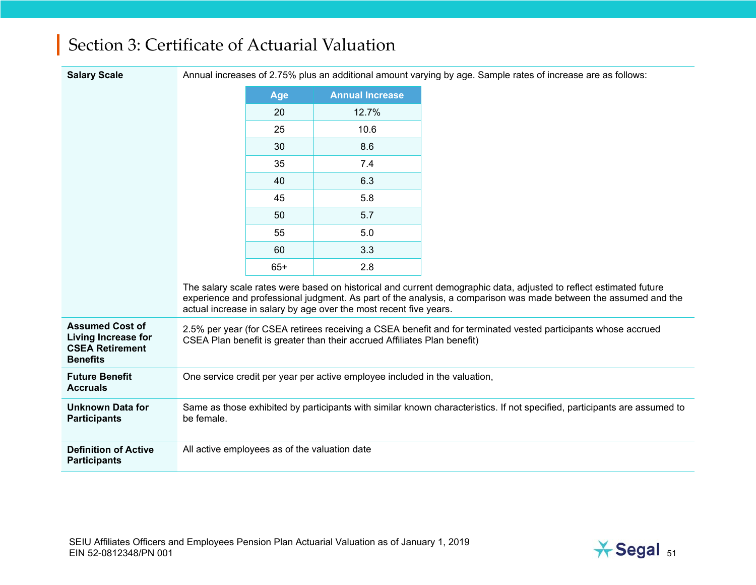# Section 3: Certificate of Actuarial Valuation

**Salary Scale**

Annual increases of 2.75% plus an additional amount varying by age. Sample rates of increase are as follows:

| Age | Annual Increase |
|---|---|
| 20 | 12.7% |
| 25 | 10.6 |
| 30 | 8.6 |
| 35 | 7.4 |
| 40 | 6.3 |
| 45 | 5.8 |
| 50 | 5.7 |
| 55 | 5.0 |
| 60 | 3.3 |
| 65+ | 2.8 |

The salary scale rates were based on historical and current demographic data, adjusted to reflect estimated future experience and professional judgment. As part of the analysis, a comparison was made between the assumed and the actual increase in salary by age over the most recent five years.

**Assumed Cost of Living Increase for CSEA Retirement Benefits**

2.5% per year (for CSEA retirees receiving a CSEA benefit and for terminated vested participants whose accrued CSEA Plan benefit is greater than their accrued Affiliates Plan benefit)

**Future Benefit Accruals**

One service credit per year per active employee included in the valuation,

**Unknown Data for Participants**

Same as those exhibited by participants with similar known characteristics. If not specified, participants are assumed to be female.

**Definition of Active Participants**

All active employees as of the valuation date

SEIU Affiliates Officers and Employees Pension Plan Actuarial Valuation as of January 1, 2019
EIN 52-0812348/PN 001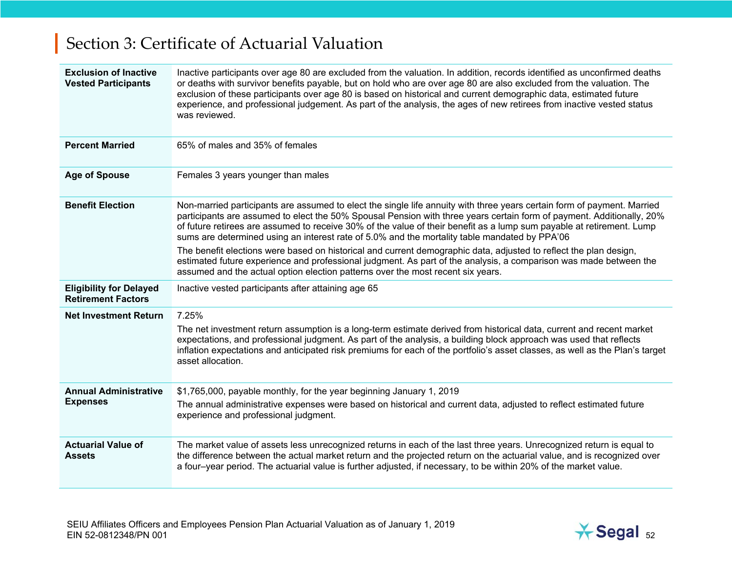# Section 3: Certificate of Actuarial Valuation

| | |
|---|---|
| **Exclusion of Inactive Vested Participants** | Inactive participants over age 80 are excluded from the valuation. In addition, records identified as unconfirmed deaths or deaths with survivor benefits payable, but on hold who are over age 80 are also excluded from the valuation. The exclusion of these participants over age 80 is based on historical and current demographic data, estimated future experience, and professional judgement. As part of the analysis, the ages of new retirees from inactive vested status was reviewed. |
| **Percent Married** | 65% of males and 35% of females |
| **Age of Spouse** | Females 3 years younger than males |
| **Benefit Election** | Non-married participants are assumed to elect the single life annuity with three years certain form of payment. Married participants are assumed to elect the 50% Spousal Pension with three years certain form of payment. Additionally, 20% of future retirees are assumed to receive 30% of the value of their benefit as a lump sum payable at retirement. Lump sums are determined using an interest rate of 5.0% and the mortality table mandated by PPA'06<br><br>The benefit elections were based on historical and current demographic data, adjusted to reflect the plan design, estimated future experience and professional judgment. As part of the analysis, a comparison was made between the assumed and the actual option election patterns over the most recent six years. |
| **Eligibility for Delayed Retirement Factors** | Inactive vested participants after attaining age 65 |
| **Net Investment Return** | 7.25%<br><br>The net investment return assumption is a long-term estimate derived from historical data, current and recent market expectations, and professional judgment. As part of the analysis, a building block approach was used that reflects inflation expectations and anticipated risk premiums for each of the portfolio's asset classes, as well as the Plan's target asset allocation. |
| **Annual Administrative Expenses** | $1,765,000, payable monthly, for the year beginning January 1, 2019<br><br>The annual administrative expenses were based on historical and current data, adjusted to reflect estimated future experience and professional judgment. |
| **Actuarial Value of Assets** | The market value of assets less unrecognized returns in each of the last three years. Unrecognized return is equal to the difference between the actual market return and the projected return on the actuarial value, and is recognized over a four–year period. The actuarial value is further adjusted, if necessary, to be within 20% of the market value. |

SEIU Affiliates Officers and Employees Pension Plan Actuarial Valuation as of January 1, 2019
EIN 52-0812348/PN 001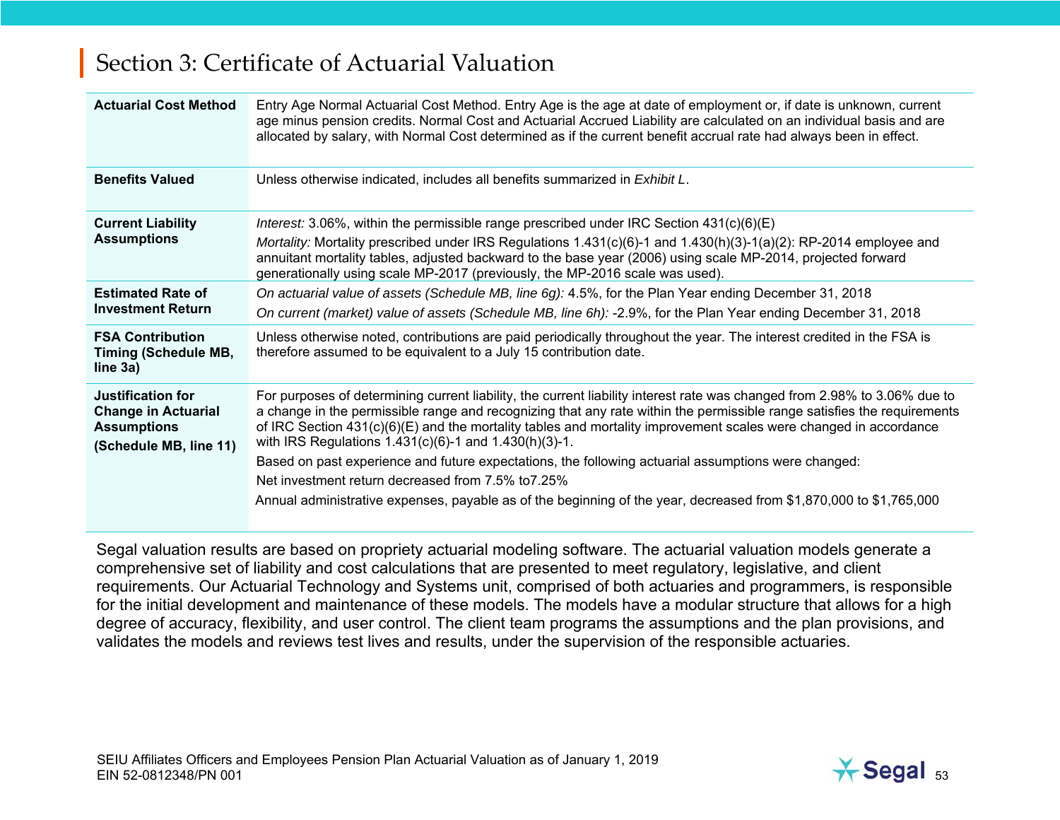# Section 3: Certificate of Actuarial Valuation

| | |
|---|---|
| **Actuarial Cost Method** | Entry Age Normal Actuarial Cost Method. Entry Age is the age at date of employment or, if date is unknown, current age minus pension credits. Normal Cost and Actuarial Accrued Liability are calculated on an individual basis and are allocated by salary, with Normal Cost determined as if the current benefit accrual rate had always been in effect. |
| **Benefits Valued** | Unless otherwise indicated, includes all benefits summarized in *Exhibit L*. |
| **Current Liability Assumptions** | *Interest:* 3.06%, within the permissible range prescribed under IRC Section 431(c)(6)(E)<br>*Mortality:* Mortality prescribed under IRS Regulations 1.431(c)(6)-1 and 1.430(h)(3)-1(a)(2): RP-2014 employee and annuitant mortality tables, adjusted backward to the base year (2006) using scale MP-2014, projected forward generationally using scale MP-2017 (previously, the MP-2016 scale was used). |
| **Estimated Rate of Investment Return** | *On actuarial value of assets (Schedule MB, line 6g):* 4.5%, for the Plan Year ending December 31, 2018<br>*On current (market) value of assets (Schedule MB, line 6h):* -2.9%, for the Plan Year ending December 31, 2018 |
| **FSA Contribution Timing (Schedule MB, line 3a)** | Unless otherwise noted, contributions are paid periodically throughout the year. The interest credited in the FSA is therefore assumed to be equivalent to a July 15 contribution date. |
| **Justification for Change in Actuarial Assumptions (Schedule MB, line 11)** | For purposes of determining current liability, the current liability interest rate was changed from 2.98% to 3.06% due to a change in the permissible range and recognizing that any rate within the permissible range satisfies the requirements of IRC Section 431(c)(6)(E) and the mortality tables and mortality improvement scales were changed in accordance with IRS Regulations 1.431(c)(6)-1 and 1.430(h)(3)-1.<br>Based on past experience and future expectations, the following actuarial assumptions were changed:<br>Net investment return decreased from 7.5% to7.25%<br>Annual administrative expenses, payable as of the beginning of the year, decreased from $1,870,000 to $1,765,000 |

Segal valuation results are based on propriety actuarial modeling software. The actuarial valuation models generate a comprehensive set of liability and cost calculations that are presented to meet regulatory, legislative, and client requirements. Our Actuarial Technology and Systems unit, comprised of both actuaries and programmers, is responsible for the initial development and maintenance of these models. The models have a modular structure that allows for a high degree of accuracy, flexibility, and user control. The client team programs the assumptions and the plan provisions, and validates the models and reviews test lives and results, under the supervision of the responsible actuaries.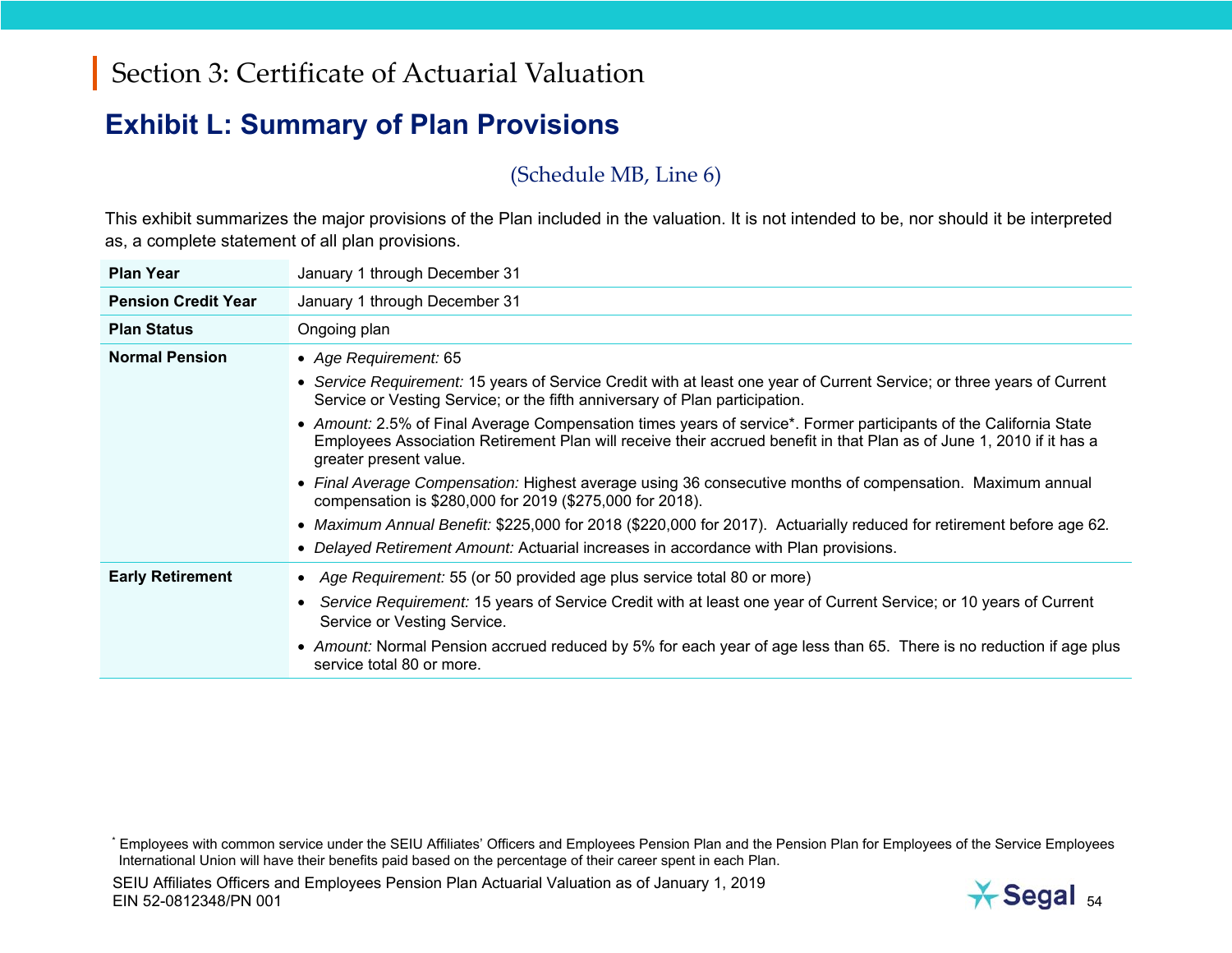## Section 3: Certificate of Actuarial Valuation

# Exhibit L: Summary of Plan Provisions

(Schedule MB, Line 6)

This exhibit summarizes the major provisions of the Plan included in the valuation. It is not intended to be, nor should it be interpreted as, a complete statement of all plan provisions.

| | |
|---|---|
| **Plan Year** | January 1 through December 31 |
| **Pension Credit Year** | January 1 through December 31 |
| **Plan Status** | Ongoing plan |
| **Normal Pension** | • *Age Requirement:* 65<br>• *Service Requirement:* 15 years of Service Credit with at least one year of Current Service; or three years of Current Service or Vesting Service; or the fifth anniversary of Plan participation.<br>• *Amount:* 2.5% of Final Average Compensation times years of service*. Former participants of the California State Employees Association Retirement Plan will receive their accrued benefit in that Plan as of June 1, 2010 if it has a greater present value.<br>• *Final Average Compensation:* Highest average using 36 consecutive months of compensation. Maximum annual compensation is $280,000 for 2019 ($275,000 for 2018).<br>• *Maximum Annual Benefit:* $225,000 for 2018 ($220,000 for 2017). Actuarially reduced for retirement before age 62.<br>• *Delayed Retirement Amount:* Actuarial increases in accordance with Plan provisions. |
| **Early Retirement** | • *Age Requirement:* 55 (or 50 provided age plus service total 80 or more)<br>• *Service Requirement:* 15 years of Service Credit with at least one year of Current Service; or 10 years of Current Service or Vesting Service.<br>• *Amount:* Normal Pension accrued reduced by 5% for each year of age less than 65. There is no reduction if age plus service total 80 or more. |

* Employees with common service under the SEIU Affiliates' Officers and Employees Pension Plan and the Pension Plan for Employees of the Service Employees International Union will have their benefits paid based on the percentage of their career spent in each Plan.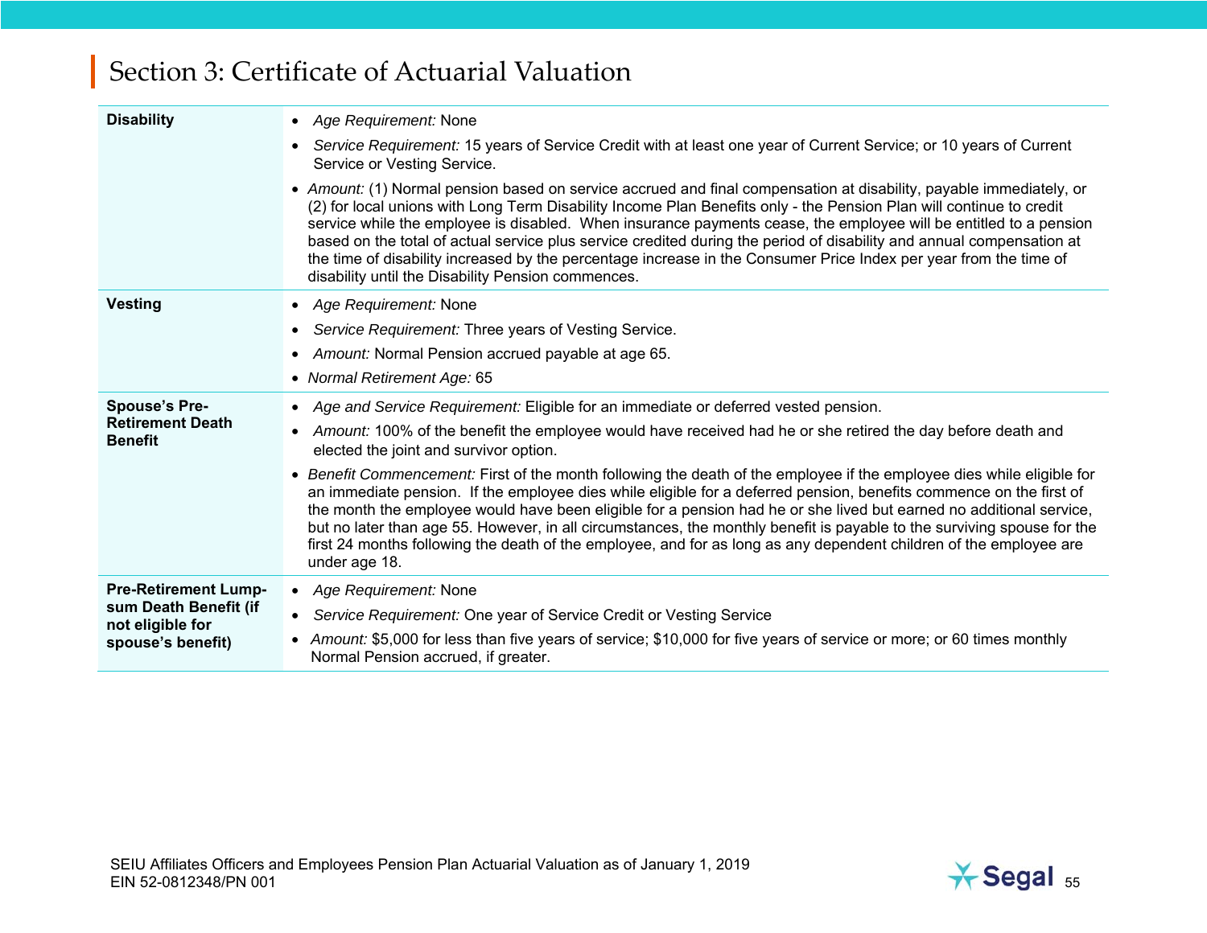## Section 3: Certificate of Actuarial Valuation

| | |
|---|---|
| **Disability** | • *Age Requirement:* None<br>• *Service Requirement:* 15 years of Service Credit with at least one year of Current Service; or 10 years of Current Service or Vesting Service.<br>• *Amount:* (1) Normal pension based on service accrued and final compensation at disability, payable immediately, or (2) for local unions with Long Term Disability Income Plan Benefits only - the Pension Plan will continue to credit service while the employee is disabled. When insurance payments cease, the employee will be entitled to a pension based on the total of actual service plus service credited during the period of disability and annual compensation at the time of disability increased by the percentage increase in the Consumer Price Index per year from the time of disability until the Disability Pension commences. |
| **Vesting** | • *Age Requirement:* None<br>• *Service Requirement:* Three years of Vesting Service.<br>• *Amount:* Normal Pension accrued payable at age 65.<br>• *Normal Retirement Age:* 65 |
| **Spouse's Pre-Retirement Death Benefit** | • *Age and Service Requirement:* Eligible for an immediate or deferred vested pension.<br>• *Amount:* 100% of the benefit the employee would have received had he or she retired the day before death and elected the joint and survivor option.<br>• *Benefit Commencement:* First of the month following the death of the employee if the employee dies while eligible for an immediate pension. If the employee dies while eligible for a deferred pension, benefits commence on the first of the month the employee would have been eligible for a pension had he or she lived but earned no additional service, but no later than age 55. However, in all circumstances, the monthly benefit is payable to the surviving spouse for the first 24 months following the death of the employee, and for as long as any dependent children of the employee are under age 18. |
| **Pre-Retirement Lump-sum Death Benefit (if not eligible for spouse's benefit)** | • *Age Requirement:* None<br>• *Service Requirement:* One year of Service Credit or Vesting Service<br>• *Amount:* $5,000 for less than five years of service; $10,000 for five years of service or more; or 60 times monthly Normal Pension accrued, if greater. |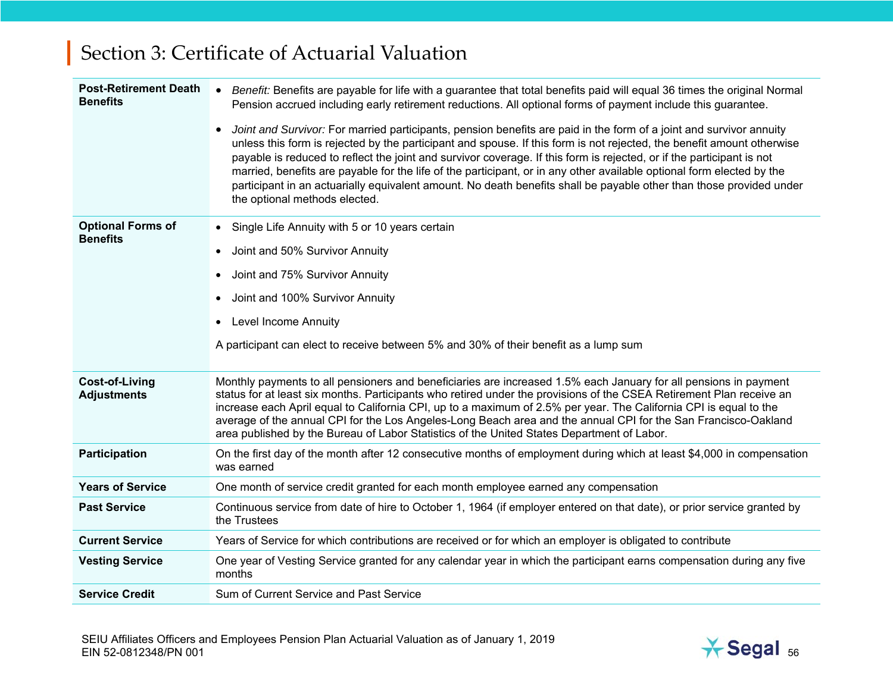## Section 3: Certificate of Actuarial Valuation

| | |
|---|---|
| **Post-Retirement Death Benefits** | • *Benefit:* Benefits are payable for life with a guarantee that total benefits paid will equal 36 times the original Normal Pension accrued including early retirement reductions. All optional forms of payment include this guarantee.<br><br>• *Joint and Survivor:* For married participants, pension benefits are paid in the form of a joint and survivor annuity unless this form is rejected by the participant and spouse. If this form is not rejected, the benefit amount otherwise payable is reduced to reflect the joint and survivor coverage. If this form is rejected, or if the participant is not married, benefits are payable for the life of the participant, or in any other available optional form elected by the participant in an actuarially equivalent amount. No death benefits shall be payable other than those provided under the optional methods elected. |
| **Optional Forms of Benefits** | • Single Life Annuity with 5 or 10 years certain<br>• Joint and 50% Survivor Annuity<br>• Joint and 75% Survivor Annuity<br>• Joint and 100% Survivor Annuity<br>• Level Income Annuity<br><br>A participant can elect to receive between 5% and 30% of their benefit as a lump sum |
| **Cost-of-Living Adjustments** | Monthly payments to all pensioners and beneficiaries are increased 1.5% each January for all pensions in payment status for at least six months. Participants who retired under the provisions of the CSEA Retirement Plan receive an increase each April equal to California CPI, up to a maximum of 2.5% per year. The California CPI is equal to the average of the annual CPI for the Los Angeles-Long Beach area and the annual CPI for the San Francisco-Oakland area published by the Bureau of Labor Statistics of the United States Department of Labor. |
| **Participation** | On the first day of the month after 12 consecutive months of employment during which at least $4,000 in compensation was earned |
| **Years of Service** | One month of service credit granted for each month employee earned any compensation |
| **Past Service** | Continuous service from date of hire to October 1, 1964 (if employer entered on that date), or prior service granted by the Trustees |
| **Current Service** | Years of Service for which contributions are received or for which an employer is obligated to contribute |
| **Vesting Service** | One year of Vesting Service granted for any calendar year in which the participant earns compensation during any five months |
| **Service Credit** | Sum of Current Service and Past Service |

SEIU Affiliates Officers and Employees Pension Plan Actuarial Valuation as of January 1, 2019
EIN 52-0812348/PN 001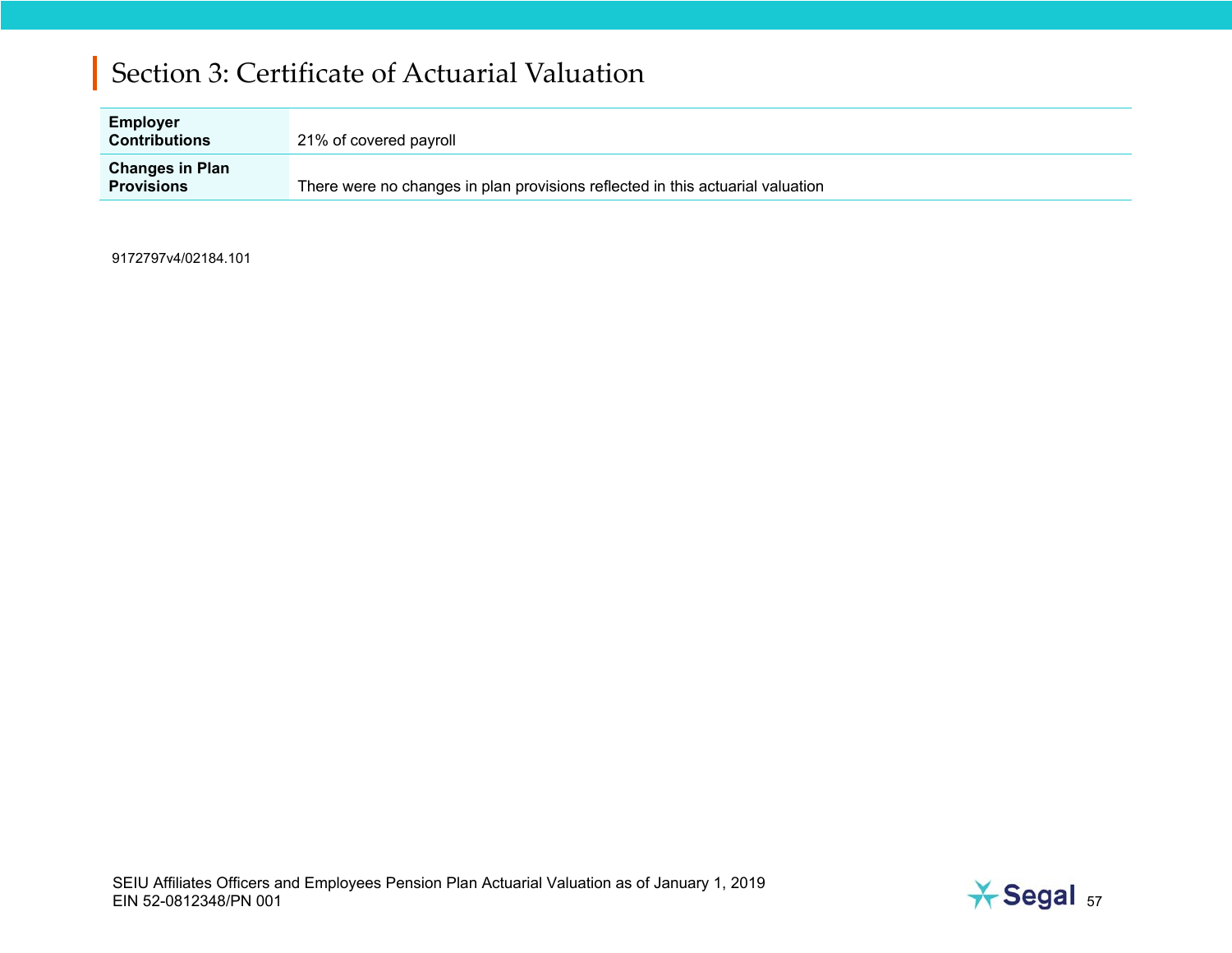## Section 3: Certificate of Actuarial Valuation

| | |
|---|---|
| **Employer Contributions** | 21% of covered payroll |
| **Changes in Plan Provisions** | There were no changes in plan provisions reflected in this actuarial valuation |

9172797v4/02184.101